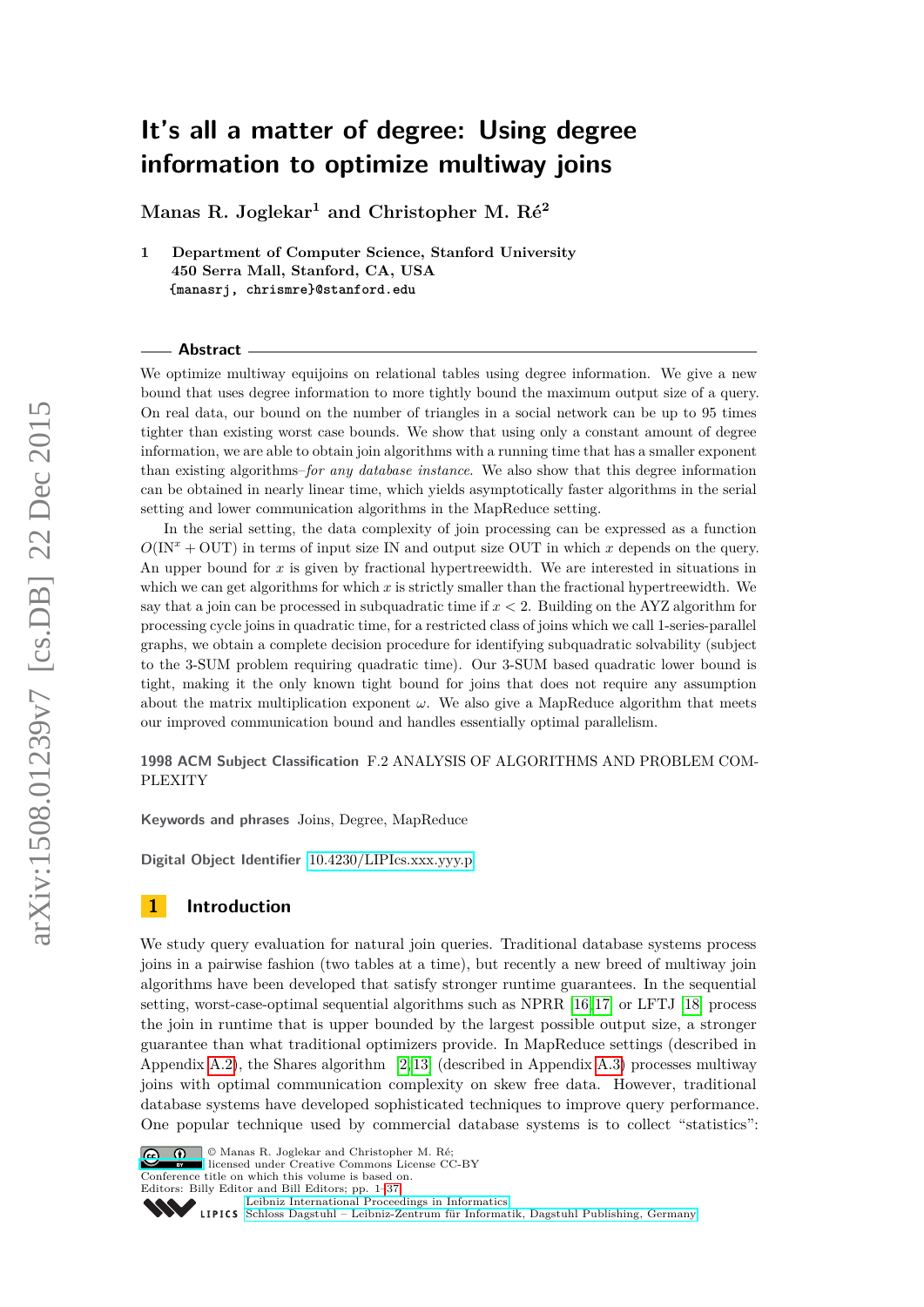# It's all a matter of degree: Using degree information to optimize multiway joins

**Manas R. Joglekar[1] and Christopher M. Ré[2]**

1 **Department of Computer Science, Stanford University**
**450 Serra Mall, Stanford, CA, USA**
**{manasrj, chrismre}@stanford.edu**

## Abstract

We optimize multiway equijoins on relational tables using degree information. We give a new bound that uses degree information to more tightly bound the maximum output size of a query. On real data, our bound on the number of triangles in a social network can be up to 95 times tighter than existing worst case bounds. We show that using only a constant amount of degree information, we are able to obtain join algorithms with a running time that has a smaller exponent than existing algorithms–*for any database instance*. We also show that this degree information can be obtained in nearly linear time, which yields asymptotically faster algorithms in the serial setting and lower communication algorithms in the MapReduce setting.

In the serial setting, the data complexity of join processing can be expressed as a function $O(\text{IN}^x + \text{OUT})$ in terms of input size IN and output size OUT in which $x$ depends on the query. An upper bound for $x$ is given by fractional hypertreewidth. We are interested in situations in which we can get algorithms for which $x$ is strictly smaller than the fractional hypertreewidth. We say that a join can be processed in subquadratic time if $x < 2$. Building on the AYZ algorithm for processing cycle joins in quadratic time, for a restricted class of joins which we call 1-series-parallel graphs, we obtain a complete decision procedure for identifying subquadratic solvability (subject to the 3-SUM problem requiring quadratic time). Our 3-SUM based quadratic lower bound is tight, making it the only known tight bound for joins that does not require any assumption about the matrix multiplication exponent $\omega$. We also give a MapReduce algorithm that meets our improved communication bound and handles essentially optimal parallelism.

**1998 ACM Subject Classification** F.2 ANALYSIS OF ALGORITHMS AND PROBLEM COMPLEXITY

**Keywords and phrases** Joins, Degree, MapReduce

**Digital Object Identifier** 10.4230/LIPIcs.xxx.yyy.p

## 1 Introduction

We study query evaluation for natural join queries. Traditional database systems process joins in a pairwise fashion (two tables at a time), but recently a new breed of multiway join algorithms have been developed that satisfy stronger runtime guarantees. In the sequential setting, worst-case-optimal sequential algorithms such as NPRR [16,17] or LFTJ [18] process the join in runtime that is upper bounded by the largest possible output size, a stronger guarantee than what traditional optimizers provide. In MapReduce settings (described in Appendix A.2), the Shares algorithm [2,13] (described in Appendix A.3) processes multiway joins with optimal communication complexity on skew free data. However, traditional database systems have developed sophisticated techniques to improve query performance. One popular technique used by commercial database systems is to collect "statistics":

© Manas R. Joglekar and Christopher M. Ré;
licensed under Creative Commons License CC-BY
Conference title on which this volume is based on.
Editors: Billy Editor and Bill Editors; pp. 1–37
Leibniz International Proceedings in Informatics
Schloss Dagstuhl – Leibniz-Zentrum für Informatik, Dagstuhl Publishing, Germany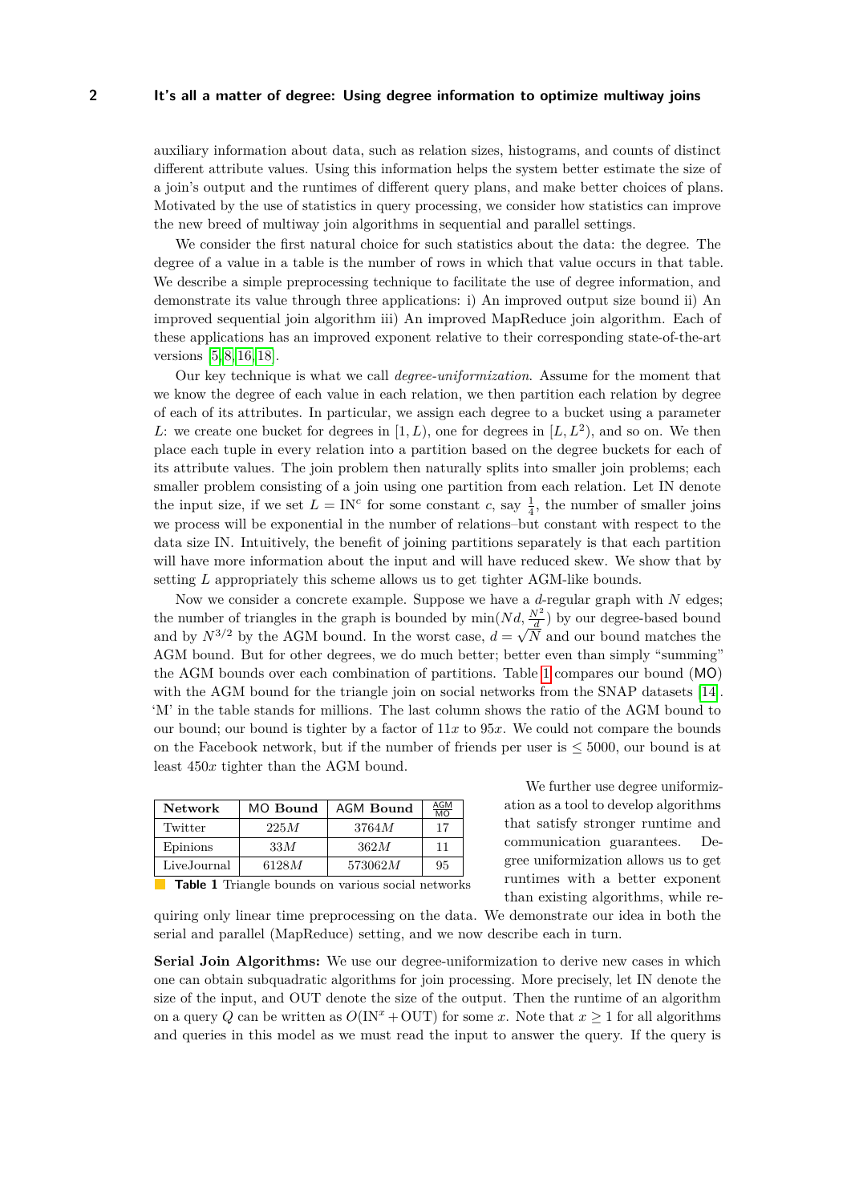auxiliary information about data, such as relation sizes, histograms, and counts of distinct different attribute values. Using this information helps the system better estimate the size of a join's output and the runtimes of different query plans, and make better choices of plans. Motivated by the use of statistics in query processing, we consider how statistics can improve the new breed of multiway join algorithms in sequential and parallel settings.

We consider the first natural choice for such statistics about the data: the degree. The degree of a value in a table is the number of rows in which that value occurs in that table. We describe a simple preprocessing technique to facilitate the use of degree information, and demonstrate its value through three applications: i) An improved output size bound ii) An improved sequential join algorithm iii) An improved MapReduce join algorithm. Each of these applications has an improved exponent relative to their corresponding state-of-the-art versions [5, 8, 16, 18].

Our key technique is what we call *degree-uniformization*. Assume for the moment that we know the degree of each value in each relation, we then partition each relation by degree of each of its attributes. In particular, we assign each degree to a bucket using a parameter $L$: we create one bucket for degrees in $[1, L)$, one for degrees in $[L, L^2)$, and so on. We then place each tuple in every relation into a partition based on the degree buckets for each of its attribute values. The join problem then naturally splits into smaller join problems; each smaller problem consisting of a join using one partition from each relation. Let IN denote the input size, if we set $L = \text{IN}^c$ for some constant $c$, say $\frac{1}{4}$, the number of smaller joins we process will be exponential in the number of relations–but constant with respect to the data size IN. Intuitively, the benefit of joining partitions separately is that each partition will have more information about the input and will have reduced skew. We show that by setting $L$ appropriately this scheme allows us to get tighter AGM-like bounds.

Now we consider a concrete example. Suppose we have a $d$-regular graph with $N$ edges; the number of triangles in the graph is bounded by $\min(Nd, \frac{N^2}{d})$ by our degree-based bound and by $N^{3/2}$ by the AGM bound. In the worst case, $d = \sqrt{N}$ and our bound matches the AGM bound. But for other degrees, we do much better; better even than simply "summing" the AGM bounds over each combination of partitions. Table 1 compares our bound (MO) with the AGM bound for the triangle join on social networks from the SNAP datasets [14]. 'M' in the table stands for millions. The last column shows the ratio of the AGM bound to our bound; our bound is tighter by a factor of $11x$ to $95x$. We could not compare the bounds on the Facebook network, but if the number of friends per user is $\leq 5000$, our bound is at least $450x$ tighter than the AGM bound.

| Network | MO Bound | AGM Bound | $\frac{\text{AGM}}{\text{MO}}$ |
|---|---|---|---|
| Twitter | $225M$ | $3764M$ | 17 |
| Epinions | $33M$ | $362M$ | 11 |
| LiveJournal | $6128M$ | $573062M$ | 95 |

**Table 1** Triangle bounds on various social networks

We further use degree uniformization as a tool to develop algorithms that satisfy stronger runtime and communication guarantees. Degree uniformization allows us to get runtimes with a better exponent than existing algorithms, while requiring only linear time preprocessing on the data. We demonstrate our idea in both the serial and parallel (MapReduce) setting, and we now describe each in turn.

**Serial Join Algorithms:** We use our degree-uniformization to derive new cases in which one can obtain subquadratic algorithms for join processing. More precisely, let IN denote the size of the input, and OUT denote the size of the output. Then the runtime of an algorithm on a query $Q$ can be written as $O(\text{IN}^x + \text{OUT})$ for some $x$. Note that $x \geq 1$ for all algorithms and queries in this model as we must read the input to answer the query. If the query is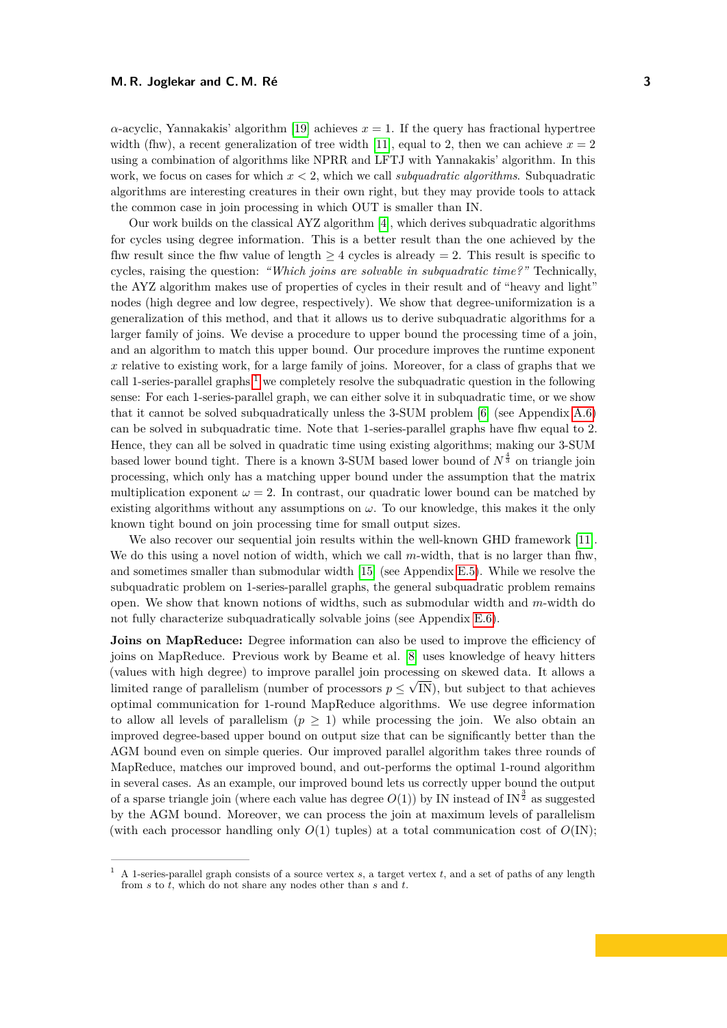$\alpha$-acyclic, Yannakakis' algorithm [19] achieves $x = 1$. If the query has fractional hypertree width (fhw), a recent generalization of tree width [11], equal to 2, then we can achieve $x = 2$ using a combination of algorithms like NPRR and LFTJ with Yannakakis' algorithm. In this work, we focus on cases for which $x < 2$, which we call *subquadratic algorithms*. Subquadratic algorithms are interesting creatures in their own right, but they may provide tools to attack the common case in join processing in which OUT is smaller than IN.

Our work builds on the classical AYZ algorithm [4], which derives subquadratic algorithms for cycles using degree information. This is a better result than the one achieved by the fhw result since the fhw value of length $\geq 4$ cycles is already $= 2$. This result is specific to cycles, raising the question: *"Which joins are solvable in subquadratic time?"* Technically, the AYZ algorithm makes use of properties of cycles in their result and of "heavy and light" nodes (high degree and low degree, respectively). We show that degree-uniformization is a generalization of this method, and that it allows us to derive subquadratic algorithms for a larger family of joins. We devise a procedure to upper bound the processing time of a join, and an algorithm to match this upper bound. Our procedure improves the runtime exponent $x$ relative to existing work, for a large family of joins. Moreover, for a class of graphs that we call 1-series-parallel graphs [1] we completely resolve the subquadratic question in the following sense: For each 1-series-parallel graph, we can either solve it in subquadratic time, or we show that it cannot be solved subquadratically unless the 3-SUM problem [6] (see Appendix A.6) can be solved in subquadratic time. Note that 1-series-parallel graphs have fhw equal to 2. Hence, they can all be solved in quadratic time using existing algorithms; making our 3-SUM based lower bound tight. There is a known 3-SUM based lower bound of $N^{\frac{4}{3}}$ on triangle join processing, which only has a matching upper bound under the assumption that the matrix multiplication exponent $\omega = 2$. In contrast, our quadratic lower bound can be matched by existing algorithms without any assumptions on $\omega$. To our knowledge, this makes it the only known tight bound on join processing time for small output sizes.

We also recover our sequential join results within the well-known GHD framework [11]. We do this using a novel notion of width, which we call $m$-width, that is no larger than fhw, and sometimes smaller than submodular width [15] (see Appendix E.5). While we resolve the subquadratic problem on 1-series-parallel graphs, the general subquadratic problem remains open. We show that known notions of widths, such as submodular width and $m$-width do not fully characterize subquadratically solvable joins (see Appendix E.6).

**Joins on MapReduce:** Degree information can also be used to improve the efficiency of joins on MapReduce. Previous work by Beame et al. [8] uses knowledge of heavy hitters (values with high degree) to improve parallel join processing on skewed data. It allows a limited range of parallelism (number of processors $p \leq \sqrt{\text{IN}}$), but subject to that achieves optimal communication for 1-round MapReduce algorithms. We use degree information to allow all levels of parallelism ($p \geq 1$) while processing the join. We also obtain an improved degree-based upper bound on output size that can be significantly better than the AGM bound even on simple queries. Our improved parallel algorithm takes three rounds of MapReduce, matches our improved bound, and out-performs the optimal 1-round algorithm in several cases. As an example, our improved bound lets us correctly upper bound the output of a sparse triangle join (where each value has degree $O(1)$) by IN instead of $\text{IN}^{\frac{3}{2}}$ as suggested by the AGM bound. Moreover, we can process the join at maximum levels of parallelism (with each processor handling only $O(1)$ tuples) at a total communication cost of $O(\text{IN})$;

---

[1] A 1-series-parallel graph consists of a source vertex $s$, a target vertex $t$, and a set of paths of any length from $s$ to $t$, which do not share any nodes other than $s$ and $t$.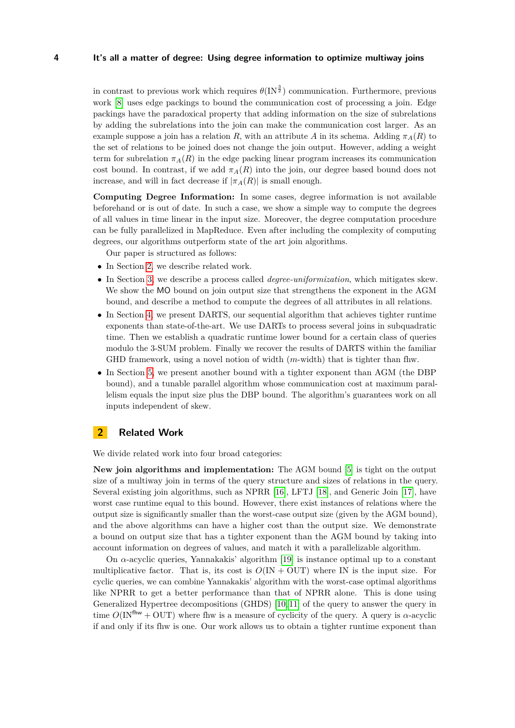in contrast to previous work which requires $\theta(\mathrm{IN}^{\frac{3}{2}})$ communication. Furthermore, previous work [8] uses edge packings to bound the communication cost of processing a join. Edge packings have the paradoxical property that adding information on the size of subrelations by adding the subrelations into the join can make the communication cost larger. As an example suppose a join has a relation $R$, with an attribute $A$ in its schema. Adding $\pi_A(R)$ to the set of relations to be joined does not change the join output. However, adding a weight term for subrelation $\pi_A(R)$ in the edge packing linear program increases its communication cost bound. In contrast, if we add $\pi_A(R)$ into the join, our degree based bound does not increase, and will in fact decrease if $|\pi_A(R)|$ is small enough.

**Computing Degree Information:** In some cases, degree information is not available beforehand or is out of date. In such a case, we show a simple way to compute the degrees of all values in time linear in the input size. Moreover, the degree computation procedure can be fully parallelized in MapReduce. Even after including the complexity of computing degrees, our algorithms outperform state of the art join algorithms.

Our paper is structured as follows:

- In Section 2, we describe related work.
- In Section 3, we describe a process called *degree-uniformization*, which mitigates skew. We show the MO bound on join output size that strengthens the exponent in the AGM bound, and describe a method to compute the degrees of all attributes in all relations.
- In Section 4, we present DARTS, our sequential algorithm that achieves tighter runtime exponents than state-of-the-art. We use DARTs to process several joins in subquadratic time. Then we establish a quadratic runtime lower bound for a certain class of queries modulo the 3-SUM problem. Finally we recover the results of DARTS within the familiar GHD framework, using a novel notion of width ($m$-width) that is tighter than fhw.
- In Section 5, we present another bound with a tighter exponent than AGM (the DBP bound), and a tunable parallel algorithm whose communication cost at maximum parallelism equals the input size plus the DBP bound. The algorithm's guarantees work on all inputs independent of skew.

## 2 Related Work

We divide related work into four broad categories:

**New join algorithms and implementation:** The AGM bound [5] is tight on the output size of a multiway join in terms of the query structure and sizes of relations in the query. Several existing join algorithms, such as NPRR [16], LFTJ [18], and Generic Join [17], have worst case runtime equal to this bound. However, there exist instances of relations where the output size is significantly smaller than the worst-case output size (given by the AGM bound), and the above algorithms can have a higher cost than the output size. We demonstrate a bound on output size that has a tighter exponent than the AGM bound by taking into account information on degrees of values, and match it with a parallelizable algorithm.

On $\alpha$-acyclic queries, Yannakakis' algorithm [19] is instance optimal up to a constant multiplicative factor. That is, its cost is $O(\mathrm{IN} + \mathrm{OUT})$ where IN is the input size. For cyclic queries, we can combine Yannakakis' algorithm with the worst-case optimal algorithms like NPRR to get a better performance than that of NPRR alone. This is done using Generalized Hypertree decompositions (GHDS) [10, 11] of the query to answer the query in time $O(\mathrm{IN}^{\mathsf{fhw}} + \mathrm{OUT})$ where fhw is a measure of cyclicity of the query. A query is $\alpha$-acyclic if and only if its fhw is one. Our work allows us to obtain a tighter runtime exponent than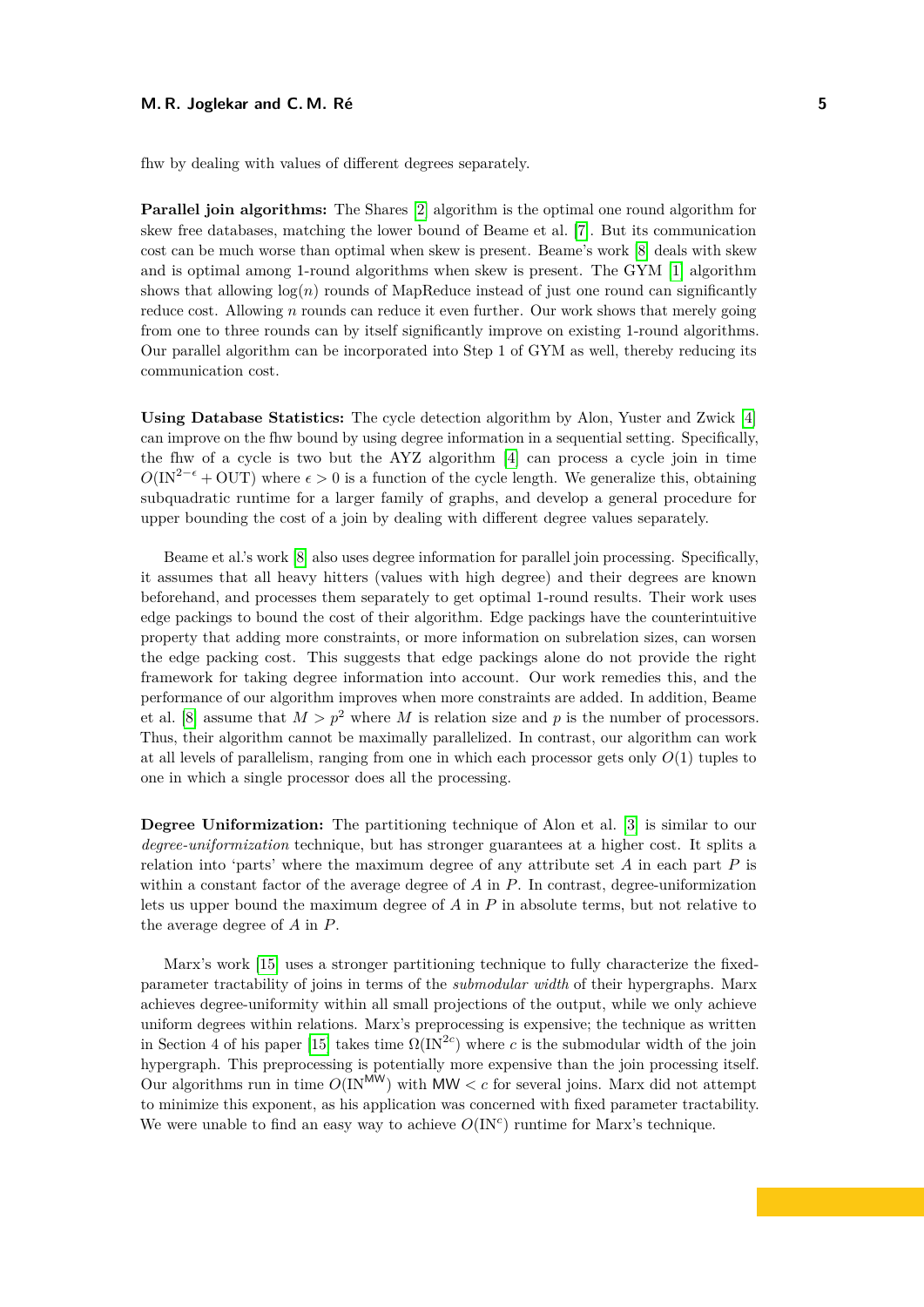fhw by dealing with values of different degrees separately.

**Parallel join algorithms:** The Shares [2] algorithm is the optimal one round algorithm for skew free databases, matching the lower bound of Beame et al. [7]. But its communication cost can be much worse than optimal when skew is present. Beame's work [8] deals with skew and is optimal among 1-round algorithms when skew is present. The GYM [1] algorithm shows that allowing $\log(n)$ rounds of MapReduce instead of just one round can significantly reduce cost. Allowing $n$ rounds can reduce it even further. Our work shows that merely going from one to three rounds can by itself significantly improve on existing 1-round algorithms. Our parallel algorithm can be incorporated into Step 1 of GYM as well, thereby reducing its communication cost.

**Using Database Statistics:** The cycle detection algorithm by Alon, Yuster and Zwick [4] can improve on the fhw bound by using degree information in a sequential setting. Specifically, the fhw of a cycle is two but the AYZ algorithm [4] can process a cycle join in time $O(\text{IN}^{2-\epsilon} + \text{OUT})$ where $\epsilon > 0$ is a function of the cycle length. We generalize this, obtaining subquadratic runtime for a larger family of graphs, and develop a general procedure for upper bounding the cost of a join by dealing with different degree values separately.

Beame et al.'s work [8] also uses degree information for parallel join processing. Specifically, it assumes that all heavy hitters (values with high degree) and their degrees are known beforehand, and processes them separately to get optimal 1-round results. Their work uses edge packings to bound the cost of their algorithm. Edge packings have the counterintuitive property that adding more constraints, or more information on subrelation sizes, can worsen the edge packing cost. This suggests that edge packings alone do not provide the right framework for taking degree information into account. Our work remedies this, and the performance of our algorithm improves when more constraints are added. In addition, Beame et al. [8] assume that $M > p^2$ where $M$ is relation size and $p$ is the number of processors. Thus, their algorithm cannot be maximally parallelized. In contrast, our algorithm can work at all levels of parallelism, ranging from one in which each processor gets only $O(1)$ tuples to one in which a single processor does all the processing.

**Degree Uniformization:** The partitioning technique of Alon et al. [3] is similar to our *degree-uniformization* technique, but has stronger guarantees at a higher cost. It splits a relation into 'parts' where the maximum degree of any attribute set $A$ in each part $P$ is within a constant factor of the average degree of $A$ in $P$. In contrast, degree-uniformization lets us upper bound the maximum degree of $A$ in $P$ in absolute terms, but not relative to the average degree of $A$ in $P$.

Marx's work [15] uses a stronger partitioning technique to fully characterize the fixed-parameter tractability of joins in terms of the *submodular width* of their hypergraphs. Marx achieves degree-uniformity within all small projections of the output, while we only achieve uniform degrees within relations. Marx's preprocessing is expensive; the technique as written in Section 4 of his paper [15] takes time $\Omega(\text{IN}^{2c})$ where $c$ is the submodular width of the join hypergraph. This preprocessing is potentially more expensive than the join processing itself. Our algorithms run in time $O(\text{IN}^{\mathsf{MW}})$ with $\mathsf{MW} < c$ for several joins. Marx did not attempt to minimize this exponent, as his application was concerned with fixed parameter tractability. We were unable to find an easy way to achieve $O(\text{IN}^c)$ runtime for Marx's technique.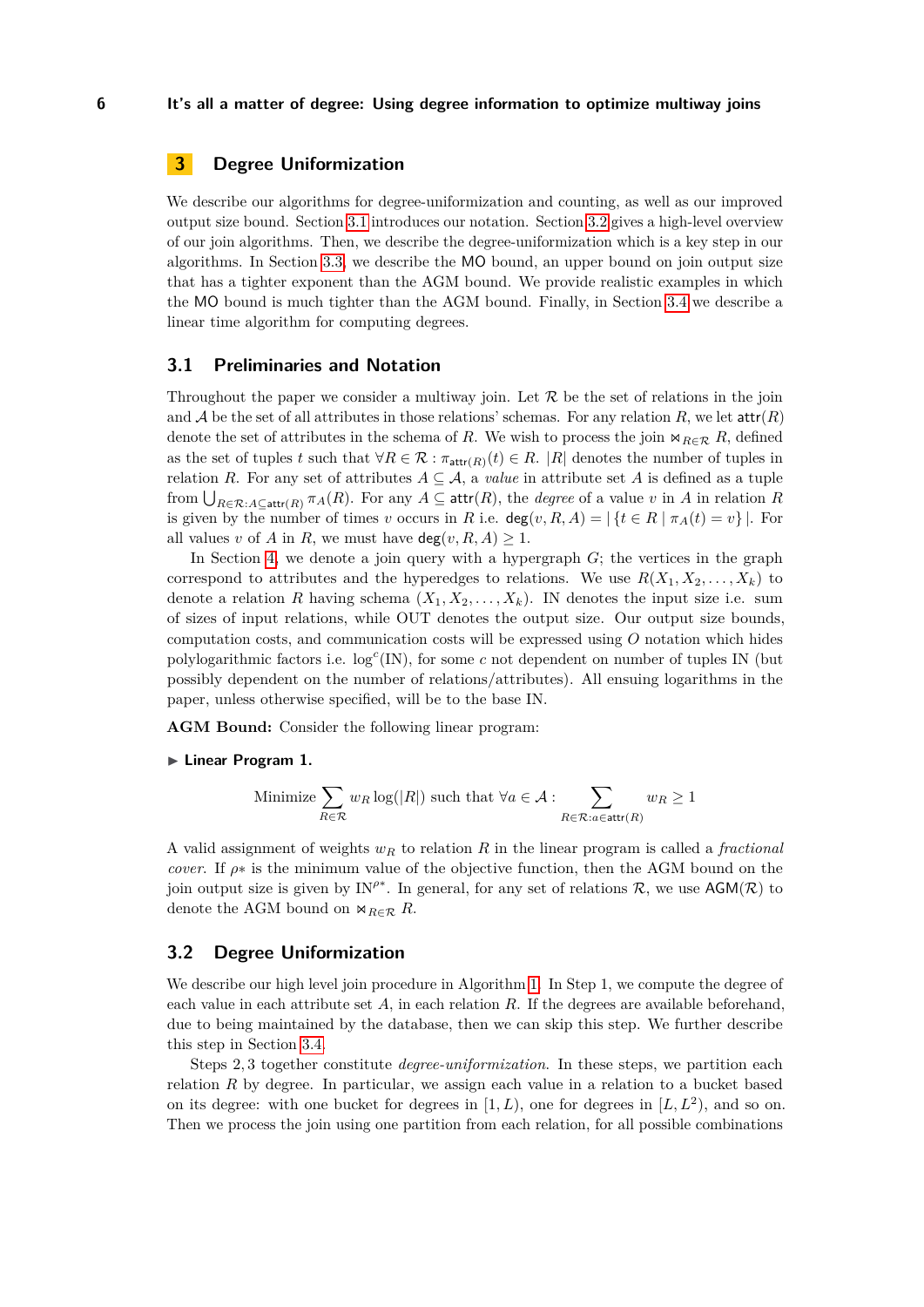## 3 Degree Uniformization

We describe our algorithms for degree-uniformization and counting, as well as our improved output size bound. Section 3.1 introduces our notation. Section 3.2 gives a high-level overview of our join algorithms. Then, we describe the degree-uniformization which is a key step in our algorithms. In Section 3.3, we describe the MO bound, an upper bound on join output size that has a tighter exponent than the AGM bound. We provide realistic examples in which the MO bound is much tighter than the AGM bound. Finally, in Section 3.4 we describe a linear time algorithm for computing degrees.

### 3.1 Preliminaries and Notation

Throughout the paper we consider a multiway join. Let $\mathcal{R}$ be the set of relations in the join and $\mathcal{A}$ be the set of all attributes in those relations' schemas. For any relation $R$, we let $\mathsf{attr}(R)$ denote the set of attributes in the schema of $R$. We wish to process the join $\Join_{R\in\mathcal{R}} R$, defined as the set of tuples $t$ such that $\forall R \in \mathcal{R} : \pi_{\mathsf{attr}(R)}(t) \in R$. $|R|$ denotes the number of tuples in relation $R$. For any set of attributes $A \subseteq \mathcal{A}$, a *value* in attribute set $A$ is defined as a tuple from $\bigcup_{R\in\mathcal{R}:A\subseteq\mathsf{attr}(R)} \pi_A(R)$. For any $A \subseteq \mathsf{attr}(R)$, the *degree* of a value $v$ in $A$ in relation $R$ is given by the number of times $v$ occurs in $R$ i.e. $\mathsf{deg}(v, R, A) = |\{t \in R \mid \pi_A(t) = v\}|$. For all values $v$ of $A$ in $R$, we must have $\mathsf{deg}(v, R, A) \geq 1$.

In Section 4, we denote a join query with a hypergraph $G$; the vertices in the graph correspond to attributes and the hyperedges to relations. We use $R(X_1, X_2, \ldots, X_k)$ to denote a relation $R$ having schema $(X_1, X_2, \ldots, X_k)$. IN denotes the input size i.e. sum of sizes of input relations, while OUT denotes the output size. Our output size bounds, computation costs, and communication costs will be expressed using $O$ notation which hides polylogarithmic factors i.e. $\log^c(\text{IN})$, for some $c$ not dependent on number of tuples IN (but possibly dependent on the number of relations/attributes). All ensuing logarithms in the paper, unless otherwise specified, will be to the base IN.

**AGM Bound:** Consider the following linear program:

▶ **Linear Program 1.**

$$\text{Minimize} \sum_{R\in\mathcal{R}} w_R \log(|R|) \text{ such that } \forall a \in \mathcal{A} : \sum_{R\in\mathcal{R}:a\in\mathsf{attr}(R)} w_R \geq 1$$

A valid assignment of weights $w_R$ to relation $R$ in the linear program is called a *fractional cover*. If $\rho*$ is the minimum value of the objective function, then the AGM bound on the join output size is given by $\text{IN}^{\rho*}$. In general, for any set of relations $\mathcal{R}$, we use $\mathsf{AGM}(\mathcal{R})$ to denote the AGM bound on $\Join_{R\in\mathcal{R}} R$.

### 3.2 Degree Uniformization

We describe our high level join procedure in Algorithm 1. In Step 1, we compute the degree of each value in each attribute set $A$, in each relation $R$. If the degrees are available beforehand, due to being maintained by the database, then we can skip this step. We further describe this step in Section 3.4.

Steps 2, 3 together constitute *degree-uniformization*. In these steps, we partition each relation $R$ by degree. In particular, we assign each value in a relation to a bucket based on its degree: with one bucket for degrees in $[1, L)$, one for degrees in $[L, L^2)$, and so on. Then we process the join using one partition from each relation, for all possible combinations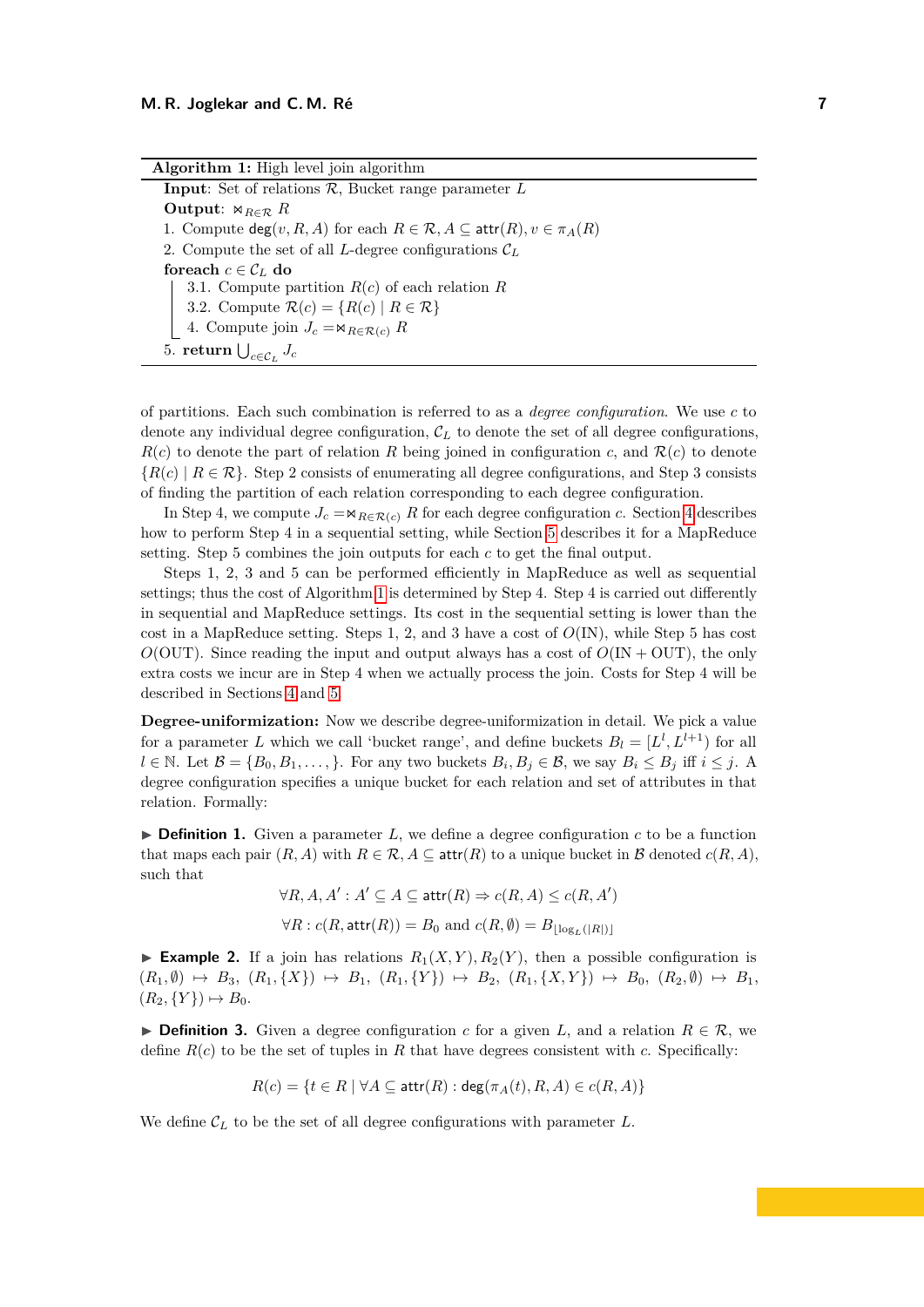**Algorithm 1:** High level join algorithm

**Input**: Set of relations $\mathcal{R}$, Bucket range parameter $L$
**Output**: $\Join_{R \in \mathcal{R}} R$

1. Compute $\mathsf{deg}(v, R, A)$ for each $R \in \mathcal{R}, A \subseteq \mathsf{attr}(R), v \in \pi_A(R)$
2. Compute the set of all $L$-degree configurations $\mathcal{C}_L$

**foreach** $c \in \mathcal{C}_L$ **do**

  3.1. Compute partition $R(c)$ of each relation $R$
  3.2. Compute $\mathcal{R}(c) = \{R(c) \mid R \in \mathcal{R}\}$
  4. Compute join $J_c = \Join_{R \in \mathcal{R}(c)} R$

5. **return** $\bigcup_{c \in \mathcal{C}_L} J_c$

of partitions. Each such combination is referred to as a *degree configuration*. We use $c$ to denote any individual degree configuration, $\mathcal{C}_L$ to denote the set of all degree configurations, $R(c)$ to denote the part of relation $R$ being joined in configuration $c$, and $\mathcal{R}(c)$ to denote $\{R(c) \mid R \in \mathcal{R}\}$. Step 2 consists of enumerating all degree configurations, and Step 3 consists of finding the partition of each relation corresponding to each degree configuration.

In Step 4, we compute $J_c = \Join_{R \in \mathcal{R}(c)} R$ for each degree configuration $c$. Section 4 describes how to perform Step 4 in a sequential setting, while Section 5 describes it for a MapReduce setting. Step 5 combines the join outputs for each $c$ to get the final output.

Steps 1, 2, 3 and 5 can be performed efficiently in MapReduce as well as sequential settings; thus the cost of Algorithm 1 is determined by Step 4. Step 4 is carried out differently in sequential and MapReduce settings. Its cost in the sequential setting is lower than the cost in a MapReduce setting. Steps 1, 2, and 3 have a cost of $O(\mathrm{IN})$, while Step 5 has cost $O(\mathrm{OUT})$. Since reading the input and output always has a cost of $O(\mathrm{IN} + \mathrm{OUT})$, the only extra costs we incur are in Step 4 when we actually process the join. Costs for Step 4 will be described in Sections 4 and 5.

**Degree-uniformization:** Now we describe degree-uniformization in detail. We pick a value for a parameter $L$ which we call 'bucket range', and define buckets $B_l = [L^l, L^{l+1})$ for all $l \in \mathbb{N}$. Let $\mathcal{B} = \{B_0, B_1, \ldots, \}$. For any two buckets $B_i, B_j \in \mathcal{B}$, we say $B_i \leq B_j$ iff $i \leq j$. A degree configuration specifies a unique bucket for each relation and set of attributes in that relation. Formally:

▶ **Definition 1.** Given a parameter $L$, we define a degree configuration $c$ to be a function that maps each pair $(R, A)$ with $R \in \mathcal{R}, A \subseteq \mathsf{attr}(R)$ to a unique bucket in $\mathcal{B}$ denoted $c(R, A)$, such that

$$\forall R, A, A' : A' \subseteq A \subseteq \mathsf{attr}(R) \Rightarrow c(R, A) \leq c(R, A')$$

$$\forall R : c(R, \mathsf{attr}(R)) = B_0 \text{ and } c(R, \emptyset) = B_{\lfloor \log_L(|R|) \rfloor}$$

▶ **Example 2.** If a join has relations $R_1(X, Y), R_2(Y)$, then a possible configuration is $(R_1, \emptyset) \mapsto B_3$, $(R_1, \{X\}) \mapsto B_1$, $(R_1, \{Y\}) \mapsto B_2$, $(R_1, \{X, Y\}) \mapsto B_0$, $(R_2, \emptyset) \mapsto B_1$, $(R_2, \{Y\}) \mapsto B_0$.

▶ **Definition 3.** Given a degree configuration $c$ for a given $L$, and a relation $R \in \mathcal{R}$, we define $R(c)$ to be the set of tuples in $R$ that have degrees consistent with $c$. Specifically:

$$R(c) = \{t \in R \mid \forall A \subseteq \mathsf{attr}(R) : \mathsf{deg}(\pi_A(t), R, A) \in c(R, A)\}$$

We define $\mathcal{C}_L$ to be the set of all degree configurations with parameter $L$.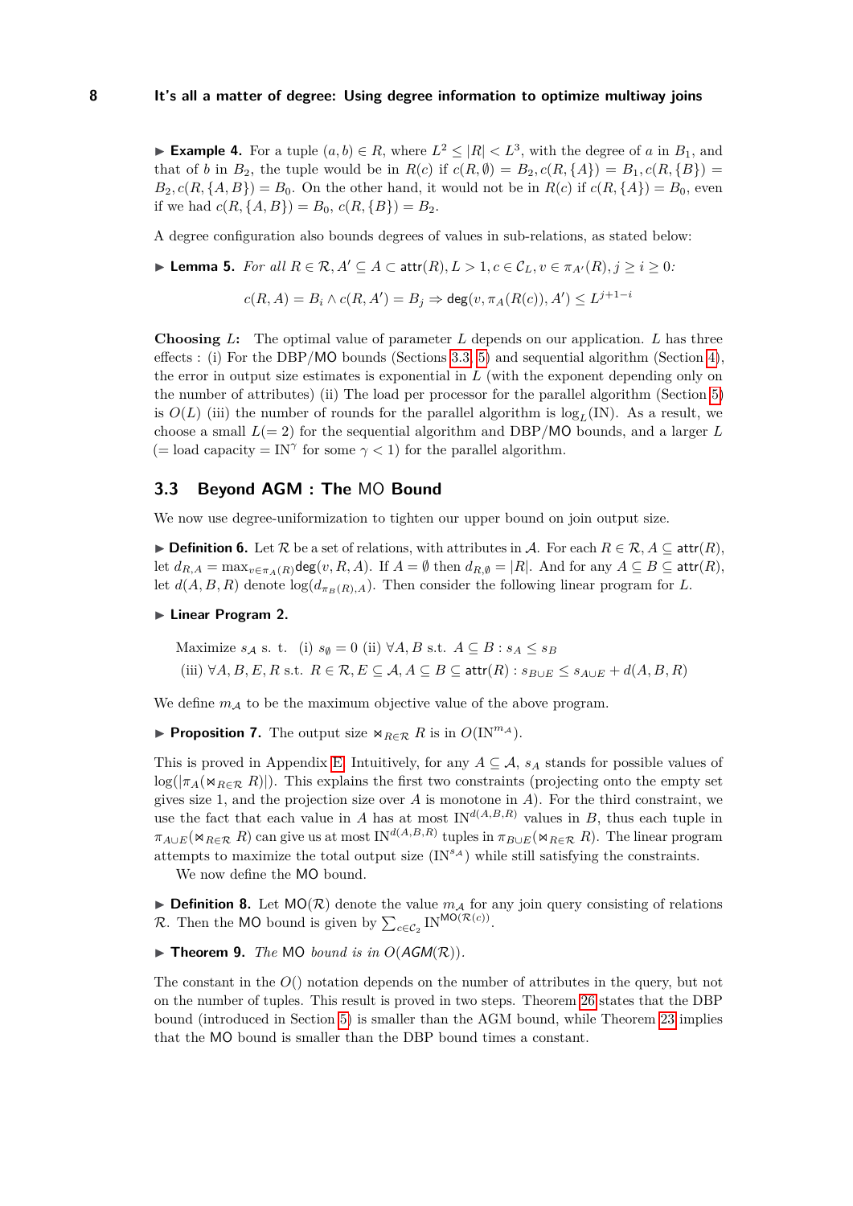▶ **Example 4.** For a tuple $(a, b) \in R$, where $L^2 \leq |R| < L^3$, with the degree of $a$ in $B_1$, and that of $b$ in $B_2$, the tuple would be in $R(c)$ if $c(R, \emptyset) = B_2, c(R, \{A\}) = B_1, c(R, \{B\}) = B_2, c(R, \{A, B\}) = B_0$. On the other hand, it would not be in $R(c)$ if $c(R, \{A\}) = B_0$, even if we had $c(R, \{A, B\}) = B_0$, $c(R, \{B\}) = B_2$.

A degree configuration also bounds degrees of values in sub-relations, as stated below:

▶ **Lemma 5.** *For all $R \in \mathcal{R}, A' \subseteq A \subset \mathsf{attr}(R), L > 1, c \in \mathcal{C}_L, v \in \pi_{A'}(R), j \geq i \geq 0$:*

$$c(R, A) = B_i \wedge c(R, A') = B_j \Rightarrow \mathsf{deg}(v, \pi_A(R(c)), A') \leq L^{j+1-i}$$

**Choosing $L$:** The optimal value of parameter $L$ depends on our application. $L$ has three effects : (i) For the DBP/MO bounds (Sections 3.3, 5) and sequential algorithm (Section 4), the error in output size estimates is exponential in $L$ (with the exponent depending only on the number of attributes) (ii) The load per processor for the parallel algorithm (Section 5) is $O(L)$ (iii) the number of rounds for the parallel algorithm is $\log_L(\mathrm{IN})$. As a result, we choose a small $L(= 2)$ for the sequential algorithm and DBP/MO bounds, and a larger $L$ ($=$ load capacity $= \mathrm{IN}^\gamma$ for some $\gamma < 1$) for the parallel algorithm.

### 3.3 Beyond AGM : The MO Bound

We now use degree-uniformization to tighten our upper bound on join output size.

▶ **Definition 6.** Let $\mathcal{R}$ be a set of relations, with attributes in $\mathcal{A}$. For each $R \in \mathcal{R}$, $A \subseteq \mathsf{attr}(R)$, let $d_{R,A} = \max_{v \in \pi_A(R)} \mathsf{deg}(v, R, A)$. If $A = \emptyset$ then $d_{R,\emptyset} = |R|$. And for any $A \subseteq B \subseteq \mathsf{attr}(R)$, let $d(A, B, R)$ denote $\log(d_{\pi_B(R), A})$. Then consider the following linear program for $L$.

▶ **Linear Program 2.**

$$\text{Maximize } s_{\mathcal{A}} \text{ s. t. } \text{(i) } s_\emptyset = 0 \text{ (ii) } \forall A, B \text{ s.t. } A \subseteq B : s_A \leq s_B$$
$$\text{(iii) } \forall A, B, E, R \text{ s.t. } R \in \mathcal{R}, E \subseteq \mathcal{A}, A \subseteq B \subseteq \mathsf{attr}(R) : s_{B \cup E} \leq s_{A \cup E} + d(A, B, R)$$

We define $m_{\mathcal{A}}$ to be the maximum objective value of the above program.

▶ **Proposition 7.** The output size $\Join_{R \in \mathcal{R}} R$ is in $O(\mathrm{IN}^{m_{\mathcal{A}}})$.

This is proved in Appendix E. Intuitively, for any $A \subseteq \mathcal{A}$, $s_A$ stands for possible values of $\log(|\pi_A(\Join_{R \in \mathcal{R}} R)|)$. This explains the first two constraints (projecting onto the empty set gives size 1, and the projection size over $A$ is monotone in $A$). For the third constraint, we use the fact that each value in $A$ has at most $\mathrm{IN}^{d(A,B,R)}$ values in $B$, thus each tuple in $\pi_{A \cup E}(\Join_{R \in \mathcal{R}} R)$ can give us at most $\mathrm{IN}^{d(A,B,R)}$ tuples in $\pi_{B \cup E}(\Join_{R \in \mathcal{R}} R)$. The linear program attempts to maximize the total output size ($\mathrm{IN}^{s_{\mathcal{A}}}$) while still satisfying the constraints.

We now define the MO bound.

▶ **Definition 8.** Let $\mathsf{MO}(\mathcal{R})$ denote the value $m_{\mathcal{A}}$ for any join query consisting of relations $\mathcal{R}$. Then the MO bound is given by $\sum_{c \in \mathcal{C}_2} \mathrm{IN}^{\mathsf{MO}(\mathcal{R}(c))}$.

▶ **Theorem 9.** *The* MO *bound is in $O(\mathit{AGM}(\mathcal{R}))$.*

The constant in the $O()$ notation depends on the number of attributes in the query, but not on the number of tuples. This result is proved in two steps. Theorem 26 states that the DBP bound (introduced in Section 5) is smaller than the AGM bound, while Theorem 23 implies that the MO bound is smaller than the DBP bound times a constant.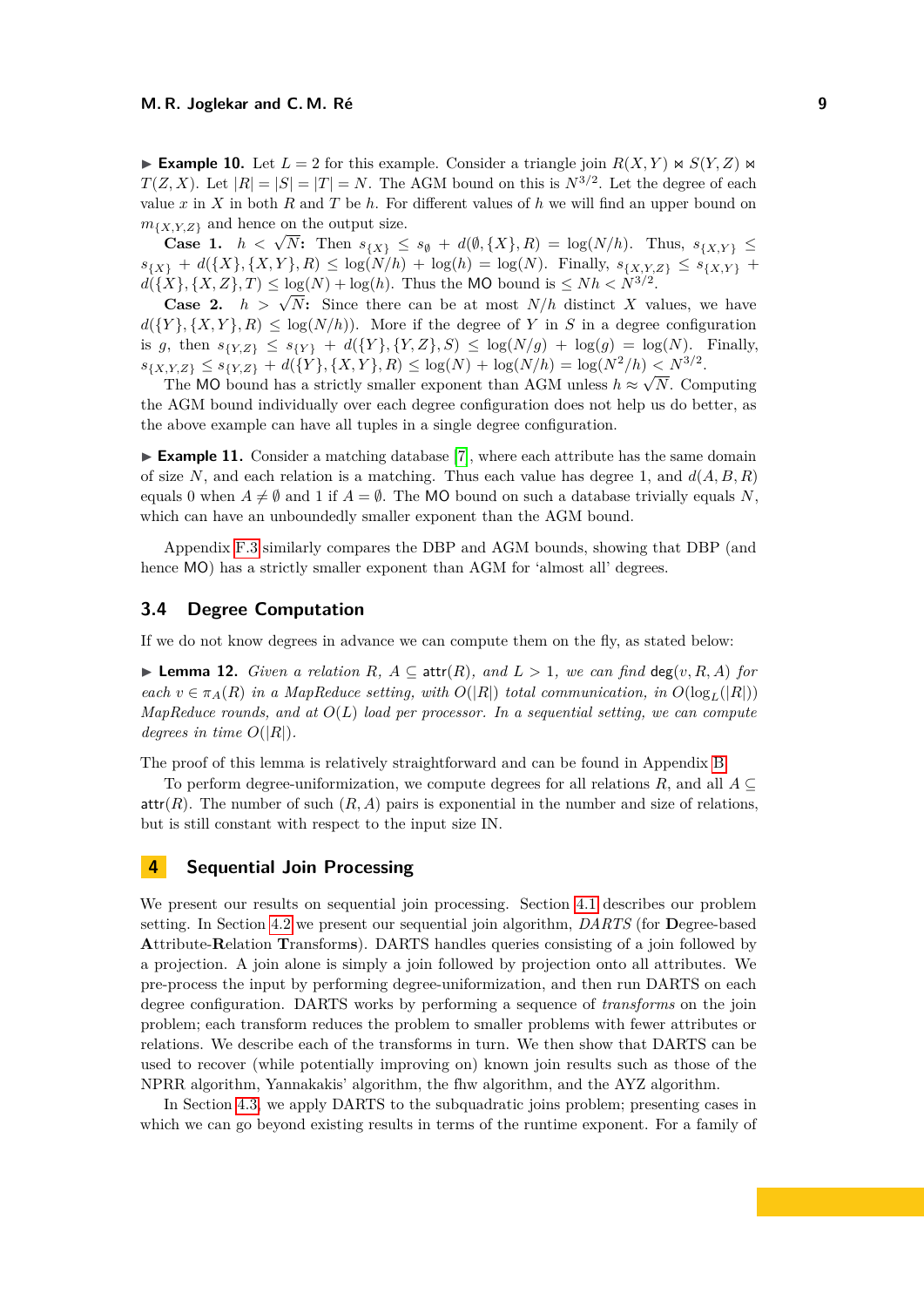▶ **Example 10.** Let $L = 2$ for this example. Consider a triangle join $R(X,Y) \bowtie S(Y,Z) \bowtie T(Z,X)$. Let $|R| = |S| = |T| = N$. The AGM bound on this is $N^{3/2}$. Let the degree of each value $x$ in $X$ in both $R$ and $T$ be $h$. For different values of $h$ we will find an upper bound on $m_{\{X,Y,Z\}}$ and hence on the output size.

**Case 1.** $h < \sqrt{N}$**:** Then $s_{\{X\}} \leq s_{\emptyset} + d(\emptyset, \{X\}, R) = \log(N/h)$. Thus, $s_{\{X,Y\}} \leq s_{\{X\}} + d(\{X\}, \{X,Y\}, R) \leq \log(N/h) + \log(h) = \log(N)$. Finally, $s_{\{X,Y,Z\}} \leq s_{\{X,Y\}} + d(\{X\}, \{X,Z\}, T) \leq \log(N) + \log(h)$. Thus the MO bound is $\leq Nh < N^{3/2}$.

**Case 2.** $h > \sqrt{N}$**:** Since there can be at most $N/h$ distinct $X$ values, we have $d(\{Y\}, \{X,Y\}, R) \leq \log(N/h))$. More if the degree of $Y$ in $S$ in a degree configuration is $g$, then $s_{\{Y,Z\}} \leq s_{\{Y\}} + d(\{Y\}, \{Y,Z\}, S) \leq \log(N/g) + \log(g) = \log(N)$. Finally, $s_{\{X,Y,Z\}} \leq s_{\{Y,Z\}} + d(\{Y\}, \{X,Y\}, R) \leq \log(N) + \log(N/h) = \log(N^2/h) < N^{3/2}$.

The MO bound has a strictly smaller exponent than AGM unless $h \approx \sqrt{N}$. Computing the AGM bound individually over each degree configuration does not help us do better, as the above example can have all tuples in a single degree configuration.

▶ **Example 11.** Consider a matching database [7], where each attribute has the same domain of size $N$, and each relation is a matching. Thus each value has degree 1, and $d(A, B, R)$ equals 0 when $A \neq \emptyset$ and 1 if $A = \emptyset$. The MO bound on such a database trivially equals $N$, which can have an unboundedly smaller exponent than the AGM bound.

Appendix F.3 similarly compares the DBP and AGM bounds, showing that DBP (and hence MO) has a strictly smaller exponent than AGM for 'almost all' degrees.

## 3.4 Degree Computation

If we do not know degrees in advance we can compute them on the fly, as stated below:

▶ **Lemma 12.** *Given a relation $R$, $A \subseteq \mathsf{attr}(R)$, and $L > 1$, we can find $\mathsf{deg}(v, R, A)$ for each $v \in \pi_A(R)$ in a MapReduce setting, with $O(|R|)$ total communication, in $O(\log_L(|R|))$ MapReduce rounds, and at $O(L)$ load per processor. In a sequential setting, we can compute degrees in time $O(|R|)$.*

The proof of this lemma is relatively straightforward and can be found in Appendix B.

To perform degree-uniformization, we compute degrees for all relations $R$, and all $A \subseteq \mathsf{attr}(R)$. The number of such $(R, A)$ pairs is exponential in the number and size of relations, but is still constant with respect to the input size IN.

# 4 Sequential Join Processing

We present our results on sequential join processing. Section 4.1 describes our problem setting. In Section 4.2 we present our sequential join algorithm, *DARTS* (for **D**egree-based **A**ttribute-**R**elation **T**ransform**s**). DARTS handles queries consisting of a join followed by a projection. A join alone is simply a join followed by projection onto all attributes. We pre-process the input by performing degree-uniformization, and then run DARTS on each degree configuration. DARTS works by performing a sequence of *transforms* on the join problem; each transform reduces the problem to smaller problems with fewer attributes or relations. We describe each of the transforms in turn. We then show that DARTS can be used to recover (while potentially improving on) known join results such as those of the NPRR algorithm, Yannakakis' algorithm, the fhw algorithm, and the AYZ algorithm.

In Section 4.3, we apply DARTS to the subquadratic joins problem; presenting cases in which we can go beyond existing results in terms of the runtime exponent. For a family of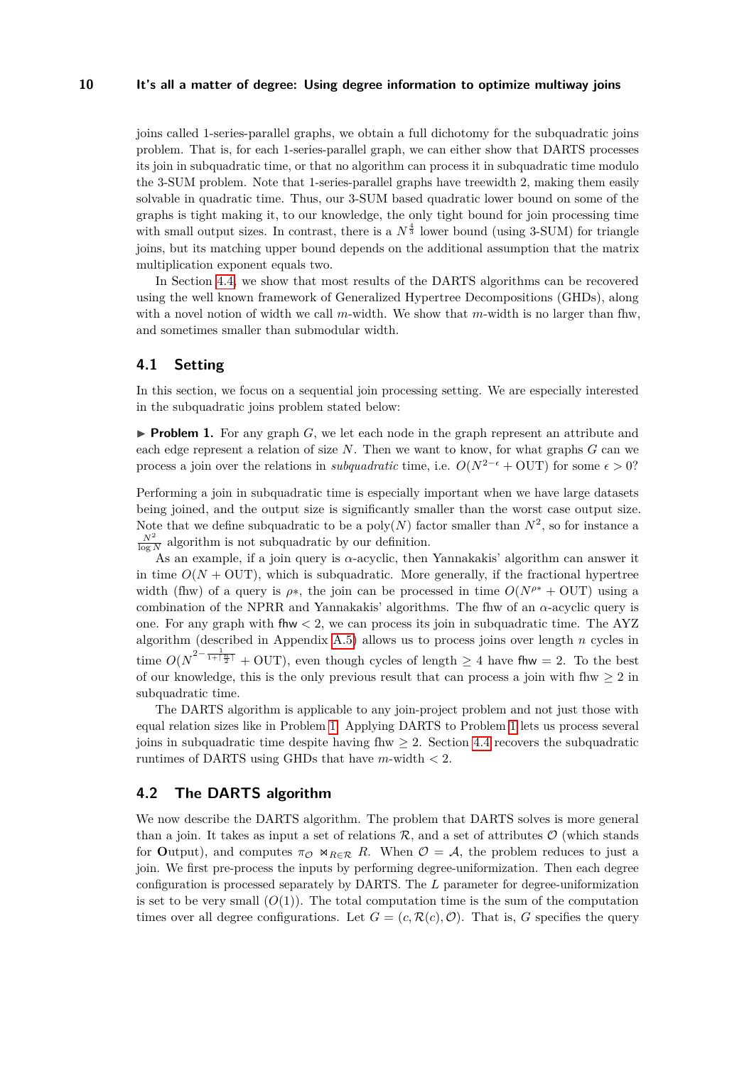joins called 1-series-parallel graphs, we obtain a full dichotomy for the subquadratic joins problem. That is, for each 1-series-parallel graph, we can either show that DARTS processes its join in subquadratic time, or that no algorithm can process it in subquadratic time modulo the 3-SUM problem. Note that 1-series-parallel graphs have treewidth 2, making them easily solvable in quadratic time. Thus, our 3-SUM based quadratic lower bound on some of the graphs is tight making it, to our knowledge, the only tight bound for join processing time with small output sizes. In contrast, there is a $N^{\frac{4}{3}}$ lower bound (using 3-SUM) for triangle joins, but its matching upper bound depends on the additional assumption that the matrix multiplication exponent equals two.

In Section 4.4, we show that most results of the DARTS algorithms can be recovered using the well known framework of Generalized Hypertree Decompositions (GHDs), along with a novel notion of width we call $m$-width. We show that $m$-width is no larger than fhw, and sometimes smaller than submodular width.

## 4.1 Setting

In this section, we focus on a sequential join processing setting. We are especially interested in the subquadratic joins problem stated below:

► **Problem 1.** For any graph $G$, we let each node in the graph represent an attribute and each edge represent a relation of size $N$. Then we want to know, for what graphs $G$ can we process a join over the relations in *subquadratic* time, i.e. $O(N^{2-\epsilon} + \text{OUT})$ for some $\epsilon > 0$?

Performing a join in subquadratic time is especially important when we have large datasets being joined, and the output size is significantly smaller than the worst case output size. Note that we define subquadratic to be a poly$(N)$ factor smaller than $N^2$, so for instance a $\frac{N^2}{\log N}$ algorithm is not subquadratic by our definition.

As an example, if a join query is $\alpha$-acyclic, then Yannakakis' algorithm can answer it in time $O(N + \text{OUT})$, which is subquadratic. More generally, if the fractional hypertree width (fhw) of a query is $\rho*$, the join can be processed in time $O(N^{\rho*} + \text{OUT})$ using a combination of the NPRR and Yannakakis' algorithms. The fhw of an $\alpha$-acyclic query is one. For any graph with $\mathsf{fhw} < 2$, we can process its join in subquadratic time. The AYZ algorithm (described in Appendix A.5) allows us to process joins over length $n$ cycles in time $O(N^{2-\frac{1}{1+\lceil \frac{n}{2} \rceil}} + \text{OUT})$, even though cycles of length $\geq 4$ have $\mathsf{fhw} = 2$. To the best of our knowledge, this is the only previous result that can process a join with fhw $\geq 2$ in subquadratic time.

The DARTS algorithm is applicable to any join-project problem and not just those with equal relation sizes like in Problem 1. Applying DARTS to Problem 1 lets us process several joins in subquadratic time despite having fhw $\geq 2$. Section 4.4 recovers the subquadratic runtimes of DARTS using GHDs that have $m$-width $< 2$.

## 4.2 The DARTS algorithm

We now describe the DARTS algorithm. The problem that DARTS solves is more general than a join. It takes as input a set of relations $\mathcal{R}$, and a set of attributes $\mathcal{O}$ (which stands for **O**utput), and computes $\pi_{\mathcal{O}} \Join_{R \in \mathcal{R}} R$. When $\mathcal{O} = \mathcal{A}$, the problem reduces to just a join. We first pre-process the inputs by performing degree-uniformization. Then each degree configuration is processed separately by DARTS. The $L$ parameter for degree-uniformization is set to be very small ($O(1)$). The total computation time is the sum of the computation times over all degree configurations. Let $G = (c, \mathcal{R}(c), \mathcal{O})$. That is, $G$ specifies the query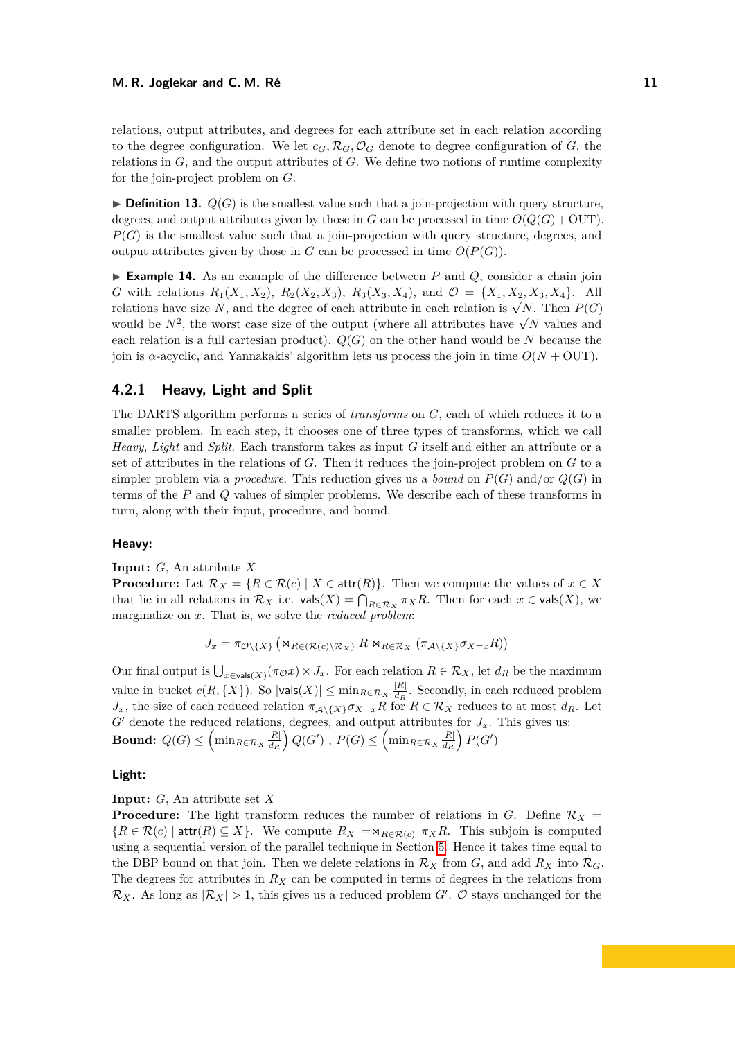relations, output attributes, and degrees for each attribute set in each relation according to the degree configuration. We let $c_G, \mathcal{R}_G, \mathcal{O}_G$ denote to degree configuration of $G$, the relations in $G$, and the output attributes of $G$. We define two notions of runtime complexity for the join-project problem on $G$:

▶ **Definition 13.** $Q(G)$ is the smallest value such that a join-projection with query structure, degrees, and output attributes given by those in $G$ can be processed in time $O(Q(G) + \text{OUT})$. $P(G)$ is the smallest value such that a join-projection with query structure, degrees, and output attributes given by those in $G$ can be processed in time $O(P(G))$.

▶ **Example 14.** As an example of the difference between $P$ and $Q$, consider a chain join $G$ with relations $R_1(X_1, X_2)$, $R_2(X_2, X_3)$, $R_3(X_3, X_4)$, and $\mathcal{O} = \{X_1, X_2, X_3, X_4\}$. All relations have size $N$, and the degree of each attribute in each relation is $\sqrt{N}$. Then $P(G)$ would be $N^2$, the worst case size of the output (where all attributes have $\sqrt{N}$ values and each relation is a full cartesian product). $Q(G)$ on the other hand would be $N$ because the join is $\alpha$-acyclic, and Yannakakis' algorithm lets us process the join in time $O(N + \text{OUT})$.

### 4.2.1 Heavy, Light and Split

The DARTS algorithm performs a series of *transforms* on $G$, each of which reduces it to a smaller problem. In each step, it chooses one of three types of transforms, which we call *Heavy*, *Light* and *Split*. Each transform takes as input $G$ itself and either an attribute or a set of attributes in the relations of $G$. Then it reduces the join-project problem on $G$ to a simpler problem via a *procedure*. This reduction gives us a *bound* on $P(G)$ and/or $Q(G)$ in terms of the $P$ and $Q$ values of simpler problems. We describe each of these transforms in turn, along with their input, procedure, and bound.

#### Heavy:

**Input:** $G$, An attribute $X$
**Procedure:** Let $\mathcal{R}_X = \{R \in \mathcal{R}(c) \mid X \in \mathsf{attr}(R)\}$. Then we compute the values of $x \in X$ that lie in all relations in $\mathcal{R}_X$ i.e. $\mathsf{vals}(X) = \bigcap_{R \in \mathcal{R}_X} \pi_X R$. Then for each $x \in \mathsf{vals}(X)$, we marginalize on $x$. That is, we solve the *reduced problem*:

$$J_x = \pi_{\mathcal{O} \setminus \{X\}} \left( \Join_{R \in (\mathcal{R}(c) \setminus \mathcal{R}_X)} R \Join_{R \in \mathcal{R}_X} (\pi_{\mathcal{A} \setminus \{X\}} \sigma_{X=x} R) \right)$$

Our final output is $\bigcup_{x \in \mathsf{vals}(X)} (\pi_{\mathcal{O}} x) \times J_x$. For each relation $R \in \mathcal{R}_X$, let $d_R$ be the maximum value in bucket $c(R, \{X\})$. So $|\mathsf{vals}(X)| \leq \min_{R \in \mathcal{R}_X} \frac{|R|}{d_R}$. Secondly, in each reduced problem $J_x$, the size of each reduced relation $\pi_{\mathcal{A} \setminus \{X\}} \sigma_{X=x} R$ for $R \in \mathcal{R}_X$ reduces to at most $d_R$. Let $G'$ denote the reduced relations, degrees, and output attributes for $J_x$. This gives us:
**Bound:** $Q(G) \leq \left( \min_{R \in \mathcal{R}_X} \frac{|R|}{d_R} \right) Q(G')$ , $P(G) \leq \left( \min_{R \in \mathcal{R}_X} \frac{|R|}{d_R} \right) P(G')$

#### Light:

**Input:** $G$, An attribute set $X$
**Procedure:** The light transform reduces the number of relations in $G$. Define $\mathcal{R}_X = \{R \in \mathcal{R}(c) \mid \mathsf{attr}(R) \subseteq X\}$. We compute $R_X = \Join_{R \in \mathcal{R}(c)} \pi_X R$. This subjoin is computed using a sequential version of the parallel technique in Section 5. Hence it takes time equal to the DBP bound on that join. Then we delete relations in $\mathcal{R}_X$ from $G$, and add $R_X$ into $\mathcal{R}_G$. The degrees for attributes in $R_X$ can be computed in terms of degrees in the relations from $\mathcal{R}_X$. As long as $|\mathcal{R}_X| > 1$, this gives us a reduced problem $G'$. $\mathcal{O}$ stays unchanged for the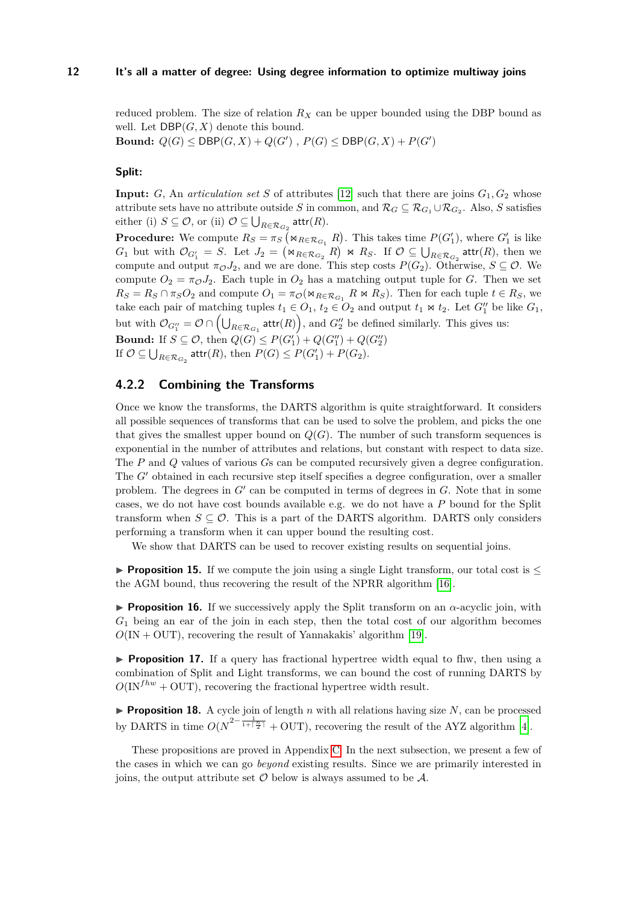reduced problem. The size of relation $R_X$ can be upper bounded using the DBP bound as well. Let $\mathsf{DBP}(G, X)$ denote this bound.
**Bound:** $Q(G) \leq \mathsf{DBP}(G, X) + Q(G')$ , $P(G) \leq \mathsf{DBP}(G, X) + P(G')$

**Split:**

**Input:** $G$, An *articulation set* $S$ of attributes [12] such that there are joins $G_1, G_2$ whose attribute sets have no attribute outside $S$ in common, and $\mathcal{R}_G \subseteq \mathcal{R}_{G_1} \cup \mathcal{R}_{G_2}$. Also, $S$ satisfies either (i) $S \subseteq \mathcal{O}$, or (ii) $\mathcal{O} \subseteq \bigcup_{R \in \mathcal{R}_{G_2}} \mathsf{attr}(R)$.
**Procedure:** We compute $R_S = \pi_S \left( \bowtie_{R \in \mathcal{R}_{G_1}} R \right)$. This takes time $P(G_1')$, where $G_1'$ is like $G_1$ but with $\mathcal{O}_{G_1'} = S$. Let $J_2 = \left( \bowtie_{R \in \mathcal{R}_{G_2}} R \right) \bowtie R_S$. If $\mathcal{O} \subseteq \bigcup_{R \in \mathcal{R}_{G_2}} \mathsf{attr}(R)$, then we compute and output $\pi_{\mathcal{O}} J_2$, and we are done. This step costs $P(G_2)$. Otherwise, $S \subseteq \mathcal{O}$. We compute $O_2 = \pi_{\mathcal{O}} J_2$. Each tuple in $O_2$ has a matching output tuple for $G$. Then we set $R_S = R_S \cap \pi_S O_2$ and compute $O_1 = \pi_{\mathcal{O}}(\bowtie_{R \in \mathcal{R}_{G_1}} R \bowtie R_S)$. Then for each tuple $t \in R_S$, we take each pair of matching tuples $t_1 \in O_1$, $t_2 \in O_2$ and output $t_1 \bowtie t_2$. Let $G_1''$ be like $G_1$, but with $\mathcal{O}_{G_1''} = \mathcal{O} \cap \left( \bigcup_{R \in \mathcal{R}_{G_1}} \mathsf{attr}(R) \right)$, and $G_2''$ be defined similarly. This gives us:
**Bound:** If $S \subseteq \mathcal{O}$, then $Q(G) \leq P(G_1') + Q(G_1'') + Q(G_2'')$
If $\mathcal{O} \subseteq \bigcup_{R \in \mathcal{R}_{G_2}} \mathsf{attr}(R)$, then $P(G) \leq P(G_1') + P(G_2)$.

### 4.2.2 Combining the Transforms

Once we know the transforms, the DARTS algorithm is quite straightforward. It considers all possible sequences of transforms that can be used to solve the problem, and picks the one that gives the smallest upper bound on $Q(G)$. The number of such transform sequences is exponential in the number of attributes and relations, but constant with respect to data size. The $P$ and $Q$ values of various $G$s can be computed recursively given a degree configuration. The $G'$ obtained in each recursive step itself specifies a degree configuration, over a smaller problem. The degrees in $G'$ can be computed in terms of degrees in $G$. Note that in some cases, we do not have cost bounds available e.g. we do not have a $P$ bound for the Split transform when $S \subseteq \mathcal{O}$. This is a part of the DARTS algorithm. DARTS only considers performing a transform when it can upper bound the resulting cost.

We show that DARTS can be used to recover existing results on sequential joins.

▶ **Proposition 15.** If we compute the join using a single Light transform, our total cost is $\leq$ the AGM bound, thus recovering the result of the NPRR algorithm [16].

▶ **Proposition 16.** If we successively apply the Split transform on an $\alpha$-acyclic join, with $G_1$ being an ear of the join in each step, then the total cost of our algorithm becomes $O(\text{IN} + \text{OUT})$, recovering the result of Yannakakis' algorithm [19].

▶ **Proposition 17.** If a query has fractional hypertree width equal to fhw, then using a combination of Split and Light transforms, we can bound the cost of running DARTS by $O(\text{IN}^{fhw} + \text{OUT})$, recovering the fractional hypertree width result.

▶ **Proposition 18.** A cycle join of length $n$ with all relations having size $N$, can be processed by DARTS in time $O(N^{2 - \frac{1}{1 + \lceil \frac{n}{2} \rceil}} + \text{OUT})$, recovering the result of the AYZ algorithm [4].

These propositions are proved in Appendix C. In the next subsection, we present a few of the cases in which we can go *beyond* existing results. Since we are primarily interested in joins, the output attribute set $\mathcal{O}$ below is always assumed to be $\mathcal{A}$.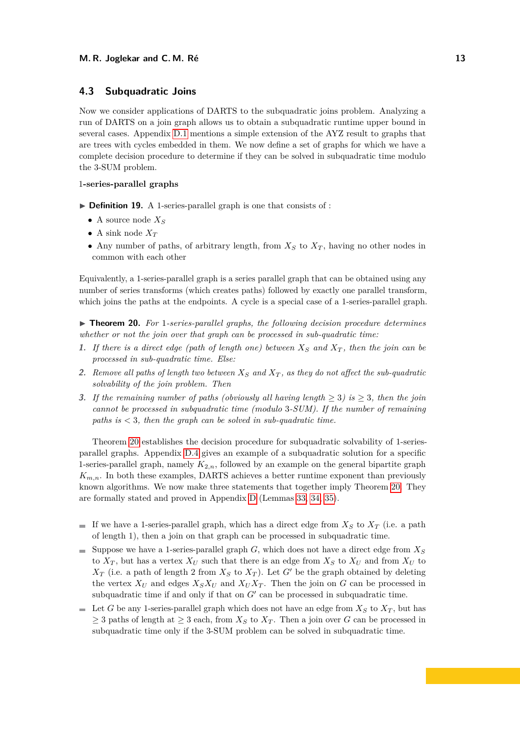## 4.3 Subquadratic Joins

Now we consider applications of DARTS to the subquadratic joins problem. Analyzing a run of DARTS on a join graph allows us to obtain a subquadratic runtime upper bound in several cases. Appendix D.1 mentions a simple extension of the AYZ result to graphs that are trees with cycles embedded in them. We now define a set of graphs for which we have a complete decision procedure to determine if they can be solved in subquadratic time modulo the 3-SUM problem.

**1-series-parallel graphs**

▶ **Definition 19.** A 1-series-parallel graph is one that consists of :

- A source node $X_S$
- A sink node $X_T$
- Any number of paths, of arbitrary length, from $X_S$ to $X_T$, having no other nodes in common with each other

Equivalently, a 1-series-parallel graph is a series parallel graph that can be obtained using any number of series transforms (which creates paths) followed by exactly one parallel transform, which joins the paths at the endpoints. A cycle is a special case of a 1-series-parallel graph.

▶ **Theorem 20.** *For* 1*-series-parallel graphs, the following decision procedure determines whether or not the join over that graph can be processed in sub-quadratic time:*

1. *If there is a direct edge (path of length one) between $X_S$ and $X_T$, then the join can be processed in sub-quadratic time. Else:*
2. *Remove all paths of length two between $X_S$ and $X_T$, as they do not affect the sub-quadratic solvability of the join problem. Then*
3. *If the remaining number of paths (obviously all having length $\geq 3$) is $\geq 3$, then the join cannot be processed in subquadratic time (modulo 3-SUM). If the number of remaining paths is $< 3$, then the graph can be solved in sub-quadratic time.*

Theorem 20 establishes the decision procedure for subquadratic solvability of 1-series-parallel graphs. Appendix D.4 gives an example of a subquadratic solution for a specific 1-series-parallel graph, namely $K_{2,n}$, followed by an example on the general bipartite graph $K_{m,n}$. In both these examples, DARTS achieves a better runtime exponent than previously known algorithms. We now make three statements that together imply Theorem 20. They are formally stated and proved in Appendix D (Lemmas 33, 34, 35).

- If we have a 1-series-parallel graph, which has a direct edge from $X_S$ to $X_T$ (i.e. a path of length 1), then a join on that graph can be processed in subquadratic time.
- Suppose we have a 1-series-parallel graph $G$, which does not have a direct edge from $X_S$ to $X_T$, but has a vertex $X_U$ such that there is an edge from $X_S$ to $X_U$ and from $X_U$ to $X_T$ (i.e. a path of length 2 from $X_S$ to $X_T$). Let $G'$ be the graph obtained by deleting the vertex $X_U$ and edges $X_S X_U$ and $X_U X_T$. Then the join on $G$ can be processed in subquadratic time if and only if that on $G'$ can be processed in subquadratic time.
- Let $G$ be any 1-series-parallel graph which does not have an edge from $X_S$ to $X_T$, but has $\geq 3$ paths of length at $\geq 3$ each, from $X_S$ to $X_T$. Then a join over $G$ can be processed in subquadratic time only if the 3-SUM problem can be solved in subquadratic time.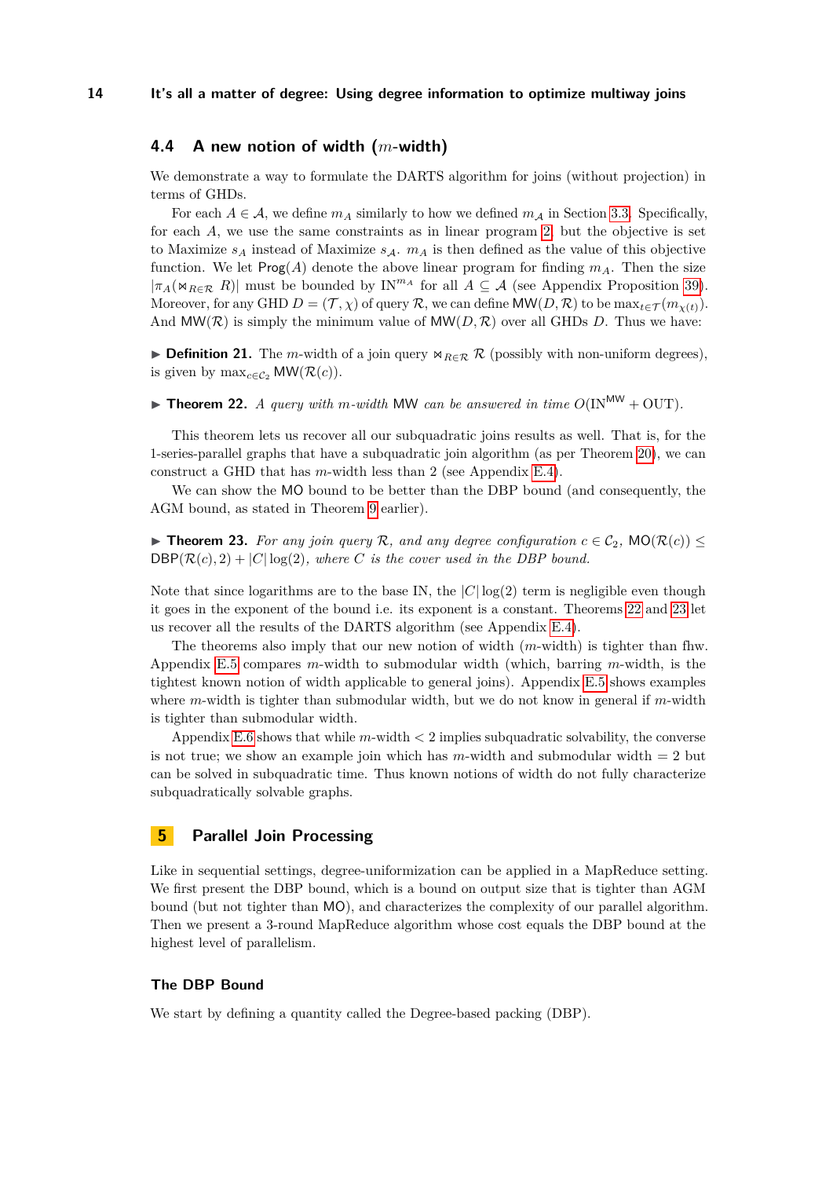### 4.4 A new notion of width ($m$-width)

We demonstrate a way to formulate the DARTS algorithm for joins (without projection) in terms of GHDs.

For each $A \in \mathcal{A}$, we define $m_A$ similarly to how we defined $m_{\mathcal{A}}$ in Section 3.3. Specifically, for each $A$, we use the same constraints as in linear program 2, but the objective is set to Maximize $s_A$ instead of Maximize $s_{\mathcal{A}}$. $m_A$ is then defined as the value of this objective function. We let $\mathsf{Prog}(A)$ denote the above linear program for finding $m_A$. Then the size $|\pi_A(\Join_{R\in\mathcal{R}} R)|$ must be bounded by $\text{IN}^{m_A}$ for all $A \subseteq \mathcal{A}$ (see Appendix Proposition 39). Moreover, for any GHD $D = (\mathcal{T}, \chi)$ of query $\mathcal{R}$, we can define $\mathsf{MW}(D, \mathcal{R})$ to be $\max_{t\in\mathcal{T}}(m_{\chi(t)})$. And $\mathsf{MW}(\mathcal{R})$ is simply the minimum value of $\mathsf{MW}(D, \mathcal{R})$ over all GHDs $D$. Thus we have:

▶ **Definition 21.** The $m$-width of a join query $\Join_{R\in\mathcal{R}} \mathcal{R}$ (possibly with non-uniform degrees), is given by $\max_{c\in\mathcal{C}_2} \mathsf{MW}(\mathcal{R}(c))$.

▶ **Theorem 22.** *A query with $m$-width* $\mathsf{MW}$ *can be answered in time* $O(\text{IN}^{\mathsf{MW}} + \text{OUT})$.

This theorem lets us recover all our subquadratic joins results as well. That is, for the 1-series-parallel graphs that have a subquadratic join algorithm (as per Theorem 20), we can construct a GHD that has $m$-width less than 2 (see Appendix E.4).

We can show the $\mathsf{MO}$ bound to be better than the DBP bound (and consequently, the AGM bound, as stated in Theorem 9 earlier).

▶ **Theorem 23.** *For any join query $\mathcal{R}$, and any degree configuration $c \in \mathcal{C}_2$,* $\mathsf{MO}(\mathcal{R}(c)) \leq \mathsf{DBP}(\mathcal{R}(c), 2) + |C|\log(2)$*, where $C$ is the cover used in the DBP bound.*

Note that since logarithms are to the base IN, the $|C|\log(2)$ term is negligible even though it goes in the exponent of the bound i.e. its exponent is a constant. Theorems 22 and 23 let us recover all the results of the DARTS algorithm (see Appendix E.4).

The theorems also imply that our new notion of width ($m$-width) is tighter than fhw. Appendix E.5 compares $m$-width to submodular width (which, barring $m$-width, is the tightest known notion of width applicable to general joins). Appendix E.5 shows examples where $m$-width is tighter than submodular width, but we do not know in general if $m$-width is tighter than submodular width.

Appendix E.6 shows that while $m$-width $< 2$ implies subquadratic solvability, the converse is not true; we show an example join which has $m$-width and submodular width $= 2$ but can be solved in subquadratic time. Thus known notions of width do not fully characterize subquadratically solvable graphs.

## 5 Parallel Join Processing

Like in sequential settings, degree-uniformization can be applied in a MapReduce setting. We first present the DBP bound, which is a bound on output size that is tighter than AGM bound (but not tighter than $\mathsf{MO}$), and characterizes the complexity of our parallel algorithm. Then we present a 3-round MapReduce algorithm whose cost equals the DBP bound at the highest level of parallelism.

#### The DBP Bound

We start by defining a quantity called the Degree-based packing (DBP).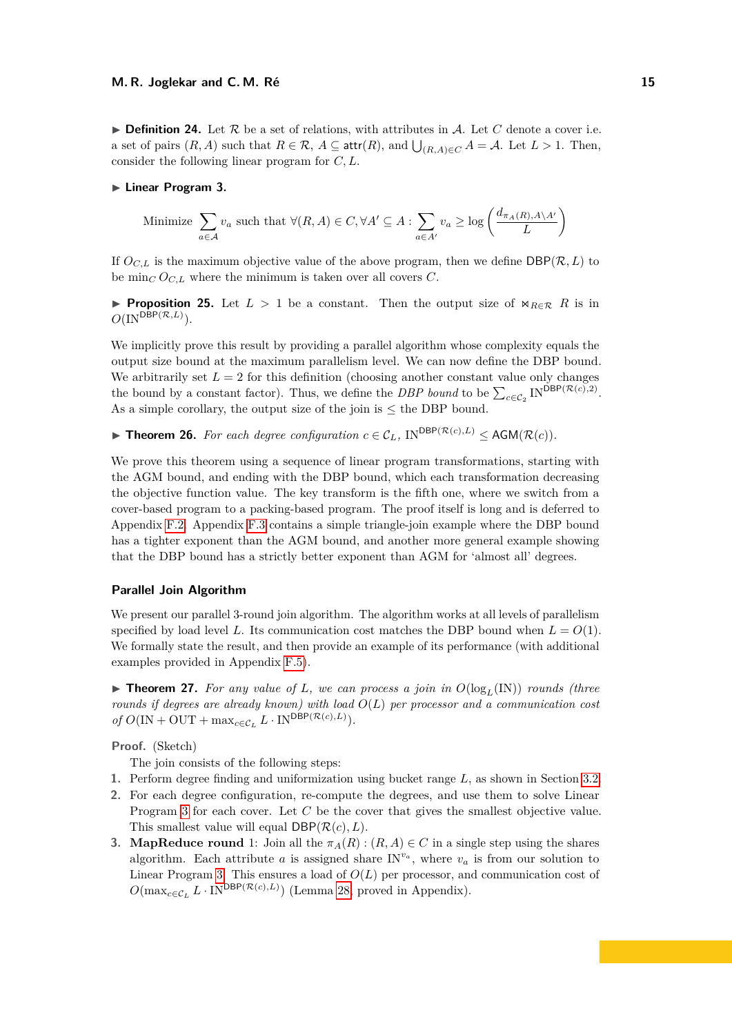▶ **Definition 24.** Let $\mathcal{R}$ be a set of relations, with attributes in $\mathcal{A}$. Let $C$ denote a cover i.e. a set of pairs $(R, A)$ such that $R \in \mathcal{R}$, $A \subseteq \mathsf{attr}(R)$, and $\bigcup_{(R,A)\in C} A = \mathcal{A}$. Let $L > 1$. Then, consider the following linear program for $C, L$.

▶ **Linear Program 3.**

$$\text{Minimize } \sum_{a\in\mathcal{A}} v_a \text{ such that } \forall (R, A) \in C, \forall A' \subseteq A : \sum_{a\in A'} v_a \geq \log\left(\frac{d_{\pi_A(R), A\setminus A'}}{L}\right)$$

If $O_{C,L}$ is the maximum objective value of the above program, then we define $\mathsf{DBP}(\mathcal{R}, L)$ to be $\min_C O_{C,L}$ where the minimum is taken over all covers $C$.

▶ **Proposition 25.** Let $L > 1$ be a constant. Then the output size of $\Join_{R\in\mathcal{R}} R$ is in $O(\mathrm{IN}^{\mathsf{DBP}(\mathcal{R},L)})$.

We implicitly prove this result by providing a parallel algorithm whose complexity equals the output size bound at the maximum parallelism level. We can now define the DBP bound. We arbitrarily set $L = 2$ for this definition (choosing another constant value only changes the bound by a constant factor). Thus, we define the *DBP bound* to be $\sum_{c\in\mathcal{C}_2} \mathrm{IN}^{\mathsf{DBP}(\mathcal{R}(c),2)}$. As a simple corollary, the output size of the join is $\leq$ the DBP bound.

▶ **Theorem 26.** *For each degree configuration $c \in \mathcal{C}_L$, $\mathrm{IN}^{\mathsf{DBP}(\mathcal{R}(c),L)} \leq \mathsf{AGM}(\mathcal{R}(c))$.*

We prove this theorem using a sequence of linear program transformations, starting with the AGM bound, and ending with the DBP bound, which each transformation decreasing the objective function value. The key transform is the fifth one, where we switch from a cover-based program to a packing-based program. The proof itself is long and is deferred to Appendix F.2. Appendix F.3 contains a simple triangle-join example where the DBP bound has a tighter exponent than the AGM bound, and another more general example showing that the DBP bound has a strictly better exponent than AGM for 'almost all' degrees.

### Parallel Join Algorithm

We present our parallel 3-round join algorithm. The algorithm works at all levels of parallelism specified by load level $L$. Its communication cost matches the DBP bound when $L = O(1)$. We formally state the result, and then provide an example of its performance (with additional examples provided in Appendix F.5).

▶ **Theorem 27.** *For any value of $L$, we can process a join in $O(\log_L(\mathrm{IN}))$ rounds (three rounds if degrees are already known) with load $O(L)$ per processor and a communication cost of $O(\mathrm{IN} + \mathrm{OUT} + \max_{c\in\mathcal{C}_L} L \cdot \mathrm{IN}^{\mathsf{DBP}(\mathcal{R}(c),L)})$.*

**Proof.** (Sketch)

The join consists of the following steps:

1. Perform degree finding and uniformization using bucket range $L$, as shown in Section 3.2.
2. For each degree configuration, re-compute the degrees, and use them to solve Linear Program 3 for each cover. Let $C$ be the cover that gives the smallest objective value. This smallest value will equal $\mathsf{DBP}(\mathcal{R}(c), L)$.
3. **MapReduce round** 1: Join all the $\pi_A(R) : (R, A) \in C$ in a single step using the shares algorithm. Each attribute $a$ is assigned share $\mathrm{IN}^{v_a}$, where $v_a$ is from our solution to Linear Program 3. This ensures a load of $O(L)$ per processor, and communication cost of $O(\max_{c\in\mathcal{C}_L} L \cdot \mathrm{IN}^{\mathsf{DBP}(\mathcal{R}(c),L)})$ (Lemma 28, proved in Appendix).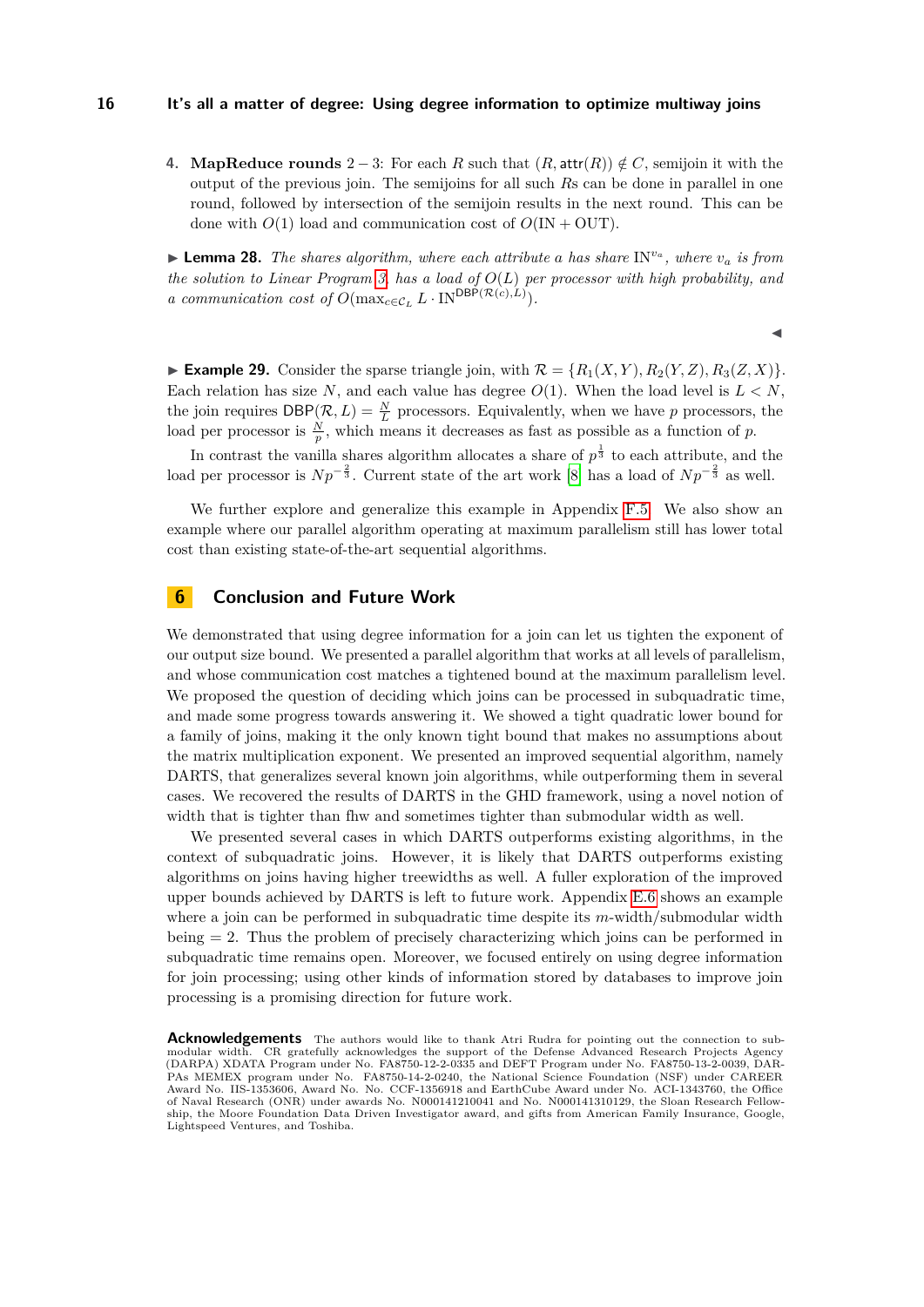4. **MapReduce rounds** $2-3$: For each $R$ such that $(R, \mathsf{attr}(R)) \notin C$, semijoin it with the output of the previous join. The semijoins for all such $R$s can be done in parallel in one round, followed by intersection of the semijoin results in the next round. This can be done with $O(1)$ load and communication cost of $O(\text{IN} + \text{OUT})$.

▶ **Lemma 28.** *The shares algorithm, where each attribute $a$ has share $\text{IN}^{v_a}$, where $v_a$ is from the solution to Linear Program 3, has a load of $O(L)$ per processor with high probability, and a communication cost of $O(\max_{c \in \mathcal{C}_L} L \cdot \text{IN}^{\mathsf{DBP}(\mathcal{R}(c),L)})$.* ◀

▶ **Example 29.** Consider the sparse triangle join, with $\mathcal{R} = \{R_1(X,Y), R_2(Y,Z), R_3(Z,X)\}$. Each relation has size $N$, and each value has degree $O(1)$. When the load level is $L < N$, the join requires $\mathsf{DBP}(\mathcal{R}, L) = \frac{N}{L}$ processors. Equivalently, when we have $p$ processors, the load per processor is $\frac{N}{p}$, which means it decreases as fast as possible as a function of $p$.

In contrast the vanilla shares algorithm allocates a share of $p^{\frac{1}{3}}$ to each attribute, and the load per processor is $Np^{-\frac{2}{3}}$. Current state of the art work [8] has a load of $Np^{-\frac{2}{3}}$ as well.

We further explore and generalize this example in Appendix F.5. We also show an example where our parallel algorithm operating at maximum parallelism still has lower total cost than existing state-of-the-art sequential algorithms.

## 6 Conclusion and Future Work

We demonstrated that using degree information for a join can let us tighten the exponent of our output size bound. We presented a parallel algorithm that works at all levels of parallelism, and whose communication cost matches a tightened bound at the maximum parallelism level. We proposed the question of deciding which joins can be processed in subquadratic time, and made some progress towards answering it. We showed a tight quadratic lower bound for a family of joins, making it the only known tight bound that makes no assumptions about the matrix multiplication exponent. We presented an improved sequential algorithm, namely DARTS, that generalizes several known join algorithms, while outperforming them in several cases. We recovered the results of DARTS in the GHD framework, using a novel notion of width that is tighter than fhw and sometimes tighter than submodular width as well.

We presented several cases in which DARTS outperforms existing algorithms, in the context of subquadratic joins. However, it is likely that DARTS outperforms existing algorithms on joins having higher treewidths as well. A fuller exploration of the improved upper bounds achieved by DARTS is left to future work. Appendix E.6 shows an example where a join can be performed in subquadratic time despite its $m$-width/submodular width being $= 2$. Thus the problem of precisely characterizing which joins can be performed in subquadratic time remains open. Moreover, we focused entirely on using degree information for join processing; using other kinds of information stored by databases to improve join processing is a promising direction for future work.

**Acknowledgements** The authors would like to thank Atri Rudra for pointing out the connection to submodular width. CR gratefully acknowledges the support of the Defense Advanced Research Projects Agency (DARPA) XDATA Program under No. FA8750-12-2-0335 and DEFT Program under No. FA8750-13-2-0039, DARPAs MEMEX program under No. FA8750-14-2-0240, the National Science Foundation (NSF) under CAREER Award No. IIS-1353606, Award No. No. CCF-1356918 and EarthCube Award under No. ACI-1343760, the Office of Naval Research (ONR) under awards No. N000141210041 and No. N000141310129, the Sloan Research Fellowship, the Moore Foundation Data Driven Investigator award, and gifts from American Family Insurance, Google, Lightspeed Ventures, and Toshiba.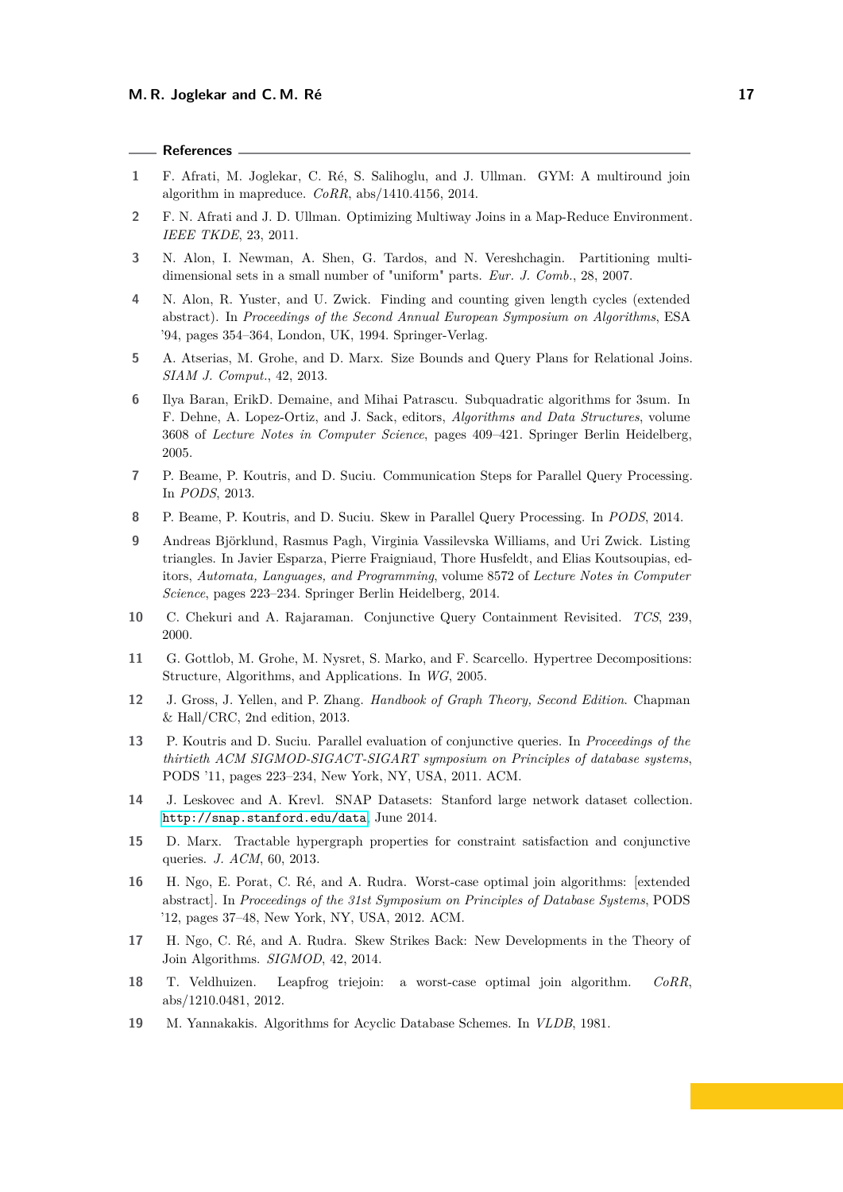## References

1. F. Afrati, M. Joglekar, C. Ré, S. Salihoglu, and J. Ullman. GYM: A multiround join algorithm in mapreduce. *CoRR*, abs/1410.4156, 2014.
2. F. N. Afrati and J. D. Ullman. Optimizing Multiway Joins in a Map-Reduce Environment. *IEEE TKDE*, 23, 2011.
3. N. Alon, I. Newman, A. Shen, G. Tardos, and N. Vereshchagin. Partitioning multi-dimensional sets in a small number of "uniform" parts. *Eur. J. Comb.*, 28, 2007.
4. N. Alon, R. Yuster, and U. Zwick. Finding and counting given length cycles (extended abstract). In *Proceedings of the Second Annual European Symposium on Algorithms*, ESA '94, pages 354–364, London, UK, 1994. Springer-Verlag.
5. A. Atserias, M. Grohe, and D. Marx. Size Bounds and Query Plans for Relational Joins. *SIAM J. Comput.*, 42, 2013.
6. Ilya Baran, ErikD. Demaine, and Mihai Patrascu. Subquadratic algorithms for 3sum. In F. Dehne, A. Lopez-Ortiz, and J. Sack, editors, *Algorithms and Data Structures*, volume 3608 of *Lecture Notes in Computer Science*, pages 409–421. Springer Berlin Heidelberg, 2005.
7. P. Beame, P. Koutris, and D. Suciu. Communication Steps for Parallel Query Processing. In *PODS*, 2013.
8. P. Beame, P. Koutris, and D. Suciu. Skew in Parallel Query Processing. In *PODS*, 2014.
9. Andreas Björklund, Rasmus Pagh, Virginia Vassilevska Williams, and Uri Zwick. Listing triangles. In Javier Esparza, Pierre Fraigniaud, Thore Husfeldt, and Elias Koutsoupias, editors, *Automata, Languages, and Programming*, volume 8572 of *Lecture Notes in Computer Science*, pages 223–234. Springer Berlin Heidelberg, 2014.
10. C. Chekuri and A. Rajaraman. Conjunctive Query Containment Revisited. *TCS*, 239, 2000.
11. G. Gottlob, M. Grohe, M. Nysret, S. Marko, and F. Scarcello. Hypertree Decompositions: Structure, Algorithms, and Applications. In *WG*, 2005.
12. J. Gross, J. Yellen, and P. Zhang. *Handbook of Graph Theory, Second Edition*. Chapman & Hall/CRC, 2nd edition, 2013.
13. P. Koutris and D. Suciu. Parallel evaluation of conjunctive queries. In *Proceedings of the thirtieth ACM SIGMOD-SIGACT-SIGART symposium on Principles of database systems*, PODS '11, pages 223–234, New York, NY, USA, 2011. ACM.
14. J. Leskovec and A. Krevl. SNAP Datasets: Stanford large network dataset collection. http://snap.stanford.edu/data, June 2014.
15. D. Marx. Tractable hypergraph properties for constraint satisfaction and conjunctive queries. *J. ACM*, 60, 2013.
16. H. Ngo, E. Porat, C. Ré, and A. Rudra. Worst-case optimal join algorithms: [extended abstract]. In *Proceedings of the 31st Symposium on Principles of Database Systems*, PODS '12, pages 37–48, New York, NY, USA, 2012. ACM.
17. H. Ngo, C. Ré, and A. Rudra. Skew Strikes Back: New Developments in the Theory of Join Algorithms. *SIGMOD*, 42, 2014.
18. T. Veldhuizen. Leapfrog triejoin: a worst-case optimal join algorithm. *CoRR*, abs/1210.0481, 2012.
19. M. Yannakakis. Algorithms for Acyclic Database Schemes. In *VLDB*, 1981.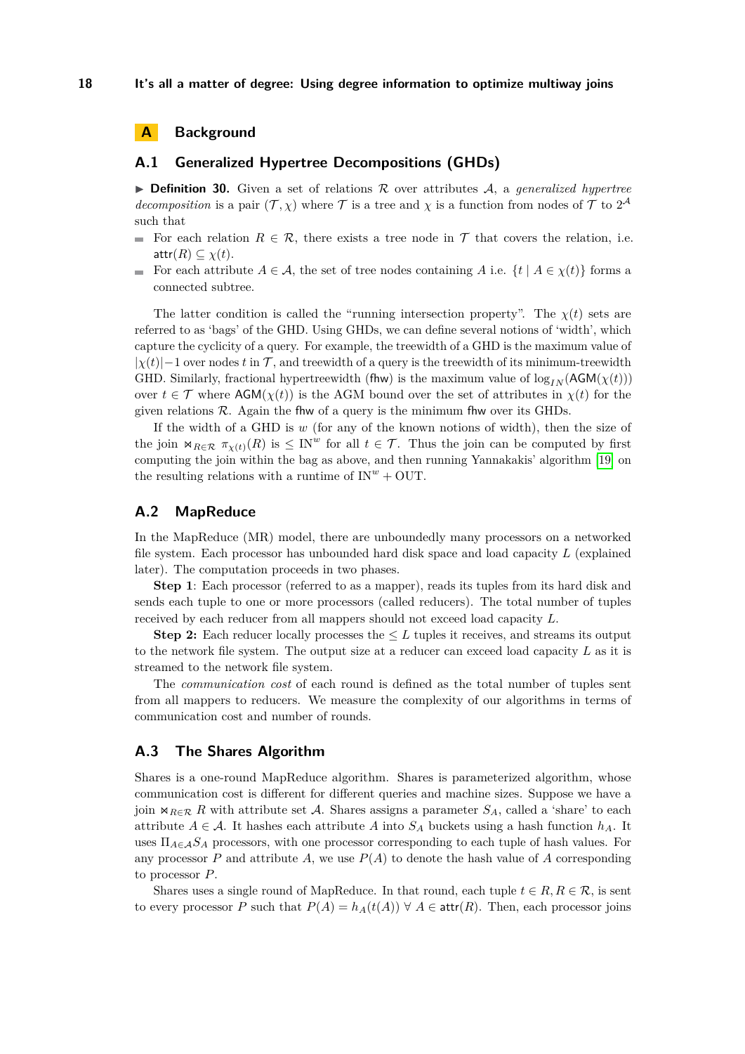# A Background

## A.1 Generalized Hypertree Decompositions (GHDs)

▶ **Definition 30.** Given a set of relations $\mathcal{R}$ over attributes $\mathcal{A}$, a *generalized hypertree decomposition* is a pair $(\mathcal{T}, \chi)$ where $\mathcal{T}$ is a tree and $\chi$ is a function from nodes of $\mathcal{T}$ to $2^{\mathcal{A}}$ such that

- For each relation $R \in \mathcal{R}$, there exists a tree node in $\mathcal{T}$ that covers the relation, i.e. $\mathsf{attr}(R) \subseteq \chi(t)$.
- For each attribute $A \in \mathcal{A}$, the set of tree nodes containing $A$ i.e. $\{t \mid A \in \chi(t)\}$ forms a connected subtree.

The latter condition is called the "running intersection property". The $\chi(t)$ sets are referred to as 'bags' of the GHD. Using GHDs, we can define several notions of 'width', which capture the cyclicity of a query. For example, the treewidth of a GHD is the maximum value of $|\chi(t)|-1$ over nodes $t$ in $\mathcal{T}$, and treewidth of a query is the treewidth of its minimum-treewidth GHD. Similarly, fractional hypertreewidth (fhw) is the maximum value of $\log_{IN}(\mathsf{AGM}(\chi(t)))$ over $t \in \mathcal{T}$ where $\mathsf{AGM}(\chi(t))$ is the AGM bound over the set of attributes in $\chi(t)$ for the given relations $\mathcal{R}$. Again the fhw of a query is the minimum fhw over its GHDs.

If the width of a GHD is $w$ (for any of the known notions of width), then the size of the join $\Join_{R\in\mathcal{R}} \pi_{\chi(t)}(R)$ is $\leq \mathrm{IN}^w$ for all $t \in \mathcal{T}$. Thus the join can be computed by first computing the join within the bag as above, and then running Yannakakis' algorithm [19] on the resulting relations with a runtime of $\mathrm{IN}^w + \mathrm{OUT}$.

## A.2 MapReduce

In the MapReduce (MR) model, there are unboundedly many processors on a networked file system. Each processor has unbounded hard disk space and load capacity $L$ (explained later). The computation proceeds in two phases.

**Step 1**: Each processor (referred to as a mapper), reads its tuples from its hard disk and sends each tuple to one or more processors (called reducers). The total number of tuples received by each reducer from all mappers should not exceed load capacity $L$.

**Step 2:** Each reducer locally processes the $\leq L$ tuples it receives, and streams its output to the network file system. The output size at a reducer can exceed load capacity $L$ as it is streamed to the network file system.

The *communication cost* of each round is defined as the total number of tuples sent from all mappers to reducers. We measure the complexity of our algorithms in terms of communication cost and number of rounds.

## A.3 The Shares Algorithm

Shares is a one-round MapReduce algorithm. Shares is parameterized algorithm, whose communication cost is different for different queries and machine sizes. Suppose we have a join $\Join_{R\in\mathcal{R}} R$ with attribute set $\mathcal{A}$. Shares assigns a parameter $S_A$, called a 'share' to each attribute $A \in \mathcal{A}$. It hashes each attribute $A$ into $S_A$ buckets using a hash function $h_A$. It uses $\Pi_{A\in\mathcal{A}} S_A$ processors, with one processor corresponding to each tuple of hash values. For any processor $P$ and attribute $A$, we use $P(A)$ to denote the hash value of $A$ corresponding to processor $P$.

Shares uses a single round of MapReduce. In that round, each tuple $t \in R, R \in \mathcal{R}$, is sent to every processor $P$ such that $P(A) = h_A(t(A)) \;\forall\; A \in \mathsf{attr}(R)$. Then, each processor joins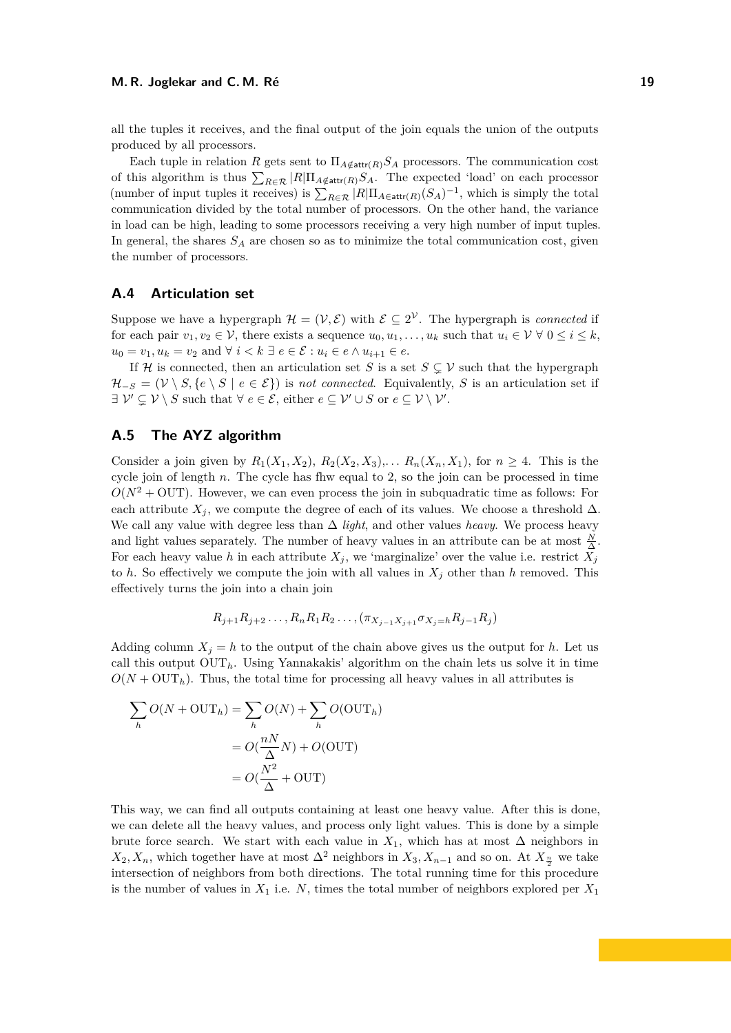all the tuples it receives, and the final output of the join equals the union of the outputs produced by all processors.

Each tuple in relation $R$ gets sent to $\Pi_{A \notin \mathsf{attr}(R)} S_A$ processors. The communication cost of this algorithm is thus $\sum_{R \in \mathcal{R}} |R| \Pi_{A \notin \mathsf{attr}(R)} S_A$. The expected 'load' on each processor (number of input tuples it receives) is $\sum_{R \in \mathcal{R}} |R| \Pi_{A \in \mathsf{attr}(R)} (S_A)^{-1}$, which is simply the total communication divided by the total number of processors. On the other hand, the variance in load can be high, leading to some processors receiving a very high number of input tuples. In general, the shares $S_A$ are chosen so as to minimize the total communication cost, given the number of processors.

## A.4 Articulation set

Suppose we have a hypergraph $\mathcal{H} = (\mathcal{V}, \mathcal{E})$ with $\mathcal{E} \subseteq 2^{\mathcal{V}}$. The hypergraph is *connected* if for each pair $v_1, v_2 \in \mathcal{V}$, there exists a sequence $u_0, u_1, \ldots, u_k$ such that $u_i \in \mathcal{V} \; \forall \; 0 \leq i \leq k$, $u_0 = v_1, u_k = v_2$ and $\forall \; i < k \; \exists \; e \in \mathcal{E} : u_i \in e \wedge u_{i+1} \in e$.

If $\mathcal{H}$ is connected, then an articulation set $S$ is a set $S \subsetneq \mathcal{V}$ such that the hypergraph $\mathcal{H}_{-S} = (\mathcal{V} \setminus S, \{e \setminus S \mid e \in \mathcal{E}\})$ is *not connected*. Equivalently, $S$ is an articulation set if $\exists \; \mathcal{V}' \subsetneq \mathcal{V} \setminus S$ such that $\forall \; e \in \mathcal{E}$, either $e \subseteq \mathcal{V}' \cup S$ or $e \subseteq \mathcal{V} \setminus \mathcal{V}'$.

## A.5 The AYZ algorithm

Consider a join given by $R_1(X_1, X_2)$, $R_2(X_2, X_3)$,... $R_n(X_n, X_1)$, for $n \geq 4$. This is the cycle join of length $n$. The cycle has fhw equal to 2, so the join can be processed in time $O(N^2 + \text{OUT})$. However, we can even process the join in subquadratic time as follows: For each attribute $X_j$, we compute the degree of each of its values. We choose a threshold $\Delta$. We call any value with degree less than $\Delta$ *light*, and other values *heavy*. We process heavy and light values separately. The number of heavy values in an attribute can be at most $\frac{N}{\Delta}$. For each heavy value $h$ in each attribute $X_j$, we 'marginalize' over the value i.e. restrict $X_j$ to $h$. So effectively we compute the join with all values in $X_j$ other than $h$ removed. This effectively turns the join into a chain join

$$R_{j+1} R_{j+2} \ldots, R_n R_1 R_2 \ldots, (\pi_{X_{j-1} X_{j+1}} \sigma_{X_j = h} R_{j-1} R_j)$$

Adding column $X_j = h$ to the output of the chain above gives us the output for $h$. Let us call this output $\text{OUT}_h$. Using Yannakakis' algorithm on the chain lets us solve it in time $O(N + \text{OUT}_h)$. Thus, the total time for processing all heavy values in all attributes is

$$\begin{aligned}
\sum_h O(N + \text{OUT}_h) &= \sum_h O(N) + \sum_h O(\text{OUT}_h) \\
&= O(\frac{nN}{\Delta} N) + O(\text{OUT}) \\
&= O(\frac{N^2}{\Delta} + \text{OUT})
\end{aligned}$$

This way, we can find all outputs containing at least one heavy value. After this is done, we can delete all the heavy values, and process only light values. This is done by a simple brute force search. We start with each value in $X_1$, which has at most $\Delta$ neighbors in $X_2, X_n$, which together have at most $\Delta^2$ neighbors in $X_3, X_{n-1}$ and so on. At $X_{\frac{n}{2}}$ we take intersection of neighbors from both directions. The total running time for this procedure is the number of values in $X_1$ i.e. $N$, times the total number of neighbors explored per $X_1$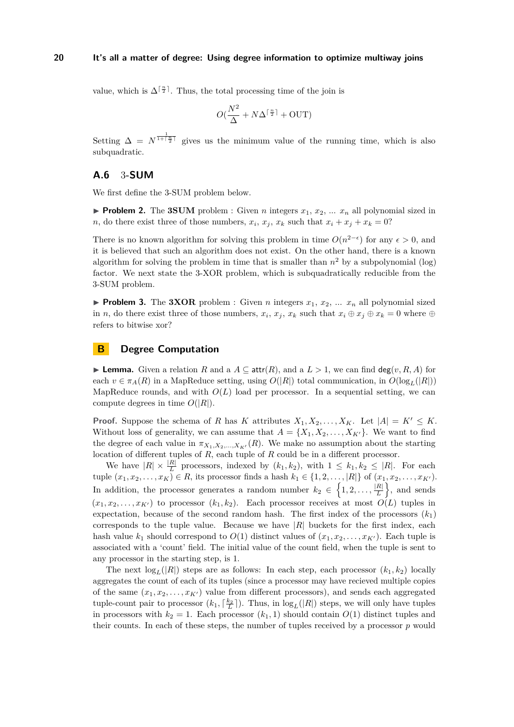value, which is $\Delta^{\lceil \frac{n}{2} \rceil}$. Thus, the total processing time of the join is

$$O(\frac{N^2}{\Delta} + N\Delta^{\lceil \frac{n}{2} \rceil} + \text{OUT})$$

Setting $\Delta = N^{\frac{1}{1+\lceil \frac{n}{2} \rceil}}$ gives us the minimum value of the running time, which is also subquadratic.

## A.6 3-SUM

We first define the 3-SUM problem below.

▶ **Problem 2.** The **3SUM** problem : Given $n$ integers $x_1$, $x_2$, ... $x_n$ all polynomial sized in $n$, do there exist three of those numbers, $x_i$, $x_j$, $x_k$ such that $x_i + x_j + x_k = 0$?

There is no known algorithm for solving this problem in time $O(n^{2-\epsilon})$ for any $\epsilon > 0$, and it is believed that such an algorithm does not exist. On the other hand, there is a known algorithm for solving the problem in time that is smaller than $n^2$ by a subpolynomial (log) factor. We next state the 3-XOR problem, which is subquadratically reducible from the 3-SUM problem.

▶ **Problem 3.** The **3XOR** problem : Given $n$ integers $x_1$, $x_2$, ... $x_n$ all polynomial sized in $n$, do there exist three of those numbers, $x_i$, $x_j$, $x_k$ such that $x_i \oplus x_j \oplus x_k = 0$ where $\oplus$ refers to bitwise xor?

# B Degree Computation

▶ **Lemma.** Given a relation $R$ and a $A \subseteq \mathsf{attr}(R)$, and a $L > 1$, we can find $\mathsf{deg}(v, R, A)$ for each $v \in \pi_A(R)$ in a MapReduce setting, using $O(|R|)$ total communication, in $O(\log_L(|R|))$ MapReduce rounds, and with $O(L)$ load per processor. In a sequential setting, we can compute degrees in time $O(|R|)$.

**Proof.** Suppose the schema of $R$ has $K$ attributes $X_1, X_2, \ldots, X_K$. Let $|A| = K' \leq K$. Without loss of generality, we can assume that $A = \{X_1, X_2, \ldots, X_{K'}\}$. We want to find the degree of each value in $\pi_{X_1,X_2,\ldots,X_{K'}}(R)$. We make no assumption about the starting location of different tuples of $R$, each tuple of $R$ could be in a different processor.

We have $|R| \times \frac{|R|}{L}$ processors, indexed by $(k_1, k_2)$, with $1 \leq k_1, k_2 \leq |R|$. For each tuple $(x_1, x_2, \ldots, x_K) \in R$, its processor finds a hash $k_1 \in \{1, 2, \ldots, |R|\}$ of $(x_1, x_2, \ldots, x_{K'})$. In addition, the processor generates a random number $k_2 \in \left\{1, 2, \ldots, \frac{|R|}{L}\right\}$, and sends $(x_1, x_2, \ldots, x_{K'})$ to processor $(k_1, k_2)$. Each processor receives at most $O(L)$ tuples in expectation, because of the second random hash. The first index of the processors $(k_1)$ corresponds to the tuple value. Because we have $|R|$ buckets for the first index, each hash value $k_1$ should correspond to $O(1)$ distinct values of $(x_1, x_2, \ldots, x_{K'})$. Each tuple is associated with a 'count' field. The initial value of the count field, when the tuple is sent to any processor in the starting step, is 1.

The next $\log_L(|R|)$ steps are as follows: In each step, each processor $(k_1, k_2)$ locally aggregates the count of each of its tuples (since a processor may have recieved multiple copies of the same $(x_1, x_2, \ldots, x_{K'})$ value from different processors), and sends each aggregated tuple-count pair to processor $(k_1, \lceil \frac{k_2}{L} \rceil)$. Thus, in $\log_L(|R|)$ steps, we will only have tuples in processors with $k_2 = 1$. Each processor $(k_1, 1)$ should contain $O(1)$ distinct tuples and their counts. In each of these steps, the number of tuples received by a processor $p$ would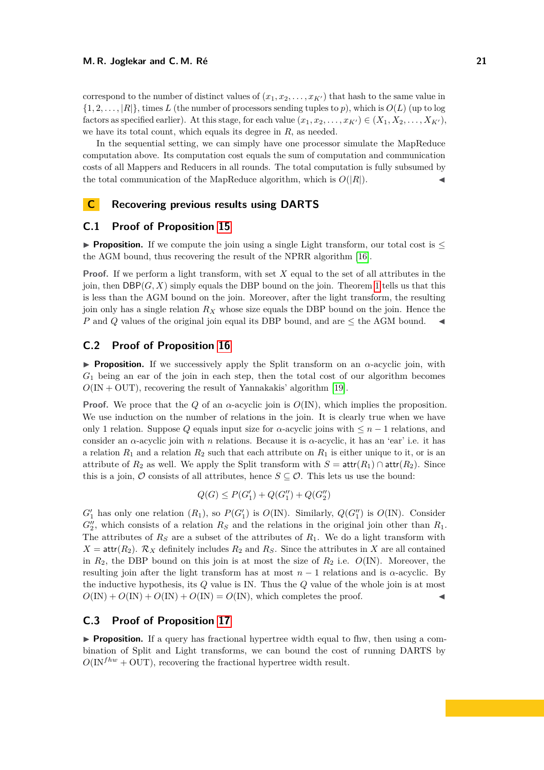correspond to the number of distinct values of $(x_1, x_2, \ldots, x_{K'})$ that hash to the same value in $\{1, 2, \ldots, |R|\}$, times $L$ (the number of processors sending tuples to $p$), which is $O(L)$ (up to log factors as specified earlier). At this stage, for each value $(x_1, x_2, \ldots, x_{K'}) \in (X_1, X_2, \ldots, X_{K'})$, we have its total count, which equals its degree in $R$, as needed.

In the sequential setting, we can simply have one processor simulate the MapReduce computation above. Its computation cost equals the sum of computation and communication costs of all Mappers and Reducers in all rounds. The total computation is fully subsumed by the total communication of the MapReduce algorithm, which is $O(|R|)$. ◀

## C Recovering previous results using DARTS

### C.1 Proof of Proposition 15

▶ **Proposition.** If we compute the join using a single Light transform, our total cost is $\leq$ the AGM bound, thus recovering the result of the NPRR algorithm [16].

**Proof.** If we perform a light transform, with set $X$ equal to the set of all attributes in the join, then $\mathsf{DBP}(G, X)$ simply equals the DBP bound on the join. Theorem 1 tells us that this is less than the AGM bound on the join. Moreover, after the light transform, the resulting join only has a single relation $R_X$ whose size equals the DBP bound on the join. Hence the $P$ and $Q$ values of the original join equal its DBP bound, and are $\leq$ the AGM bound. ◀

### C.2 Proof of Proposition 16

▶ **Proposition.** If we successively apply the Split transform on an $\alpha$-acyclic join, with $G_1$ being an ear of the join in each step, then the total cost of our algorithm becomes $O(\text{IN} + \text{OUT})$, recovering the result of Yannakakis' algorithm [19].

**Proof.** We proce that the $Q$ of an $\alpha$-acyclic join is $O(\text{IN})$, which implies the proposition. We use induction on the number of relations in the join. It is clearly true when we have only 1 relation. Suppose $Q$ equals input size for $\alpha$-acyclic joins with $\leq n-1$ relations, and consider an $\alpha$-acyclic join with $n$ relations. Because it is $\alpha$-acyclic, it has an 'ear' i.e. it has a relation $R_1$ and a relation $R_2$ such that each attribute on $R_1$ is either unique to it, or is an attribute of $R_2$ as well. We apply the Split transform with $S = \mathsf{attr}(R_1) \cap \mathsf{attr}(R_2)$. Since this is a join, $\mathcal{O}$ consists of all attributes, hence $S \subseteq \mathcal{O}$. This lets us use the bound:

$$Q(G) \leq P(G_1') + Q(G_1'') + Q(G_2'')$$

$G_1'$ has only one relation ($R_1$), so $P(G_1')$ is $O(\text{IN})$. Similarly, $Q(G_1'')$ is $O(\text{IN})$. Consider $G_2''$, which consists of a relation $R_S$ and the relations in the original join other than $R_1$. The attributes of $R_S$ are a subset of the attributes of $R_1$. We do a light transform with $X = \mathsf{attr}(R_2)$. $\mathcal{R}_X$ definitely includes $R_2$ and $R_S$. Since the attributes in $X$ are all contained in $R_2$, the DBP bound on this join is at most the size of $R_2$ i.e. $O(\text{IN})$. Moreover, the resulting join after the light transform has at most $n-1$ relations and is $\alpha$-acyclic. By the inductive hypothesis, its $Q$ value is IN. Thus the $Q$ value of the whole join is at most $O(\text{IN}) + O(\text{IN}) + O(\text{IN}) + O(\text{IN}) = O(\text{IN})$, which completes the proof. ◀

### C.3 Proof of Proposition 17

▶ **Proposition.** If a query has fractional hypertree width equal to fhw, then using a combination of Split and Light transforms, we can bound the cost of running DARTS by $O(\text{IN}^{fhw} + \text{OUT})$, recovering the fractional hypertree width result.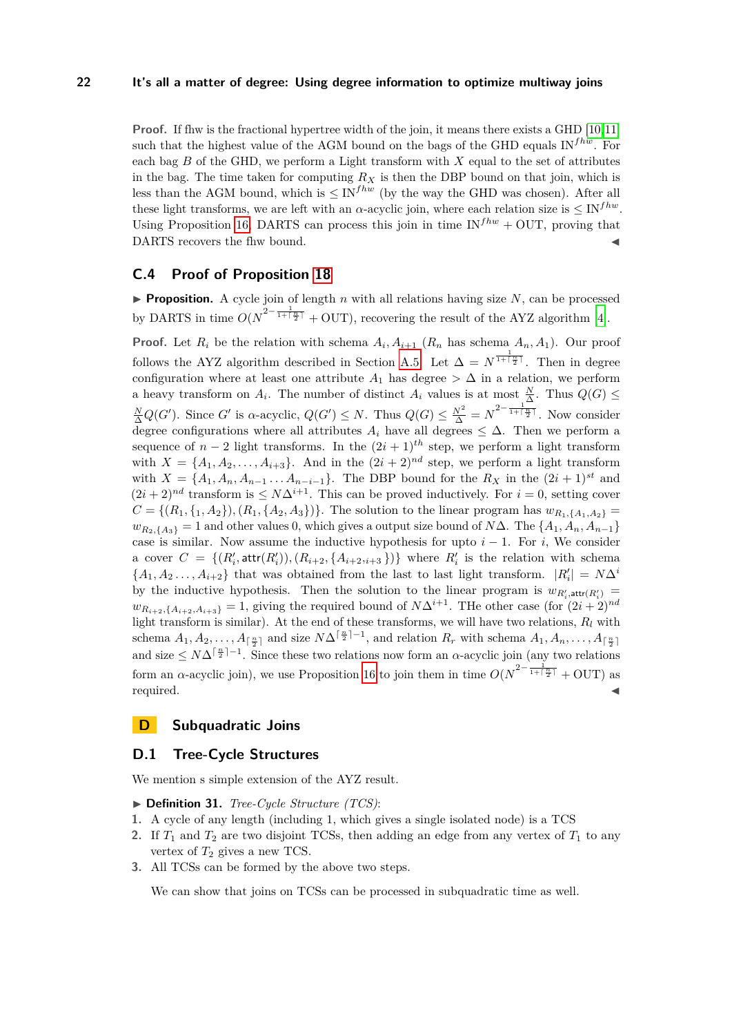**Proof.** If fhw is the fractional hypertree width of the join, it means there exists a GHD [10,11] such that the highest value of the AGM bound on the bags of the GHD equals $\text{IN}^{fhw}$. For each bag $B$ of the GHD, we perform a Light transform with $X$ equal to the set of attributes in the bag. The time taken for computing $R_X$ is then the DBP bound on that join, which is less than the AGM bound, which is $\leq \text{IN}^{fhw}$ (by the way the GHD was chosen). After all these light transforms, we are left with an $\alpha$-acyclic join, where each relation size is $\leq \text{IN}^{fhw}$. Using Proposition 16, DARTS can process this join in time $\text{IN}^{fhw} + \text{OUT}$, proving that DARTS recovers the fhw bound. ◀

## C.4 Proof of Proposition 18

▶ **Proposition.** A cycle join of length $n$ with all relations having size $N$, can be processed by DARTS in time $O(N^{2-\frac{1}{1+\lceil \frac{n}{2} \rceil}} + \text{OUT})$, recovering the result of the AYZ algorithm [4].

**Proof.** Let $R_i$ be the relation with schema $A_i, A_{i+1}$ ($R_n$ has schema $A_n, A_1$). Our proof follows the AYZ algorithm described in Section A.5. Let $\Delta = N^{\frac{1}{1+\lceil \frac{n}{2} \rceil}}$. Then in degree configuration where at least one attribute $A_1$ has degree $> \Delta$ in a relation, we perform a heavy transform on $A_i$. The number of distinct $A_i$ values is at most $\frac{N}{\Delta}$. Thus $Q(G) \leq \frac{N}{\Delta} Q(G')$. Since $G'$ is $\alpha$-acyclic, $Q(G') \leq N$. Thus $Q(G) \leq \frac{N^2}{\Delta} = N^{2-\frac{1}{1+\lceil \frac{n}{2} \rceil}}$. Now consider degree configurations where all attributes $A_i$ have all degrees $\leq \Delta$. Then we perform a sequence of $n-2$ light transforms. In the $(2i+1)^{th}$ step, we perform a light transform with $X = \{A_1, A_2, \ldots, A_{i+3}\}$. And in the $(2i+2)^{nd}$ step, we perform a light transform with $X = \{A_1, A_n, A_{n-1} \ldots A_{n-i-1}\}$. The DBP bound for the $R_X$ in the $(2i+1)^{st}$ and $(2i+2)^{nd}$ transform is $\leq N\Delta^{i+1}$. This can be proved inductively. For $i = 0$, setting cover $C = \{(R_1, \{_1, A_2\}), (R_1, \{A_2, A_3\})\}$. The solution to the linear program has $w_{R_1,\{A_1,A_2\}} = w_{R_2,\{A_3\}} = 1$ and other values 0, which gives a output size bound of $N\Delta$. The $\{A_1, A_n, A_{n-1}\}$ case is similar. Now assume the inductive hypothesis for upto $i-1$. For $i$, We consider a cover $C = \{(R'_i, \mathsf{attr}(R'_i)), (R_{i+2}, \{A_{i+2,i+3}\})\}$ where $R'_i$ is the relation with schema $\{A_1, A_2 \ldots, A_{i+2}\}$ that was obtained from the last to last light transform. $|R'_i| = N\Delta^i$ by the inductive hypothesis. Then the solution to the linear program is $w_{R'_i,\mathsf{attr}(R'_i)} = w_{R_{i+2},\{A_{i+2},A_{i+3}\}} = 1$, giving the required bound of $N\Delta^{i+1}$. THe other case (for $(2i+2)^{nd}$ light transform is similar). At the end of these transforms, we will have two relations, $R_l$ with schema $A_1, A_2, \ldots, A_{\lceil \frac{n}{2} \rceil}$ and size $N\Delta^{\lceil \frac{n}{2} \rceil - 1}$, and relation $R_r$ with schema $A_1, A_n, \ldots, A_{\lceil \frac{n}{2} \rceil}$ and size $\leq N\Delta^{\lceil \frac{n}{2} \rceil - 1}$. Since these two relations now form an $\alpha$-acyclic join (any two relations form an $\alpha$-acyclic join), we use Proposition 16 to join them in time $O(N^{2-\frac{1}{1+\lceil \frac{n}{2} \rceil}} + \text{OUT})$ as required. ◀

# D Subquadratic Joins

## D.1 Tree-Cycle Structures

We mention s simple extension of the AYZ result.

▶ **Definition 31.** *Tree-Cycle Structure (TCS)*:

1. A cycle of any length (including 1, which gives a single isolated node) is a TCS
2. If $T_1$ and $T_2$ are two disjoint TCSs, then adding an edge from any vertex of $T_1$ to any vertex of $T_2$ gives a new TCS.
3. All TCSs can be formed by the above two steps.

We can show that joins on TCSs can be processed in subquadratic time as well.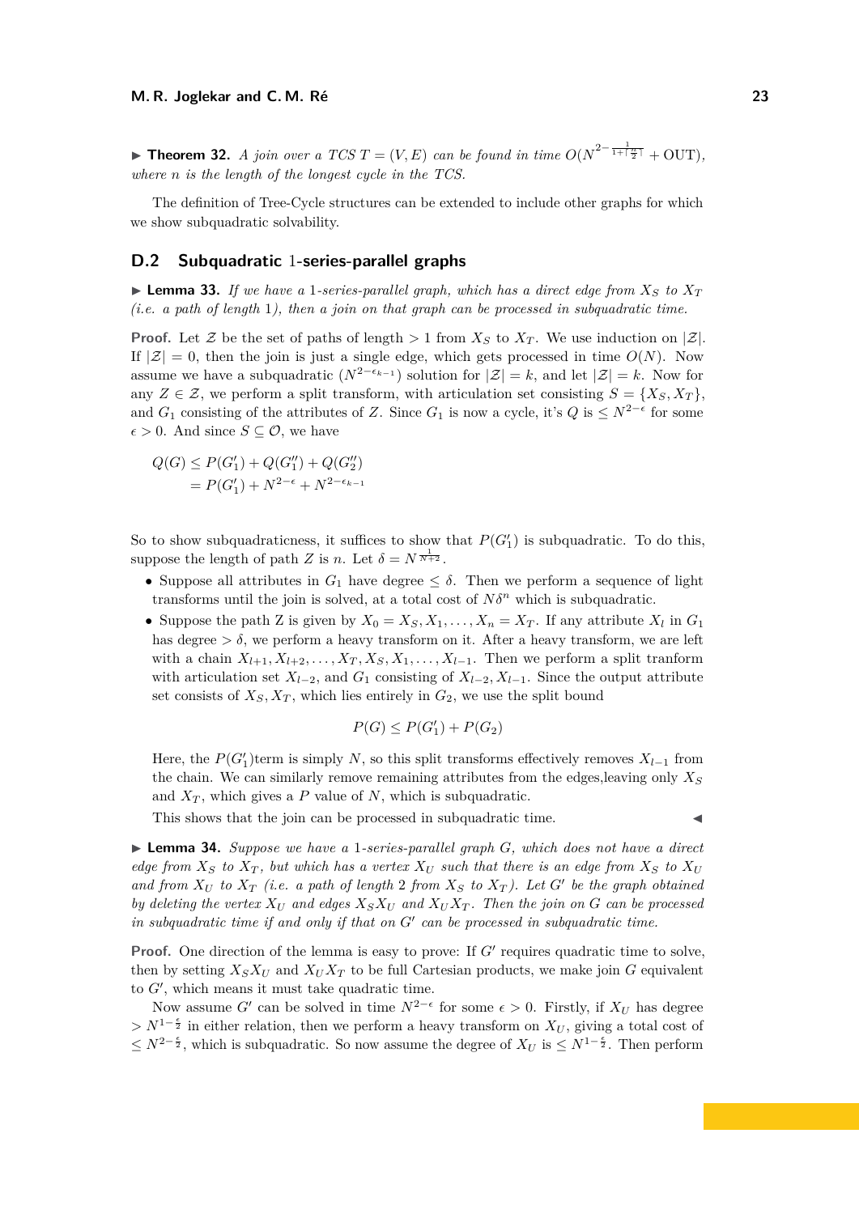▶ **Theorem 32.** *A join over a TCS $T = (V, E)$ can be found in time $O(N^{2-\frac{1}{1+\lceil \frac{n}{2} \rceil}} + \text{OUT})$, where $n$ is the length of the longest cycle in the TCS.*

The definition of Tree-Cycle structures can be extended to include other graphs for which we show subquadratic solvability.

## D.2 Subquadratic 1-series-parallel graphs

▶ **Lemma 33.** *If we have a 1-series-parallel graph, which has a direct edge from $X_S$ to $X_T$ (i.e. a path of length 1), then a join on that graph can be processed in subquadratic time.*

**Proof.** Let $\mathcal{Z}$ be the set of paths of length $> 1$ from $X_S$ to $X_T$. We use induction on $|\mathcal{Z}|$. If $|\mathcal{Z}| = 0$, then the join is just a single edge, which gets processed in time $O(N)$. Now assume we have a subquadratic ($N^{2-\epsilon_{k-1}}$) solution for $|\mathcal{Z}| = k$, and let $|\mathcal{Z}| = k$. Now for any $Z \in \mathcal{Z}$, we perform a split transform, with articulation set consisting $S = \{X_S, X_T\}$, and $G_1$ consisting of the attributes of $Z$. Since $G_1$ is now a cycle, it's $Q$ is $\leq N^{2-\epsilon}$ for some $\epsilon > 0$. And since $S \subseteq \mathcal{O}$, we have

$$Q(G) \leq P(G_1') + Q(G_1'') + Q(G_2'')$$
$$= P(G_1') + N^{2-\epsilon} + N^{2-\epsilon_{k-1}}$$

So to show subquadraticness, it suffices to show that $P(G_1')$ is subquadratic. To do this, suppose the length of path $Z$ is $n$. Let $\delta = N^{\frac{1}{N+2}}$.

- Suppose all attributes in $G_1$ have degree $\leq \delta$. Then we perform a sequence of light transforms until the join is solved, at a total cost of $N\delta^n$ which is subquadratic.
- Suppose the path Z is given by $X_0 = X_S, X_1, \ldots, X_n = X_T$. If any attribute $X_l$ in $G_1$ has degree $> \delta$, we perform a heavy transform on it. After a heavy transform, we are left with a chain $X_{l+1}, X_{l+2}, \ldots, X_T, X_S, X_1, \ldots, X_{l-1}$. Then we perform a split tranform with articulation set $X_{l-2}$, and $G_1$ consisting of $X_{l-2}, X_{l-1}$. Since the output attribute set consists of $X_S, X_T$, which lies entirely in $G_2$, we use the split bound

  $$P(G) \leq P(G_1') + P(G_2)$$

  Here, the $P(G_1')$term is simply $N$, so this split transforms effectively removes $X_{l-1}$ from the chain. We can similarly remove remaining attributes from the edges,leaving only $X_S$ and $X_T$, which gives a $P$ value of $N$, which is subquadratic.

  This shows that the join can be processed in subquadratic time. ◀

▶ **Lemma 34.** *Suppose we have a 1-series-parallel graph $G$, which does not have a direct edge from $X_S$ to $X_T$, but which has a vertex $X_U$ such that there is an edge from $X_S$ to $X_U$ and from $X_U$ to $X_T$ (i.e. a path of length 2 from $X_S$ to $X_T$). Let $G'$ be the graph obtained by deleting the vertex $X_U$ and edges $X_SX_U$ and $X_UX_T$. Then the join on $G$ can be processed in subquadratic time if and only if that on $G'$ can be processed in subquadratic time.*

**Proof.** One direction of the lemma is easy to prove: If $G'$ requires quadratic time to solve, then by setting $X_SX_U$ and $X_UX_T$ to be full Cartesian products, we make join $G$ equivalent to $G'$, which means it must take quadratic time.

Now assume $G'$ can be solved in time $N^{2-\epsilon}$ for some $\epsilon > 0$. Firstly, if $X_U$ has degree $> N^{1-\frac{\epsilon}{2}}$ in either relation, then we perform a heavy transform on $X_U$, giving a total cost of $\leq N^{2-\frac{\epsilon}{2}}$, which is subquadratic. So now assume the degree of $X_U$ is $\leq N^{1-\frac{\epsilon}{2}}$. Then perform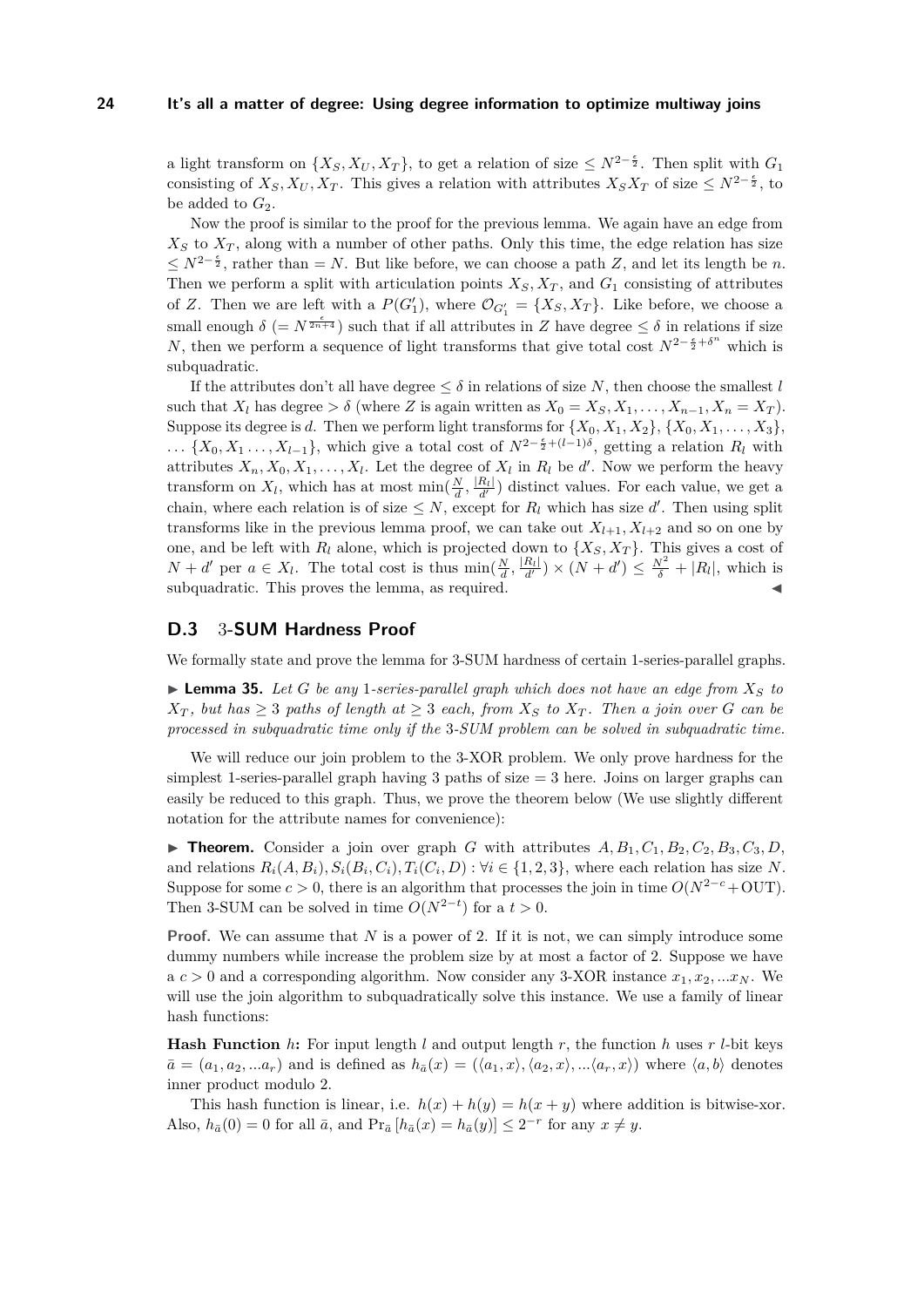a light transform on $\{X_S, X_U, X_T\}$, to get a relation of size $\leq N^{2-\frac{\epsilon}{2}}$. Then split with $G_1$ consisting of $X_S, X_U, X_T$. This gives a relation with attributes $X_S X_T$ of size $\leq N^{2-\frac{\epsilon}{2}}$, to be added to $G_2$.

Now the proof is similar to the proof for the previous lemma. We again have an edge from $X_S$ to $X_T$, along with a number of other paths. Only this time, the edge relation has size $\leq N^{2-\frac{\epsilon}{2}}$, rather than $= N$. But like before, we can choose a path $Z$, and let its length be $n$. Then we perform a split with articulation points $X_S, X_T$, and $G_1$ consisting of attributes of $Z$. Then we are left with a $P(G_1')$, where $\mathcal{O}_{G_1'} = \{X_S, X_T\}$. Like before, we choose a small enough $\delta$ ($= N^{\frac{\epsilon}{2n+4}}$) such that if all attributes in $Z$ have degree $\leq \delta$ in relations if size $N$, then we perform a sequence of light transforms that give total cost $N^{2-\frac{\epsilon}{2}+\delta^n}$ which is subquadratic.

If the attributes don't all have degree $\leq \delta$ in relations of size $N$, then choose the smallest $l$ such that $X_l$ has degree $> \delta$ (where $Z$ is again written as $X_0 = X_S, X_1, \ldots, X_{n-1}, X_n = X_T$). Suppose its degree is $d$. Then we perform light transforms for $\{X_0, X_1, X_2\}$, $\{X_0, X_1, \ldots, X_3\}$, $\ldots$ $\{X_0, X_1 \ldots, X_{l-1}\}$, which give a total cost of $N^{2-\frac{\epsilon}{2}+(l-1)\delta}$, getting a relation $R_l$ with attributes $X_n, X_0, X_1, \ldots, X_l$. Let the degree of $X_l$ in $R_l$ be $d'$. Now we perform the heavy transform on $X_l$, which has at most $\min(\frac{N}{d}, \frac{|R_l|}{d'})$ distinct values. For each value, we get a chain, where each relation is of size $\leq N$, except for $R_l$ which has size $d'$. Then using split transforms like in the previous lemma proof, we can take out $X_{l+1}, X_{l+2}$ and so on one by one, and be left with $R_l$ alone, which is projected down to $\{X_S, X_T\}$. This gives a cost of $N + d'$ per $a \in X_l$. The total cost is thus $\min(\frac{N}{d}, \frac{|R_l|}{d'}) \times (N + d') \leq \frac{N^2}{\delta} + |R_l|$, which is subquadratic. This proves the lemma, as required. ◀

## D.3 3-SUM Hardness Proof

We formally state and prove the lemma for 3-SUM hardness of certain 1-series-parallel graphs.

▶ **Lemma 35.** *Let $G$ be any 1-series-parallel graph which does not have an edge from $X_S$ to $X_T$, but has $\geq 3$ paths of length at $\geq 3$ each, from $X_S$ to $X_T$. Then a join over $G$ can be processed in subquadratic time only if the 3-SUM problem can be solved in subquadratic time.*

We will reduce our join problem to the 3-XOR problem. We only prove hardness for the simplest 1-series-parallel graph having 3 paths of size $= 3$ here. Joins on larger graphs can easily be reduced to this graph. Thus, we prove the theorem below (We use slightly different notation for the attribute names for convenience):

▶ **Theorem.** Consider a join over graph $G$ with attributes $A, B_1, C_1, B_2, C_2, B_3, C_3, D$, and relations $R_i(A, B_i), S_i(B_i, C_i), T_i(C_i, D) : \forall i \in \{1, 2, 3\}$, where each relation has size $N$. Suppose for some $c > 0$, there is an algorithm that processes the join in time $O(N^{2-c} + \text{OUT})$. Then 3-SUM can be solved in time $O(N^{2-t})$ for a $t > 0$.

**Proof.** We can assume that $N$ is a power of 2. If it is not, we can simply introduce some dummy numbers while increase the problem size by at most a factor of 2. Suppose we have a $c > 0$ and a corresponding algorithm. Now consider any 3-XOR instance $x_1, x_2, \ldots x_N$. We will use the join algorithm to subquadratically solve this instance. We use a family of linear hash functions:

**Hash Function $h$:** For input length $l$ and output length $r$, the function $h$ uses $r$ $l$-bit keys $\bar{a} = (a_1, a_2, \ldots a_r)$ and is defined as $h_{\bar{a}}(x) = (\langle a_1, x\rangle, \langle a_2, x\rangle, \ldots \langle a_r, x\rangle)$ where $\langle a, b\rangle$ denotes inner product modulo 2.

This hash function is linear, i.e. $h(x) + h(y) = h(x + y)$ where addition is bitwise-xor. Also, $h_{\bar{a}}(0) = 0$ for all $\bar{a}$, and $\Pr_{\bar{a}}[h_{\bar{a}}(x) = h_{\bar{a}}(y)] \leq 2^{-r}$ for any $x \neq y$.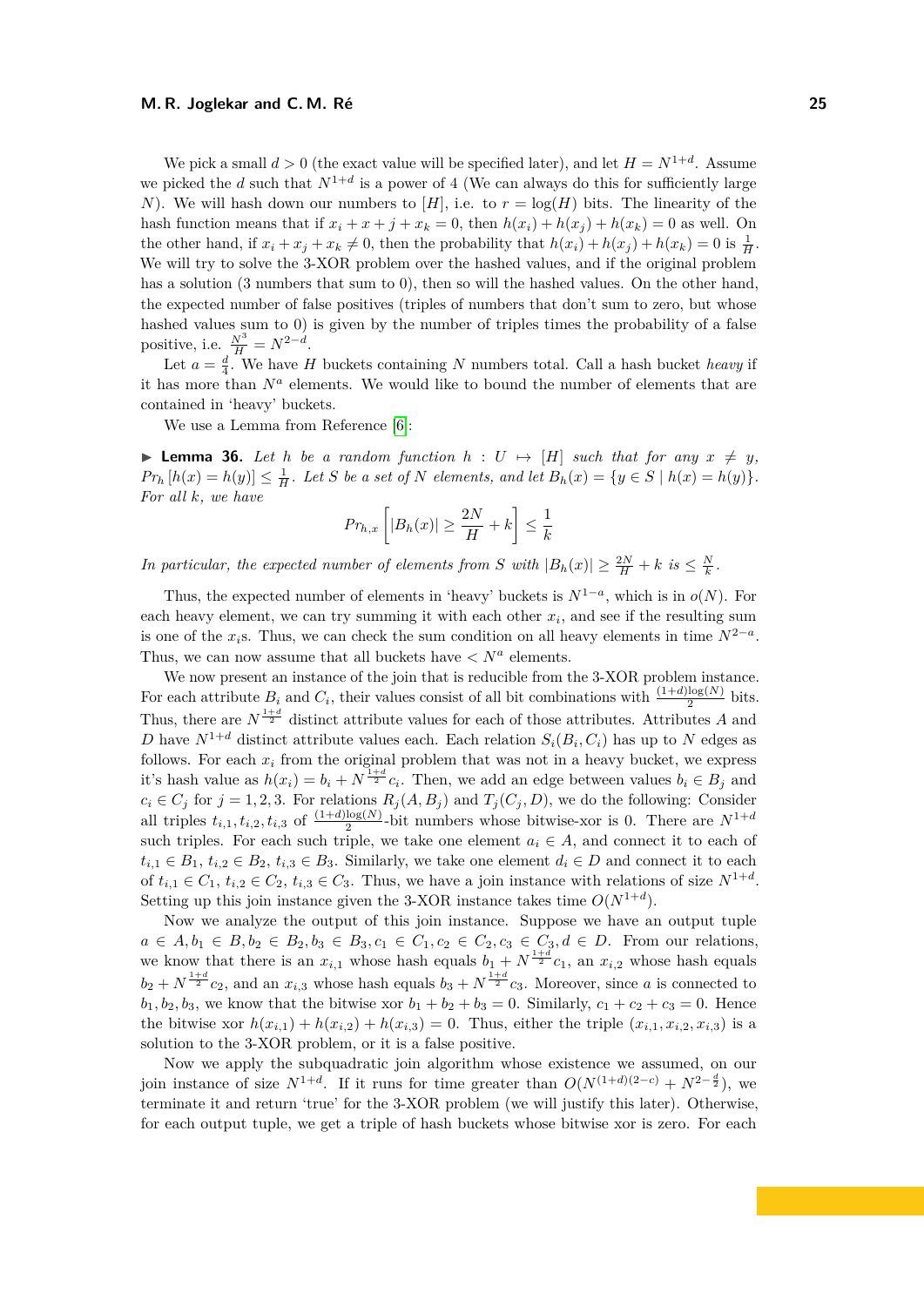We pick a small $d > 0$ (the exact value will be specified later), and let $H = N^{1+d}$. Assume we picked the $d$ such that $N^{1+d}$ is a power of 4 (We can always do this for sufficiently large $N$). We will hash down our numbers to $[H]$, i.e. to $r = \log(H)$ bits. The linearity of the hash function means that if $x_i + x + j + x_k = 0$, then $h(x_i) + h(x_j) + h(x_k) = 0$ as well. On the other hand, if $x_i + x_j + x_k \neq 0$, then the probability that $h(x_i) + h(x_j) + h(x_k) = 0$ is $\frac{1}{H}$. We will try to solve the 3-XOR problem over the hashed values, and if the original problem has a solution (3 numbers that sum to 0), then so will the hashed values. On the other hand, the expected number of false positives (triples of numbers that don't sum to zero, but whose hashed values sum to 0) is given by the number of triples times the probability of a false positive, i.e. $\frac{N^3}{H} = N^{2-d}$.

Let $a = \frac{d}{4}$. We have $H$ buckets containing $N$ numbers total. Call a hash bucket *heavy* if it has more than $N^a$ elements. We would like to bound the number of elements that are contained in 'heavy' buckets.

We use a Lemma from Reference [6]:

▶ **Lemma 36.** *Let $h$ be a random function $h : U \mapsto [H]$ such that for any $x \neq y$, $Pr_h [h(x) = h(y)] \leq \frac{1}{H}$. Let $S$ be a set of $N$ elements, and let $B_h(x) = \{y \in S \mid h(x) = h(y)\}$. For all $k$, we have*

$$Pr_{h,x}\left[|B_h(x)| \geq \frac{2N}{H} + k\right] \leq \frac{1}{k}$$

*In particular, the expected number of elements from $S$ with $|B_h(x)| \geq \frac{2N}{H} + k$ is $\leq \frac{N}{k}$.*

Thus, the expected number of elements in 'heavy' buckets is $N^{1-a}$, which is in $o(N)$. For each heavy element, we can try summing it with each other $x_i$, and see if the resulting sum is one of the $x_i$s. Thus, we can check the sum condition on all heavy elements in time $N^{2-a}$. Thus, we can now assume that all buckets have $< N^a$ elements.

We now present an instance of the join that is reducible from the 3-XOR problem instance. For each attribute $B_i$ and $C_i$, their values consist of all bit combinations with $\frac{(1+d)\log(N)}{2}$ bits. Thus, there are $N^{\frac{1+d}{2}}$ distinct attribute values for each of those attributes. Attributes $A$ and $D$ have $N^{1+d}$ distinct attribute values each. Each relation $S_i(B_i, C_i)$ has up to $N$ edges as follows. For each $x_i$ from the original problem that was not in a heavy bucket, we express it's hash value as $h(x_i) = b_i + N^{\frac{1+d}{2}} c_i$. Then, we add an edge between values $b_i \in B_j$ and $c_i \in C_j$ for $j = 1, 2, 3$. For relations $R_j(A, B_j)$ and $T_j(C_j, D)$, we do the following: Consider all triples $t_{i,1}, t_{i,2}, t_{i,3}$ of $\frac{(1+d)\log(N)}{2}$-bit numbers whose bitwise-xor is 0. There are $N^{1+d}$ such triples. For each such triple, we take one element $a_i \in A$, and connect it to each of $t_{i,1} \in B_1$, $t_{i,2} \in B_2$, $t_{i,3} \in B_3$. Similarly, we take one element $d_i \in D$ and connect it to each of $t_{i,1} \in C_1$, $t_{i,2} \in C_2$, $t_{i,3} \in C_3$. Thus, we have a join instance with relations of size $N^{1+d}$. Setting up this join instance given the 3-XOR instance takes time $O(N^{1+d})$.

Now we analyze the output of this join instance. Suppose we have an output tuple $a \in A, b_1 \in B, b_2 \in B_2, b_3 \in B_3, c_1 \in C_1, c_2 \in C_2, c_3 \in C_3, d \in D$. From our relations, we know that there is an $x_{i,1}$ whose hash equals $b_1 + N^{\frac{1+d}{2}} c_1$, an $x_{i,2}$ whose hash equals $b_2 + N^{\frac{1+d}{2}} c_2$, and an $x_{i,3}$ whose hash equals $b_3 + N^{\frac{1+d}{2}} c_3$. Moreover, since $a$ is connected to $b_1, b_2, b_3$, we know that the bitwise xor $b_1 + b_2 + b_3 = 0$. Similarly, $c_1 + c_2 + c_3 = 0$. Hence the bitwise xor $h(x_{i,1}) + h(x_{i,2}) + h(x_{i,3}) = 0$. Thus, either the triple $(x_{i,1}, x_{i,2}, x_{i,3})$ is a solution to the 3-XOR problem, or it is a false positive.

Now we apply the subquadratic join algorithm whose existence we assumed, on our join instance of size $N^{1+d}$. If it runs for time greater than $O(N^{(1+d)(2-c)} + N^{2-\frac{d}{2}})$, we terminate it and return 'true' for the 3-XOR problem (we will justify this later). Otherwise, for each output tuple, we get a triple of hash buckets whose bitwise xor is zero. For each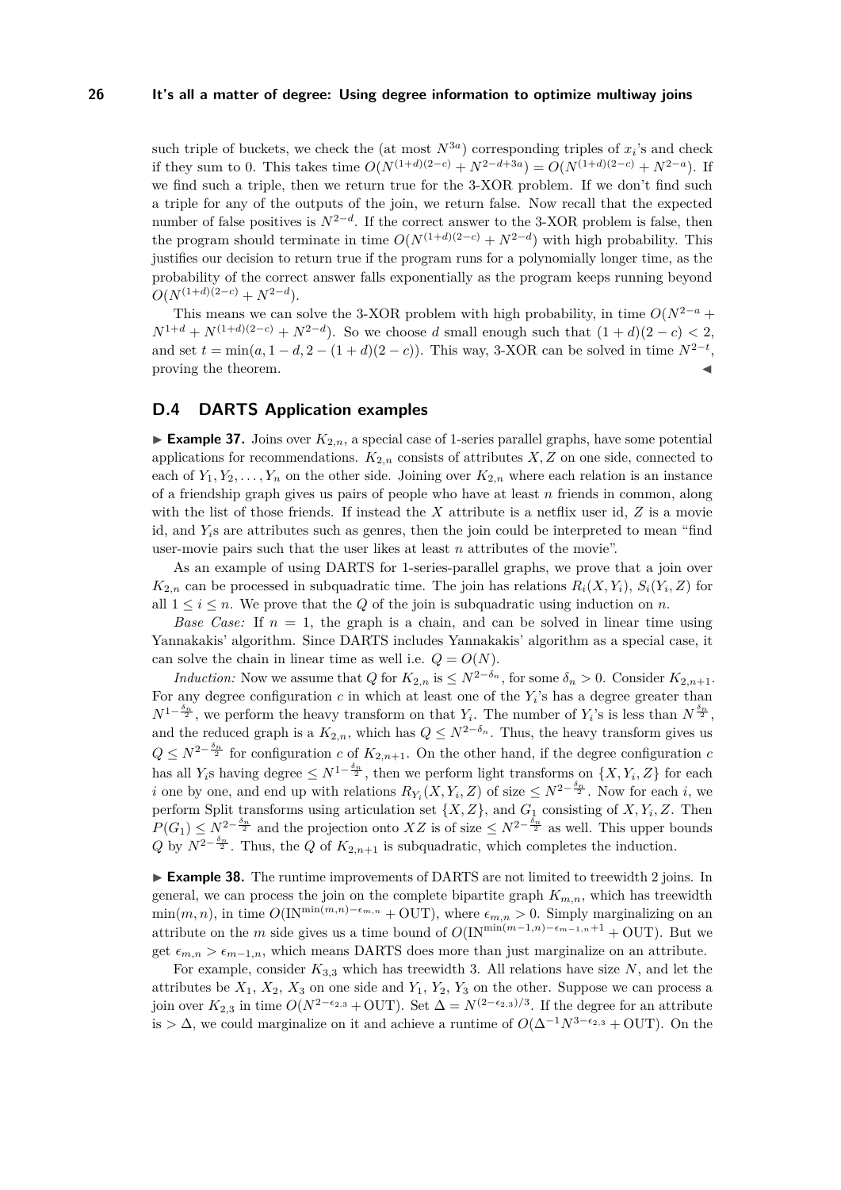such triple of buckets, we check the (at most $N^{3a}$) corresponding triples of $x_i$'s and check if they sum to 0. This takes time $O(N^{(1+d)(2-c)} + N^{2-d+3a}) = O(N^{(1+d)(2-c)} + N^{2-a})$. If we find such a triple, then we return true for the 3-XOR problem. If we don't find such a triple for any of the outputs of the join, we return false. Now recall that the expected number of false positives is $N^{2-d}$. If the correct answer to the 3-XOR problem is false, then the program should terminate in time $O(N^{(1+d)(2-c)} + N^{2-d})$ with high probability. This justifies our decision to return true if the program runs for a polynomially longer time, as the probability of the correct answer falls exponentially as the program keeps running beyond $O(N^{(1+d)(2-c)} + N^{2-d})$.

This means we can solve the 3-XOR problem with high probability, in time $O(N^{2-a} + N^{1+d} + N^{(1+d)(2-c)} + N^{2-d})$. So we choose $d$ small enough such that $(1+d)(2-c) < 2$, and set $t = \min(a, 1-d, 2-(1+d)(2-c))$. This way, 3-XOR can be solved in time $N^{2-t}$, proving the theorem. ◀

## D.4 DARTS Application examples

▶ **Example 37.** Joins over $K_{2,n}$, a special case of 1-series parallel graphs, have some potential applications for recommendations. $K_{2,n}$ consists of attributes $X, Z$ on one side, connected to each of $Y_1, Y_2, \dots, Y_n$ on the other side. Joining over $K_{2,n}$ where each relation is an instance of a friendship graph gives us pairs of people who have at least $n$ friends in common, along with the list of those friends. If instead the $X$ attribute is a netflix user id, $Z$ is a movie id, and $Y_i$s are attributes such as genres, then the join could be interpreted to mean "find user-movie pairs such that the user likes at least $n$ attributes of the movie".

As an example of using DARTS for 1-series-parallel graphs, we prove that a join over $K_{2,n}$ can be processed in subquadratic time. The join has relations $R_i(X, Y_i)$, $S_i(Y_i, Z)$ for all $1 \le i \le n$. We prove that the $Q$ of the join is subquadratic using induction on $n$.

*Base Case:* If $n = 1$, the graph is a chain, and can be solved in linear time using Yannakakis' algorithm. Since DARTS includes Yannakakis' algorithm as a special case, it can solve the chain in linear time as well i.e. $Q = O(N)$.

*Induction:* Now we assume that $Q$ for $K_{2,n}$ is $\le N^{2-\delta_n}$, for some $\delta_n > 0$. Consider $K_{2,n+1}$. For any degree configuration $c$ in which at least one of the $Y_i$'s has a degree greater than $N^{1-\frac{\delta_n}{2}}$, we perform the heavy transform on that $Y_i$. The number of $Y_i$'s is less than $N^{\frac{\delta_n}{2}}$, and the reduced graph is a $K_{2,n}$, which has $Q \le N^{2-\delta_n}$. Thus, the heavy transform gives us $Q \le N^{2-\frac{\delta_n}{2}}$ for configuration $c$ of $K_{2,n+1}$. On the other hand, if the degree configuration $c$ has all $Y_i$s having degree $\le N^{1-\frac{\delta_n}{2}}$, then we perform light transforms on $\{X, Y_i, Z\}$ for each $i$ one by one, and end up with relations $R_{Y_i}(X, Y_i, Z)$ of size $\le N^{2-\frac{\delta_n}{2}}$. Now for each $i$, we perform Split transforms using articulation set $\{X, Z\}$, and $G_1$ consisting of $X, Y_i, Z$. Then $P(G_1) \le N^{2-\frac{\delta_n}{2}}$ and the projection onto $XZ$ is of size $\le N^{2-\frac{\delta_n}{2}}$ as well. This upper bounds $Q$ by $N^{2-\frac{\delta_n}{2}}$. Thus, the $Q$ of $K_{2,n+1}$ is subquadratic, which completes the induction.

▶ **Example 38.** The runtime improvements of DARTS are not limited to treewidth 2 joins. In general, we can process the join on the complete bipartite graph $K_{m,n}$, which has treewidth $\min(m,n)$, in time $O(\mathrm{IN}^{\min(m,n)-\epsilon_{m,n}} + \mathrm{OUT})$, where $\epsilon_{m,n} > 0$. Simply marginalizing on an attribute on the $m$ side gives us a time bound of $O(\mathrm{IN}^{\min(m-1,n)-\epsilon_{m-1,n}+1} + \mathrm{OUT})$. But we get $\epsilon_{m,n} > \epsilon_{m-1,n}$, which means DARTS does more than just marginalize on an attribute.

For example, consider $K_{3,3}$ which has treewidth 3. All relations have size $N$, and let the attributes be $X_1$, $X_2$, $X_3$ on one side and $Y_1$, $Y_2$, $Y_3$ on the other. Suppose we can process a join over $K_{2,3}$ in time $O(N^{2-\epsilon_{2,3}} + \mathrm{OUT})$. Set $\Delta = N^{(2-\epsilon_{2,3})/3}$. If the degree for an attribute is $> \Delta$, we could marginalize on it and achieve a runtime of $O(\Delta^{-1}N^{3-\epsilon_{2,3}} + \mathrm{OUT})$. On the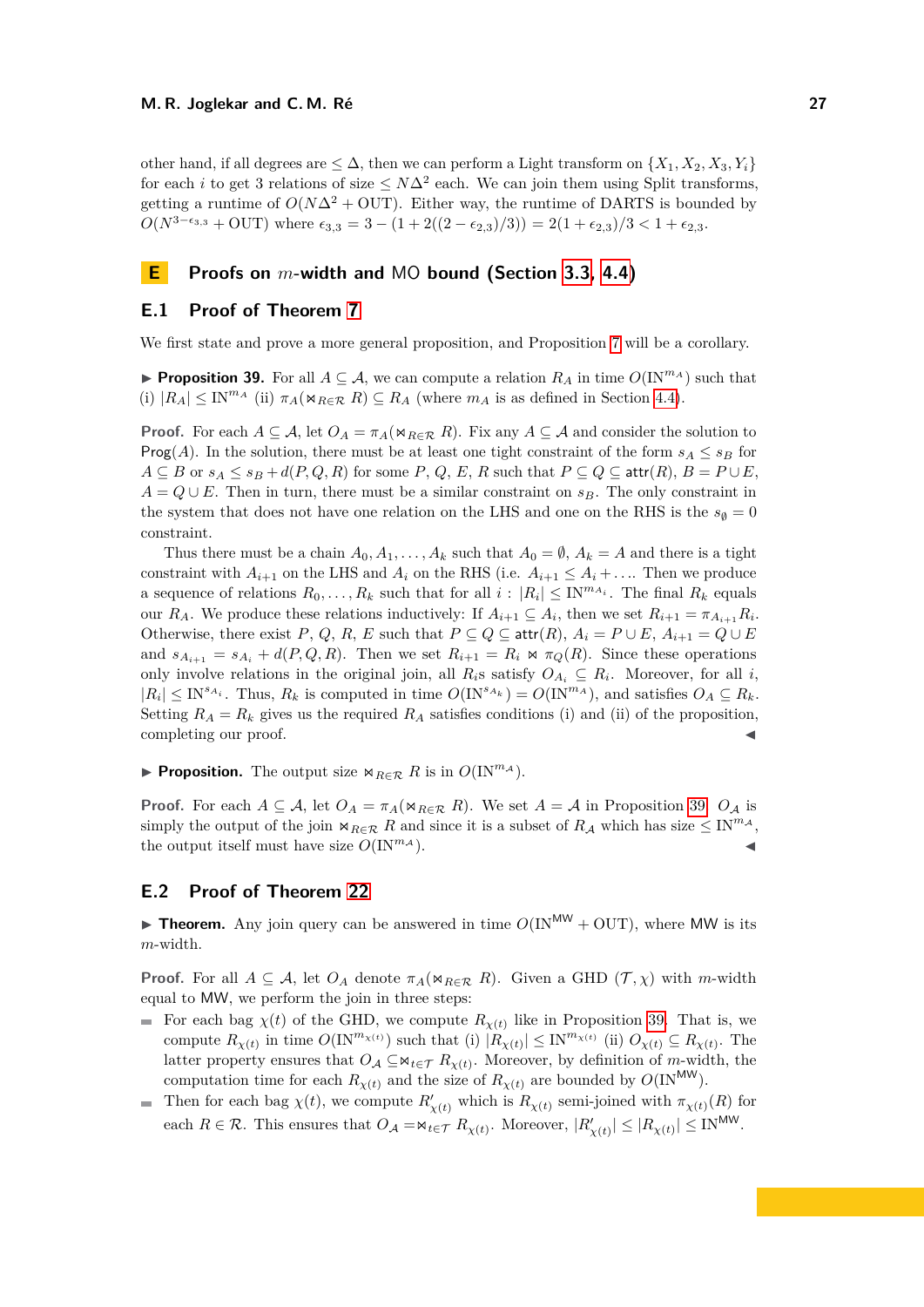other hand, if all degrees are $\leq \Delta$, then we can perform a Light transform on $\{X_1, X_2, X_3, Y_i\}$ for each $i$ to get 3 relations of size $\leq N\Delta^2$ each. We can join them using Split transforms, getting a runtime of $O(N\Delta^2 + \text{OUT})$. Either way, the runtime of DARTS is bounded by $O(N^{3-\epsilon_{3,3}} + \text{OUT})$ where $\epsilon_{3,3} = 3 - (1 + 2((2 - \epsilon_{2,3})/3)) = 2(1 + \epsilon_{2,3})/3 < 1 + \epsilon_{2,3}$.

# E Proofs on $m$-width and MO bound (Section 3.3, 4.4)

## E.1 Proof of Theorem 7

We first state and prove a more general proposition, and Proposition 7 will be a corollary.

▶ **Proposition 39.** For all $A \subseteq \mathcal{A}$, we can compute a relation $R_A$ in time $O(\text{IN}^{m_A})$ such that (i) $|R_A| \leq \text{IN}^{m_A}$ (ii) $\pi_A(\bowtie_{R\in\mathcal{R}} R) \subseteq R_A$ (where $m_A$ is as defined in Section 4.4).

**Proof.** For each $A \subseteq \mathcal{A}$, let $O_A = \pi_A(\bowtie_{R\in\mathcal{R}} R)$. Fix any $A \subseteq \mathcal{A}$ and consider the solution to $\mathsf{Prog}(A)$. In the solution, there must be at least one tight constraint of the form $s_A \leq s_B$ for $A \subseteq B$ or $s_A \leq s_B + d(P, Q, R)$ for some $P$, $Q$, $E$, $R$ such that $P \subseteq Q \subseteq \mathsf{attr}(R)$, $B = P \cup E$, $A = Q \cup E$. Then in turn, there must be a similar constraint on $s_B$. The only constraint in the system that does not have one relation on the LHS and one on the RHS is the $s_\emptyset = 0$ constraint.

Thus there must be a chain $A_0, A_1, \ldots, A_k$ such that $A_0 = \emptyset$, $A_k = A$ and there is a tight constraint with $A_{i+1}$ on the LHS and $A_i$ on the RHS (i.e. $A_{i+1} \leq A_i + \ldots$. Then we produce a sequence of relations $R_0, \ldots, R_k$ such that for all $i$ : $|R_i| \leq \text{IN}^{m_{A_i}}$. The final $R_k$ equals our $R_A$. We produce these relations inductively: If $A_{i+1} \subseteq A_i$, then we set $R_{i+1} = \pi_{A_{i+1}} R_i$. Otherwise, there exist $P$, $Q$, $R$, $E$ such that $P \subseteq Q \subseteq \mathsf{attr}(R)$, $A_i = P \cup E$, $A_{i+1} = Q \cup E$ and $s_{A_{i+1}} = s_{A_i} + d(P, Q, R)$. Then we set $R_{i+1} = R_i \bowtie \pi_Q(R)$. Since these operations only involve relations in the original join, all $R_i$s satisfy $O_{A_i} \subseteq R_i$. Moreover, for all $i$, $|R_i| \leq \text{IN}^{s_{A_i}}$. Thus, $R_k$ is computed in time $O(\text{IN}^{s_{A_k}}) = O(\text{IN}^{m_A})$, and satisfies $O_A \subseteq R_k$. Setting $R_A = R_k$ gives us the required $R_A$ satisfies conditions (i) and (ii) of the proposition, completing our proof. ◀

▶ **Proposition.** The output size $\bowtie_{R\in\mathcal{R}} R$ is in $O(\text{IN}^{m_\mathcal{A}})$.

**Proof.** For each $A \subseteq \mathcal{A}$, let $O_A = \pi_A(\bowtie_{R\in\mathcal{R}} R)$. We set $A = \mathcal{A}$ in Proposition 39. $O_\mathcal{A}$ is simply the output of the join $\bowtie_{R\in\mathcal{R}} R$ and since it is a subset of $R_\mathcal{A}$ which has size $\leq \text{IN}^{m_\mathcal{A}}$, the output itself must have size $O(\text{IN}^{m_\mathcal{A}})$. ◀

## E.2 Proof of Theorem 22

▶ **Theorem.** Any join query can be answered in time $O(\text{IN}^{\mathsf{MW}} + \text{OUT})$, where $\mathsf{MW}$ is its $m$-width.

**Proof.** For all $A \subseteq \mathcal{A}$, let $O_A$ denote $\pi_A(\bowtie_{R\in\mathcal{R}} R)$. Given a GHD $(\mathcal{T}, \chi)$ with $m$-width equal to $\mathsf{MW}$, we perform the join in three steps:

- For each bag $\chi(t)$ of the GHD, we compute $R_{\chi(t)}$ like in Proposition 39. That is, we compute $R_{\chi(t)}$ in time $O(\text{IN}^{m_{\chi(t)}})$ such that (i) $|R_{\chi(t)}| \leq \text{IN}^{m_{\chi(t)}}$ (ii) $O_{\chi(t)} \subseteq R_{\chi(t)}$. The latter property ensures that $O_\mathcal{A} \subseteq \bowtie_{t\in\mathcal{T}} R_{\chi(t)}$. Moreover, by definition of $m$-width, the computation time for each $R_{\chi(t)}$ and the size of $R_{\chi(t)}$ are bounded by $O(\text{IN}^{\mathsf{MW}})$.
- Then for each bag $\chi(t)$, we compute $R'_{\chi(t)}$ which is $R_{\chi(t)}$ semi-joined with $\pi_{\chi(t)}(R)$ for each $R \in \mathcal{R}$. This ensures that $O_\mathcal{A} = \bowtie_{t\in\mathcal{T}} R_{\chi(t)}$. Moreover, $|R'_{\chi(t)}| \leq |R_{\chi(t)}| \leq \text{IN}^{\mathsf{MW}}$.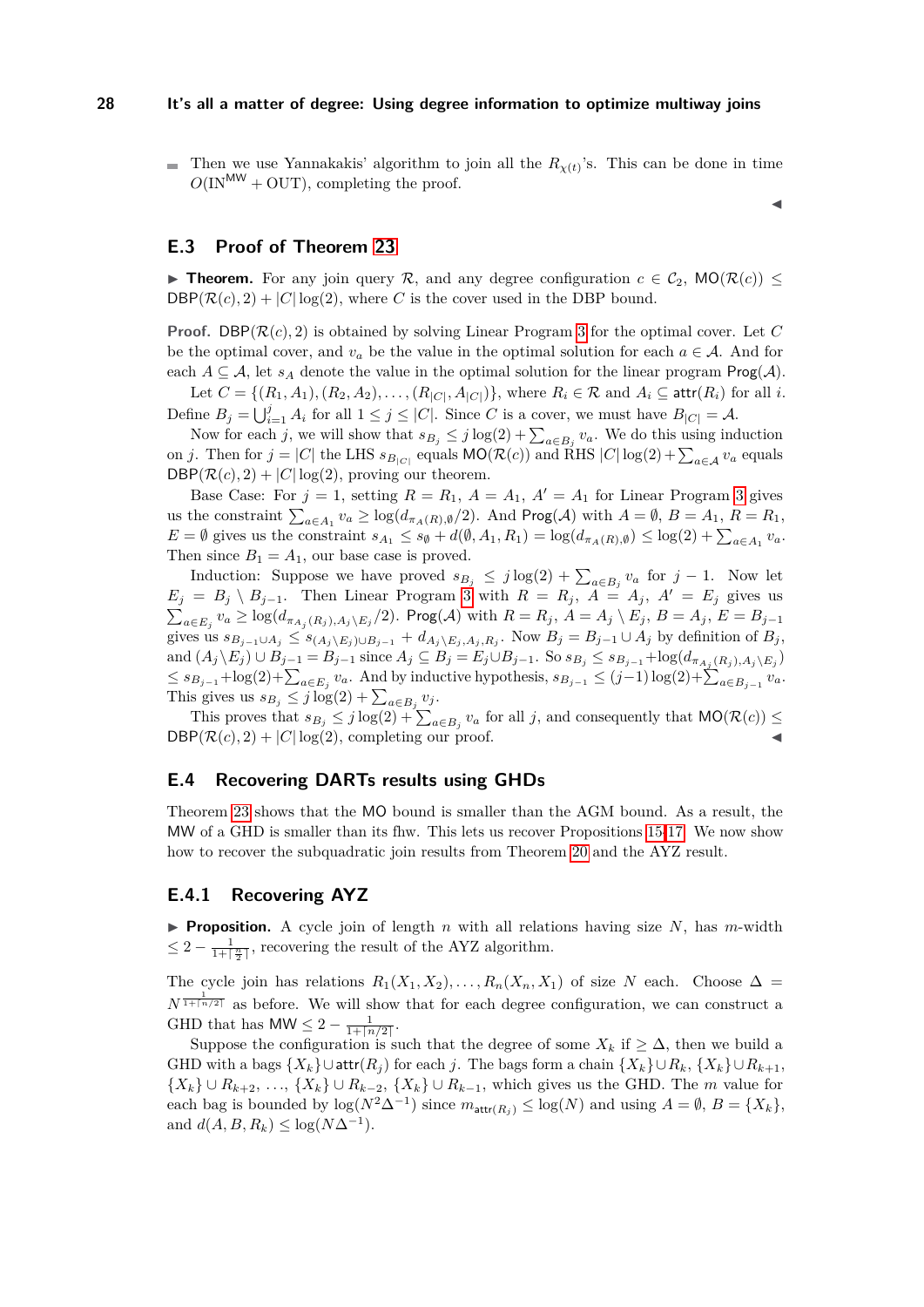- Then we use Yannakakis' algorithm to join all the $R_{\chi(t)}$'s. This can be done in time $O(\text{IN}^{\mathsf{MW}} + \text{OUT})$, completing the proof.

◀

## E.3 Proof of Theorem 23

▶ **Theorem.** For any join query $\mathcal{R}$, and any degree configuration $c \in \mathcal{C}_2$, $\mathsf{MO}(\mathcal{R}(c)) \leq \mathsf{DBP}(\mathcal{R}(c), 2) + |C|\log(2)$, where $C$ is the cover used in the DBP bound.

**Proof.** $\mathsf{DBP}(\mathcal{R}(c), 2)$ is obtained by solving Linear Program 3 for the optimal cover. Let $C$ be the optimal cover, and $v_a$ be the value in the optimal solution for each $a \in \mathcal{A}$. And for each $A \subseteq \mathcal{A}$, let $s_A$ denote the value in the optimal solution for the linear program $\mathsf{Prog}(\mathcal{A})$.

Let $C = \{(R_1, A_1), (R_2, A_2), \ldots, (R_{|C|}, A_{|C|})\}$, where $R_i \in \mathcal{R}$ and $A_i \subseteq \mathsf{attr}(R_i)$ for all $i$. Define $B_j = \bigcup_{i=1}^{j} A_i$ for all $1 \leq j \leq |C|$. Since $C$ is a cover, we must have $B_{|C|} = \mathcal{A}$.

Now for each $j$, we will show that $s_{B_j} \leq j\log(2) + \sum_{a \in B_j} v_a$. We do this using induction on $j$. Then for $j = |C|$ the LHS $s_{B_{|C|}}$ equals $\mathsf{MO}(\mathcal{R}(c))$ and RHS $|C|\log(2) + \sum_{a\in\mathcal{A}} v_a$ equals $\mathsf{DBP}(\mathcal{R}(c), 2) + |C|\log(2)$, proving our theorem.

Base Case: For $j = 1$, setting $R = R_1$, $A = A_1$, $A' = A_1$ for Linear Program 3 gives us the constraint $\sum_{a\in A_1} v_a \geq \log(d_{\pi_A(R),\emptyset}/2)$. And $\mathsf{Prog}(\mathcal{A})$ with $A = \emptyset$, $B = A_1$, $R = R_1$, $E = \emptyset$ gives us the constraint $s_{A_1} \leq s_\emptyset + d(\emptyset, A_1, R_1) = \log(d_{\pi_A(R),\emptyset}) \leq \log(2) + \sum_{a\in A_1} v_a$. Then since $B_1 = A_1$, our base case is proved.

Induction: Suppose we have proved $s_{B_j} \leq j\log(2) + \sum_{a\in B_j} v_a$ for $j - 1$. Now let $E_j = B_j \setminus B_{j-1}$. Then Linear Program 3 with $R = R_j$, $A = A_j$, $A' = E_j$ gives us $\sum_{a\in E_j} v_a \geq \log(d_{\pi_{A_j}(R_j), A_j\setminus E_j}/2)$. $\mathsf{Prog}(\mathcal{A})$ with $R = R_j$, $A = A_j \setminus E_j$, $B = A_j$, $E = B_{j-1}$ gives us $s_{B_{j-1}\cup A_j} \leq s_{(A_j\setminus E_j)\cup B_{j-1}} + d_{A_j\setminus E_j, A_j, R_j}$. Now $B_j = B_{j-1} \cup A_j$ by definition of $B_j$, and $(A_j \setminus E_j) \cup B_{j-1} = B_{j-1}$ since $A_j \subseteq B_j = E_j \cup B_{j-1}$. So $s_{B_j} \leq s_{B_{j-1}} + \log(d_{\pi_{A_j}(R_j), A_j\setminus E_j})$ $\leq s_{B_{j-1}} + \log(2) + \sum_{a\in E_j} v_a$. And by inductive hypothesis, $s_{B_{j-1}} \leq (j-1)\log(2) + \sum_{a\in B_{j-1}} v_a$. This gives us $s_{B_j} \leq j\log(2) + \sum_{a\in B_j} v_j$.

This proves that $s_{B_j} \leq j\log(2) + \sum_{a\in B_j} v_a$ for all $j$, and consequently that $\mathsf{MO}(\mathcal{R}(c)) \leq \mathsf{DBP}(\mathcal{R}(c), 2) + |C|\log(2)$, completing our proof. ◀

## E.4 Recovering DARTs results using GHDs

Theorem 23 shows that the $\mathsf{MO}$ bound is smaller than the AGM bound. As a result, the $\mathsf{MW}$ of a GHD is smaller than its fhw. This lets us recover Propositions 15,17. We now show how to recover the subquadratic join results from Theorem 20 and the AYZ result.

### E.4.1 Recovering AYZ

▶ **Proposition.** A cycle join of length $n$ with all relations having size $N$, has $m$-width $\leq 2 - \frac{1}{1+\lceil \frac{n}{2}\rceil}$, recovering the result of the AYZ algorithm.

The cycle join has relations $R_1(X_1, X_2), \ldots, R_n(X_n, X_1)$ of size $N$ each. Choose $\Delta = N^{\frac{1}{1+\lceil n/2\rceil}}$ as before. We will show that for each degree configuration, we can construct a GHD that has $\mathsf{MW} \leq 2 - \frac{1}{1+\lceil n/2\rceil}$.

Suppose the configuration is such that the degree of some $X_k$ if $\geq \Delta$, then we build a GHD with a bags $\{X_k\} \cup \mathsf{attr}(R_j)$ for each $j$. The bags form a chain $\{X_k\} \cup R_k$, $\{X_k\} \cup R_{k+1}$, $\{X_k\} \cup R_{k+2}$, $\ldots$, $\{X_k\} \cup R_{k-2}$, $\{X_k\} \cup R_{k-1}$, which gives us the GHD. The $m$ value for each bag is bounded by $\log(N^2\Delta^{-1})$ since $m_{\mathsf{attr}(R_j)} \leq \log(N)$ and using $A = \emptyset$, $B = \{X_k\}$, and $d(A, B, R_k) \leq \log(N\Delta^{-1})$.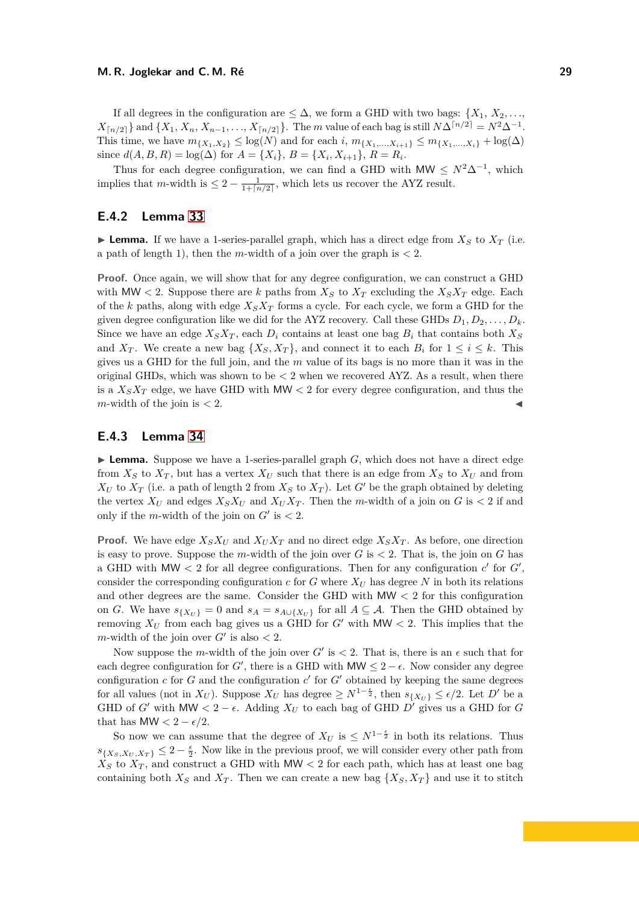If all degrees in the configuration are $\leq \Delta$, we form a GHD with two bags: $\{X_1, X_2, \ldots, X_{\lceil n/2 \rceil}\}$ and $\{X_1, X_n, X_{n-1}, \ldots, X_{\lceil n/2 \rceil}\}$. The $m$ value of each bag is still $N\Delta^{\lceil n/2 \rceil} = N^2\Delta^{-1}$. This time, we have $m_{\{X_1,X_2\}} \leq \log(N)$ and for each $i$, $m_{\{X_1,\ldots,X_{i+1}\}} \leq m_{\{X_1,\ldots,X_i\}} + \log(\Delta)$ since $d(A, B, R) = \log(\Delta)$ for $A = \{X_i\}$, $B = \{X_i, X_{i+1}\}$, $R = R_i$.

Thus for each degree configuration, we can find a GHD with MW $\leq N^2\Delta^{-1}$, which implies that $m$-width is $\leq 2 - \frac{1}{1+\lceil n/2 \rceil}$, which lets us recover the AYZ result.

### E.4.2 Lemma 33

▶ **Lemma.** If we have a 1-series-parallel graph, which has a direct edge from $X_S$ to $X_T$ (i.e. a path of length 1), then the $m$-width of a join over the graph is $< 2$.

**Proof.** Once again, we will show that for any degree configuration, we can construct a GHD with MW $< 2$. Suppose there are $k$ paths from $X_S$ to $X_T$ excluding the $X_S X_T$ edge. Each of the $k$ paths, along with edge $X_S X_T$ forms a cycle. For each cycle, we form a GHD for the given degree configuration like we did for the AYZ recovery. Call these GHDs $D_1, D_2, \ldots, D_k$. Since we have an edge $X_S X_T$, each $D_i$ contains at least one bag $B_i$ that contains both $X_S$ and $X_T$. We create a new bag $\{X_S, X_T\}$, and connect it to each $B_i$ for $1 \leq i \leq k$. This gives us a GHD for the full join, and the $m$ value of its bags is no more than it was in the original GHDs, which was shown to be $< 2$ when we recovered AYZ. As a result, when there is a $X_S X_T$ edge, we have GHD with MW $< 2$ for every degree configuration, and thus the $m$-width of the join is $< 2$. ◀

### E.4.3 Lemma 34

▶ **Lemma.** Suppose we have a 1-series-parallel graph $G$, which does not have a direct edge from $X_S$ to $X_T$, but has a vertex $X_U$ such that there is an edge from $X_S$ to $X_U$ and from $X_U$ to $X_T$ (i.e. a path of length 2 from $X_S$ to $X_T$). Let $G'$ be the graph obtained by deleting the vertex $X_U$ and edges $X_S X_U$ and $X_U X_T$. Then the $m$-width of a join on $G$ is $< 2$ if and only if the $m$-width of the join on $G'$ is $< 2$.

**Proof.** We have edge $X_S X_U$ and $X_U X_T$ and no direct edge $X_S X_T$. As before, one direction is easy to prove. Suppose the $m$-width of the join over $G$ is $< 2$. That is, the join on $G$ has a GHD with MW $< 2$ for all degree configurations. Then for any configuration $c'$ for $G'$, consider the corresponding configuration $c$ for $G$ where $X_U$ has degree $N$ in both its relations and other degrees are the same. Consider the GHD with MW $< 2$ for this configuration on $G$. We have $s_{\{X_U\}} = 0$ and $s_A = s_{A \cup \{X_U\}}$ for all $A \subseteq \mathcal{A}$. Then the GHD obtained by removing $X_U$ from each bag gives us a GHD for $G'$ with MW $< 2$. This implies that the $m$-width of the join over $G'$ is also $< 2$.

Now suppose the $m$-width of the join over $G'$ is $< 2$. That is, there is an $\epsilon$ such that for each degree configuration for $G'$, there is a GHD with MW $\leq 2 - \epsilon$. Now consider any degree configuration $c$ for $G$ and the configuration $c'$ for $G'$ obtained by keeping the same degrees for all values (not in $X_U$). Suppose $X_U$ has degree $\geq N^{1-\frac{\epsilon}{2}}$, then $s_{\{X_U\}} \leq \epsilon/2$. Let $D'$ be a GHD of $G'$ with MW $< 2 - \epsilon$. Adding $X_U$ to each bag of GHD $D'$ gives us a GHD for $G$ that has MW $< 2 - \epsilon/2$.

So now we can assume that the degree of $X_U$ is $\leq N^{1-\frac{\epsilon}{2}}$ in both its relations. Thus $s_{\{X_S, X_U, X_T\}} \leq 2 - \frac{\epsilon}{2}$. Now like in the previous proof, we will consider every other path from $X_S$ to $X_T$, and construct a GHD with MW $< 2$ for each path, which has at least one bag containing both $X_S$ and $X_T$. Then we can create a new bag $\{X_S, X_T\}$ and use it to stitch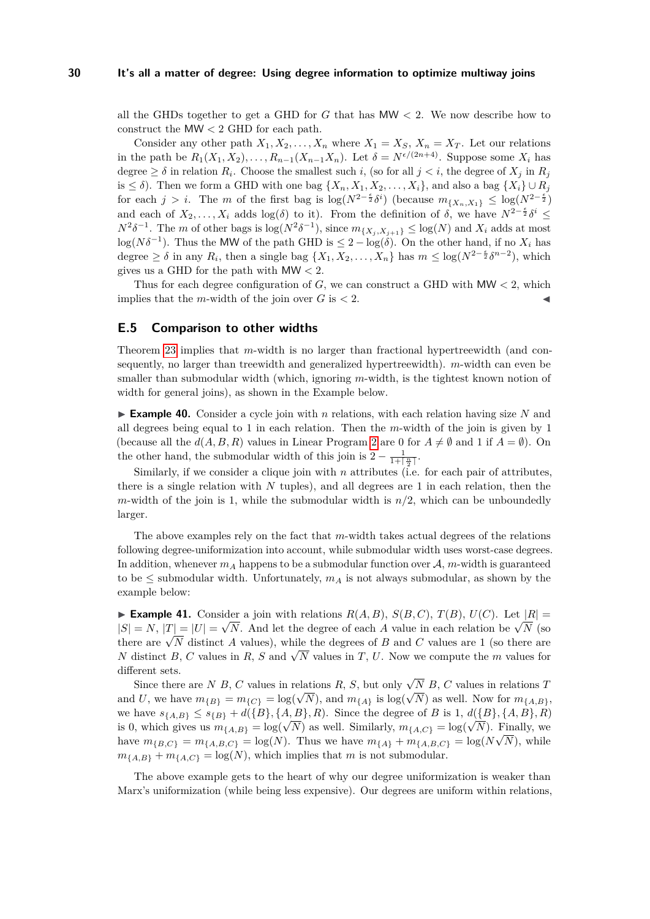all the GHDs together to get a GHD for $G$ that has $\mathsf{MW} < 2$. We now describe how to construct the $\mathsf{MW} < 2$ GHD for each path.

Consider any other path $X_1, X_2, \ldots, X_n$ where $X_1 = X_S$, $X_n = X_T$. Let our relations in the path be $R_1(X_1, X_2), \ldots, R_{n-1}(X_{n-1}X_n)$. Let $\delta = N^{\epsilon/(2n+4)}$. Suppose some $X_i$ has degree $\geq \delta$ in relation $R_i$. Choose the smallest such $i$, (so for all $j < i$, the degree of $X_j$ in $R_j$ is $\leq \delta$). Then we form a GHD with one bag $\{X_n, X_1, X_2, \ldots, X_i\}$, and also a bag $\{X_i\} \cup R_j$ for each $j > i$. The $m$ of the first bag is $\log(N^{2-\frac{\epsilon}{2}}\delta^i)$ (because $m_{\{X_n,X_1\}} \leq \log(N^{2-\frac{\epsilon}{2}})$ and each of $X_2, \ldots, X_i$ adds $\log(\delta)$ to it). From the definition of $\delta$, we have $N^{2-\frac{\epsilon}{2}}\delta^i \leq N^2\delta^{-1}$. The $m$ of other bags is $\log(N^2\delta^{-1})$, since $m_{\{X_j,X_{j+1}\}} \leq \log(N)$ and $X_i$ adds at most $\log(N\delta^{-1})$. Thus the $\mathsf{MW}$ of the path GHD is $\leq 2 - \log(\delta)$. On the other hand, if no $X_i$ has degree $\geq \delta$ in any $R_i$, then a single bag $\{X_1, X_2, \ldots, X_n\}$ has $m \leq \log(N^{2-\frac{\epsilon}{2}}\delta^{n-2})$, which gives us a GHD for the path with $\mathsf{MW} < 2$.

Thus for each degree configuration of $G$, we can construct a GHD with $\mathsf{MW} < 2$, which implies that the $m$-width of the join over $G$ is $< 2$. ◀

## E.5 Comparison to other widths

Theorem 23 implies that $m$-width is no larger than fractional hypertreewidth (and consequently, no larger than treewidth and generalized hypertreewidth). $m$-width can even be smaller than submodular width (which, ignoring $m$-width, is the tightest known notion of width for general joins), as shown in the Example below.

▶ **Example 40.** Consider a cycle join with $n$ relations, with each relation having size $N$ and all degrees being equal to 1 in each relation. Then the $m$-width of the join is given by 1 (because all the $d(A, B, R)$ values in Linear Program 2 are 0 for $A \neq \emptyset$ and 1 if $A = \emptyset$). On the other hand, the submodular width of this join is $2 - \frac{1}{1+\lceil\frac{n}{2}\rceil}$.

Similarly, if we consider a clique join with $n$ attributes (i.e. for each pair of attributes, there is a single relation with $N$ tuples), and all degrees are 1 in each relation, then the $m$-width of the join is 1, while the submodular width is $n/2$, which can be unboundedly larger.

The above examples rely on the fact that $m$-width takes actual degrees of the relations following degree-uniformization into account, while submodular width uses worst-case degrees. In addition, whenever $m_A$ happens to be a submodular function over $\mathcal{A}$, $m$-width is guaranteed to be $\leq$ submodular width. Unfortunately, $m_A$ is not always submodular, as shown by the example below:

▶ **Example 41.** Consider a join with relations $R(A, B)$, $S(B, C)$, $T(B)$, $U(C)$. Let $|R| = |S| = N$, $|T| = |U| = \sqrt{N}$. And let the degree of each $A$ value in each relation be $\sqrt{N}$ (so there are $\sqrt{N}$ distinct $A$ values), while the degrees of $B$ and $C$ values are 1 (so there are $N$ distinct $B$, $C$ values in $R$, $S$ and $\sqrt{N}$ values in $T$, $U$. Now we compute the $m$ values for different sets.

Since there are $N$ $B$, $C$ values in relations $R$, $S$, but only $\sqrt{N}$ $B$, $C$ values in relations $T$ and $U$, we have $m_{\{B\}} = m_{\{C\}} = \log(\sqrt{N})$, and $m_{\{A\}}$ is $\log(\sqrt{N})$ as well. Now for $m_{\{A,B\}}$, we have $s_{\{A,B\}} \leq s_{\{B\}} + d(\{B\}, \{A, B\}, R)$. Since the degree of $B$ is 1, $d(\{B\}, \{A, B\}, R)$ is 0, which gives us $m_{\{A,B\}} = \log(\sqrt{N})$ as well. Similarly, $m_{\{A,C\}} = \log(\sqrt{N})$. Finally, we have $m_{\{B,C\}} = m_{\{A,B,C\}} = \log(N)$. Thus we have $m_{\{A\}} + m_{\{A,B,C\}} = \log(N\sqrt{N})$, while $m_{\{A,B\}} + m_{\{A,C\}} = \log(N)$, which implies that $m$ is not submodular.

The above example gets to the heart of why our degree uniformization is weaker than Marx's uniformization (while being less expensive). Our degrees are uniform within relations,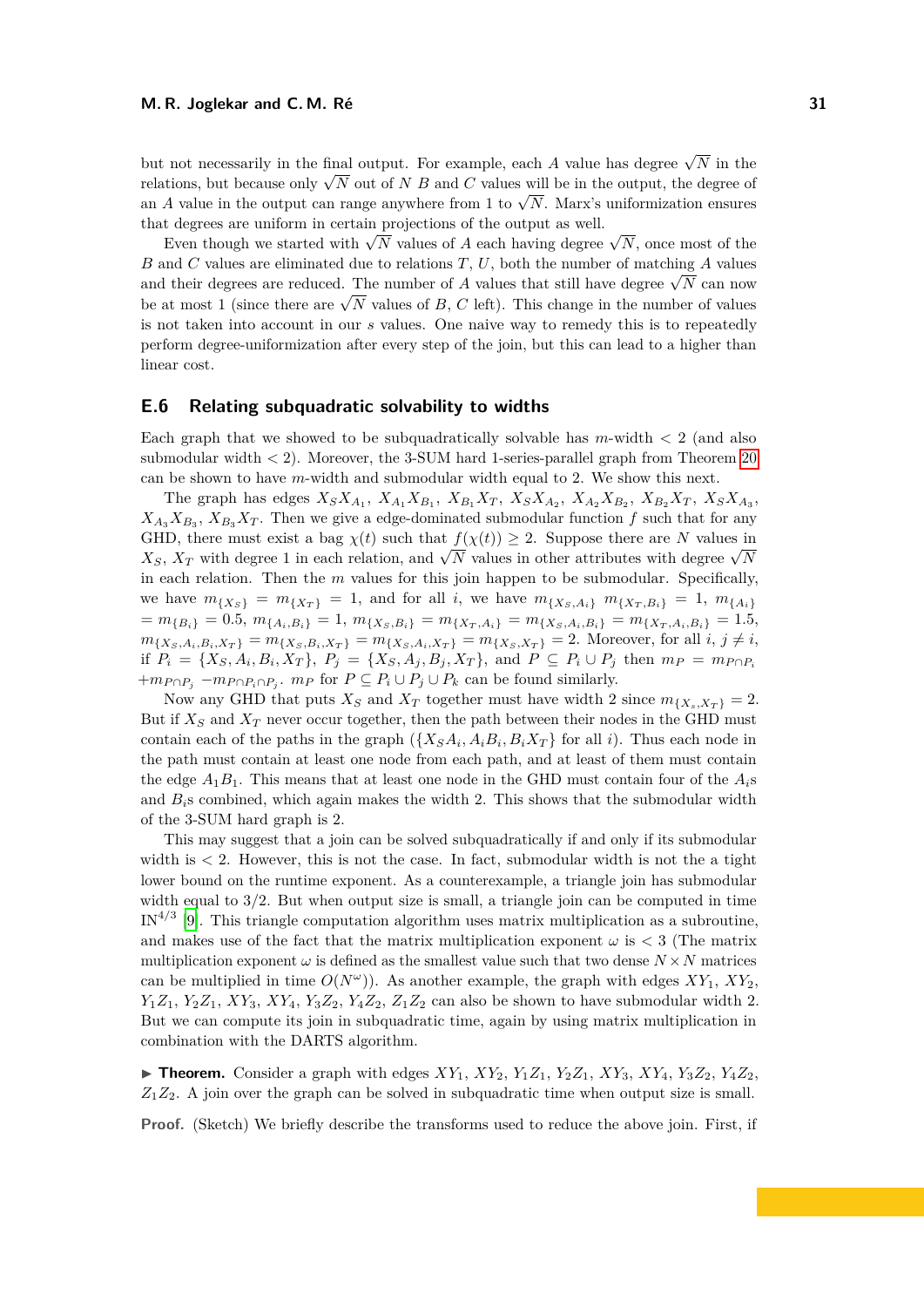but not necessarily in the final output. For example, each $A$ value has degree $\sqrt{N}$ in the relations, but because only $\sqrt{N}$ out of $N$ $B$ and $C$ values will be in the output, the degree of an $A$ value in the output can range anywhere from 1 to $\sqrt{N}$. Marx's uniformization ensures that degrees are uniform in certain projections of the output as well.

Even though we started with $\sqrt{N}$ values of $A$ each having degree $\sqrt{N}$, once most of the $B$ and $C$ values are eliminated due to relations $T$, $U$, both the number of matching $A$ values and their degrees are reduced. The number of $A$ values that still have degree $\sqrt{N}$ can now be at most 1 (since there are $\sqrt{N}$ values of $B$, $C$ left). This change in the number of values is not taken into account in our $s$ values. One naive way to remedy this is to repeatedly perform degree-uniformization after every step of the join, but this can lead to a higher than linear cost.

## E.6 Relating subquadratic solvability to widths

Each graph that we showed to be subquadratically solvable has $m$-width $< 2$ (and also submodular width $< 2$). Moreover, the 3-SUM hard 1-series-parallel graph from Theorem 20 can be shown to have $m$-width and submodular width equal to 2. We show this next.

The graph has edges $X_SX_{A_1}$, $X_{A_1}X_{B_1}$, $X_{B_1}X_T$, $X_SX_{A_2}$, $X_{A_2}X_{B_2}$, $X_{B_2}X_T$, $X_SX_{A_3}$, $X_{A_3}X_{B_3}$, $X_{B_3}X_T$. Then we give a edge-dominated submodular function $f$ such that for any GHD, there must exist a bag $\chi(t)$ such that $f(\chi(t)) \geq 2$. Suppose there are $N$ values in $X_S$, $X_T$ with degree 1 in each relation, and $\sqrt{N}$ values in other attributes with degree $\sqrt{N}$ in each relation. Then the $m$ values for this join happen to be submodular. Specifically, we have $m_{\{X_S\}} = m_{\{X_T\}} = 1$, and for all $i$, we have $m_{\{X_S,A_i\}}$ $m_{\{X_T,B_i\}} = 1$, $m_{\{A_i\}} = m_{\{B_i\}} = 0.5$, $m_{\{A_i,B_i\}} = 1$, $m_{\{X_S,B_i\}} = m_{\{X_T,A_i\}} = m_{\{X_S,A_i,B_i\}} = m_{\{X_T,A_i,B_i\}} = 1.5$, $m_{\{X_S,A_i,B_i,X_T\}} = m_{\{X_S,B_i,X_T\}} = m_{\{X_S,A_i,X_T\}} = m_{\{X_S,X_T\}} = 2$. Moreover, for all $i$, $j \neq i$, if $P_i = \{X_S, A_i, B_i, X_T\}$, $P_j = \{X_S, A_j, B_j, X_T\}$, and $P \subseteq P_i \cup P_j$ then $m_P = m_{P \cap P_i}$ $+ m_{P \cap P_j}$ $- m_{P \cap P_i \cap P_j}$. $m_P$ for $P \subseteq P_i \cup P_j \cup P_k$ can be found similarly.

Now any GHD that puts $X_S$ and $X_T$ together must have width 2 since $m_{\{X_s,X_T\}} = 2$. But if $X_S$ and $X_T$ never occur together, then the path between their nodes in the GHD must contain each of the paths in the graph ($\{X_SA_i, A_iB_i, B_iX_T\}$ for all $i$). Thus each node in the path must contain at least one node from each path, and at least of them must contain the edge $A_1B_1$. This means that at least one node in the GHD must contain four of the $A_i$s and $B_i$s combined, which again makes the width 2. This shows that the submodular width of the 3-SUM hard graph is 2.

This may suggest that a join can be solved subquadratically if and only if its submodular width is $< 2$. However, this is not the case. In fact, submodular width is not the a tight lower bound on the runtime exponent. As a counterexample, a triangle join has submodular width equal to 3/2. But when output size is small, a triangle join can be computed in time $\text{IN}^{4/3}$ [9]. This triangle computation algorithm uses matrix multiplication as a subroutine, and makes use of the fact that the matrix multiplication exponent $\omega$ is $< 3$ (The matrix multiplication exponent $\omega$ is defined as the smallest value such that two dense $N \times N$ matrices can be multiplied in time $O(N^\omega)$). As another example, the graph with edges $XY_1$, $XY_2$, $Y_1Z_1$, $Y_2Z_1$, $XY_3$, $XY_4$, $Y_3Z_2$, $Y_4Z_2$, $Z_1Z_2$ can also be shown to have submodular width 2. But we can compute its join in subquadratic time, again by using matrix multiplication in combination with the DARTS algorithm.

▶ **Theorem.** Consider a graph with edges $XY_1$, $XY_2$, $Y_1Z_1$, $Y_2Z_1$, $XY_3$, $XY_4$, $Y_3Z_2$, $Y_4Z_2$, $Z_1Z_2$. A join over the graph can be solved in subquadratic time when output size is small.

**Proof.** (Sketch) We briefly describe the transforms used to reduce the above join. First, if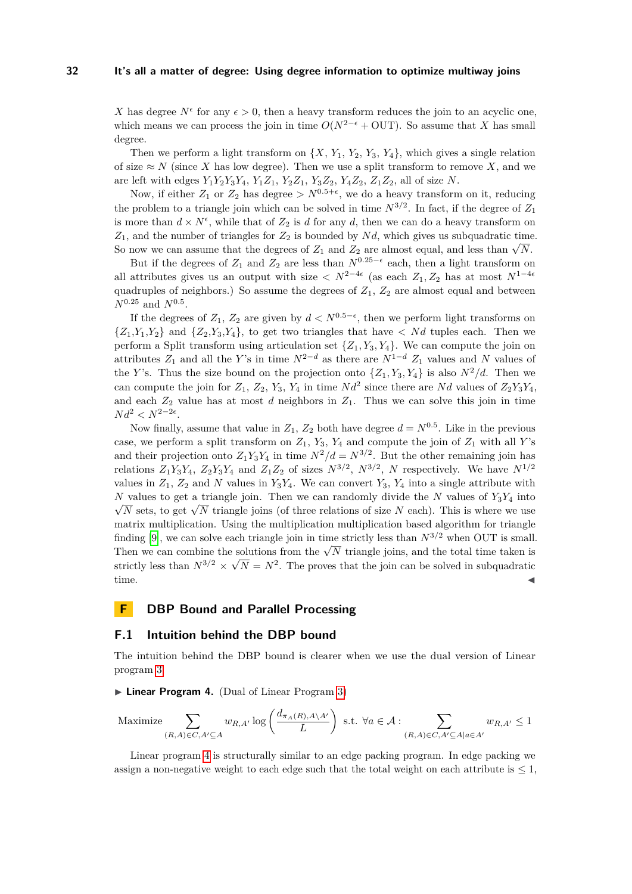$X$ has degree $N^\epsilon$ for any $\epsilon > 0$, then a heavy transform reduces the join to an acyclic one, which means we can process the join in time $O(N^{2-\epsilon} + \text{OUT})$. So assume that $X$ has small degree.

Then we perform a light transform on $\{X, Y_1, Y_2, Y_3, Y_4\}$, which gives a single relation of size $\approx N$ (since $X$ has low degree). Then we use a split transform to remove $X$, and we are left with edges $Y_1Y_2Y_3Y_4$, $Y_1Z_1$, $Y_2Z_1$, $Y_3Z_2$, $Y_4Z_2$, $Z_1Z_2$, all of size $N$.

Now, if either $Z_1$ or $Z_2$ has degree $> N^{0.5+\epsilon}$, we do a heavy transform on it, reducing the problem to a triangle join which can be solved in time $N^{3/2}$. In fact, if the degree of $Z_1$ is more than $d \times N^\epsilon$, while that of $Z_2$ is $d$ for any $d$, then we can do a heavy transform on $Z_1$, and the number of triangles for $Z_2$ is bounded by $Nd$, which gives us subquadratic time. So now we can assume that the degrees of $Z_1$ and $Z_2$ are almost equal, and less than $\sqrt{N}$.

But if the degrees of $Z_1$ and $Z_2$ are less than $N^{0.25-\epsilon}$ each, then a light transform on all attributes gives us an output with size $< N^{2-4\epsilon}$ (as each $Z_1, Z_2$ has at most $N^{1-4\epsilon}$ quadruples of neighbors.) So assume the degrees of $Z_1$, $Z_2$ are almost equal and between $N^{0.25}$ and $N^{0.5}$.

If the degrees of $Z_1$, $Z_2$ are given by $d < N^{0.5-\epsilon}$, then we perform light transforms on $\{Z_1,Y_1,Y_2\}$ and $\{Z_2,Y_3,Y_4\}$, to get two triangles that have $< Nd$ tuples each. Then we perform a Split transform using articulation set $\{Z_1, Y_3, Y_4\}$. We can compute the join on attributes $Z_1$ and all the $Y$'s in time $N^{2-d}$ as there are $N^{1-d}$ $Z_1$ values and $N$ values of the $Y$'s. Thus the size bound on the projection onto $\{Z_1, Y_3, Y_4\}$ is also $N^2/d$. Then we can compute the join for $Z_1$, $Z_2$, $Y_3$, $Y_4$ in time $Nd^2$ since there are $Nd$ values of $Z_2Y_3Y_4$, and each $Z_2$ value has at most $d$ neighbors in $Z_1$. Thus we can solve this join in time $Nd^2 < N^{2-2\epsilon}$.

Now finally, assume that value in $Z_1$, $Z_2$ both have degree $d = N^{0.5}$. Like in the previous case, we perform a split transform on $Z_1$, $Y_3$, $Y_4$ and compute the join of $Z_1$ with all $Y$'s and their projection onto $Z_1Y_3Y_4$ in time $N^2/d = N^{3/2}$. But the other remaining join has relations $Z_1Y_3Y_4$, $Z_2Y_3Y_4$ and $Z_1Z_2$ of sizes $N^{3/2}$, $N^{3/2}$, $N$ respectively. We have $N^{1/2}$ values in $Z_1$, $Z_2$ and $N$ values in $Y_3Y_4$. We can convert $Y_3$, $Y_4$ into a single attribute with $N$ values to get a triangle join. Then we can randomly divide the $N$ values of $Y_3Y_4$ into $\sqrt{N}$ sets, to get $\sqrt{N}$ triangle joins (of three relations of size $N$ each). This is where we use matrix multiplication. Using the multiplication multiplication based algorithm for triangle finding [9], we can solve each triangle join in time strictly less than $N^{3/2}$ when OUT is small. Then we can combine the solutions from the $\sqrt{N}$ triangle joins, and the total time taken is strictly less than $N^{3/2} \times \sqrt{N} = N^2$. The proves that the join can be solved in subquadratic time. ◀

# F DBP Bound and Parallel Processing

## F.1 Intuition behind the DBP bound

The intuition behind the DBP bound is clearer when we use the dual version of Linear program 3.

▶ **Linear Program 4.** (Dual of Linear Program 3)

$$\text{Maximize} \sum_{(R,A)\in C, A'\subseteq A} w_{R,A'} \log\left(\frac{d_{\pi_A(R),A\setminus A'}}{L}\right) \text{ s.t. } \forall a \in \mathcal{A}: \sum_{(R,A)\in C, A'\subseteq A | a\in A'} w_{R,A'} \leq 1$$

Linear program 4 is structurally similar to an edge packing program. In edge packing we assign a non-negative weight to each edge such that the total weight on each attribute is $\leq 1$,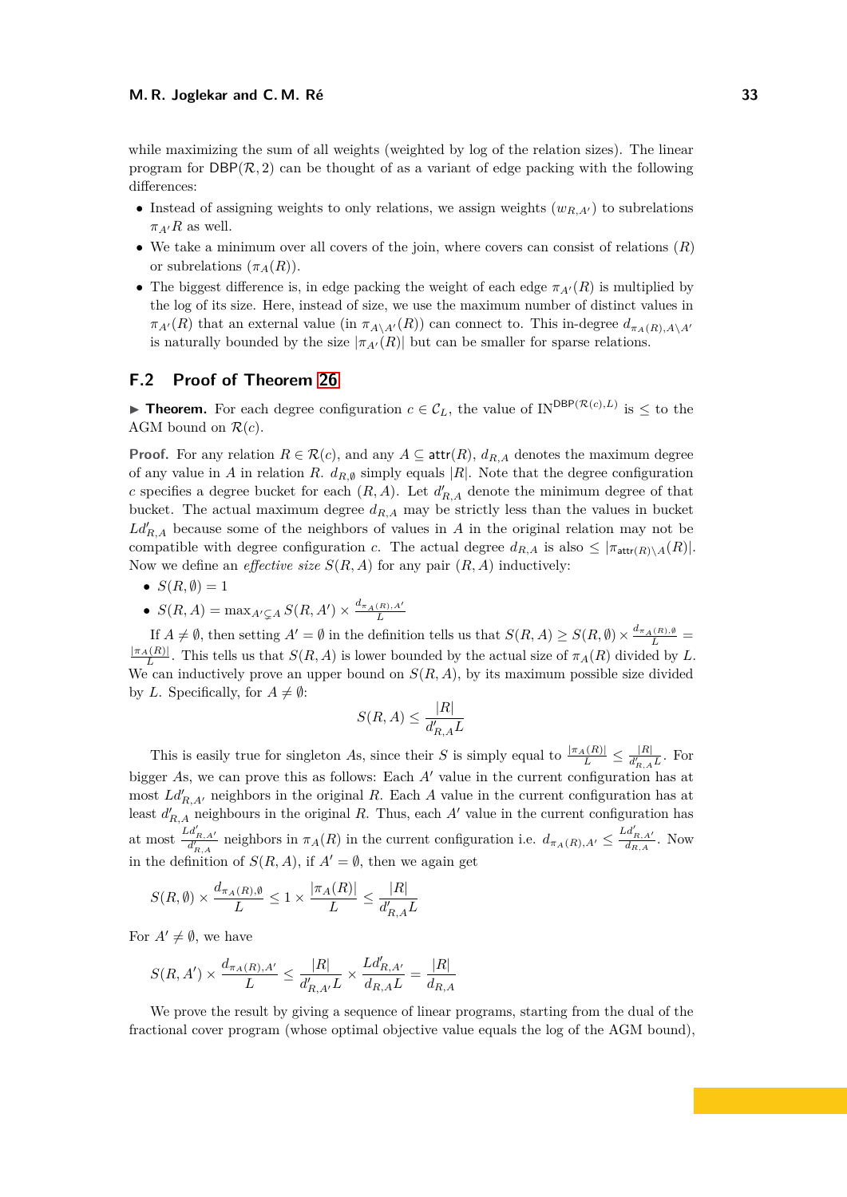while maximizing the sum of all weights (weighted by log of the relation sizes). The linear program for $\mathsf{DBP}(\mathcal{R}, 2)$ can be thought of as a variant of edge packing with the following differences:

- Instead of assigning weights to only relations, we assign weights ($w_{R,A'}$) to subrelations $\pi_{A'}R$ as well.
- We take a minimum over all covers of the join, where covers can consist of relations ($R$) or subrelations ($\pi_A(R)$).
- The biggest difference is, in edge packing the weight of each edge $\pi_{A'}(R)$ is multiplied by the log of its size. Here, instead of size, we use the maximum number of distinct values in $\pi_{A'}(R)$ that an external value (in $\pi_{A\setminus A'}(R)$) can connect to. This in-degree $d_{\pi_A(R),A\setminus A'}$ is naturally bounded by the size $|\pi_{A'}(R)|$ but can be smaller for sparse relations.

## F.2 Proof of Theorem 26

▶ **Theorem.** For each degree configuration $c \in \mathcal{C}_L$, the value of $\text{IN}^{\mathsf{DBP}(\mathcal{R}(c),L)}$ is $\leq$ to the AGM bound on $\mathcal{R}(c)$.

**Proof.** For any relation $R \in \mathcal{R}(c)$, and any $A \subseteq \mathsf{attr}(R)$, $d_{R,A}$ denotes the maximum degree of any value in $A$ in relation $R$. $d_{R,\emptyset}$ simply equals $|R|$. Note that the degree configuration $c$ specifies a degree bucket for each $(R, A)$. Let $d'_{R,A}$ denote the minimum degree of that bucket. The actual maximum degree $d_{R,A}$ may be strictly less than the values in bucket $Ld'_{R,A}$ because some of the neighbors of values in $A$ in the original relation may not be compatible with degree configuration $c$. The actual degree $d_{R,A}$ is also $\leq |\pi_{\mathsf{attr}(R)\setminus A}(R)|$. Now we define an *effective size* $S(R, A)$ for any pair $(R, A)$ inductively:

- $S(R, \emptyset) = 1$
- $S(R, A) = \max_{A' \subsetneq A} S(R, A') \times \frac{d_{\pi_A(R),A'}}{L}$

If $A \neq \emptyset$, then setting $A' = \emptyset$ in the definition tells us that $S(R, A) \geq S(R, \emptyset) \times \frac{d_{\pi_A(R),\emptyset}}{L} = \frac{|\pi_A(R)|}{L}$. This tells us that $S(R, A)$ is lower bounded by the actual size of $\pi_A(R)$ divided by $L$. We can inductively prove an upper bound on $S(R, A)$, by its maximum possible size divided by $L$. Specifically, for $A \neq \emptyset$:

$$S(R, A) \leq \frac{|R|}{d'_{R,A}L}$$

This is easily true for singleton $A$s, since their $S$ is simply equal to $\frac{|\pi_A(R)|}{L} \leq \frac{|R|}{d'_{R,A}L}$. For bigger $A$s, we can prove this as follows: Each $A'$ value in the current configuration has at most $Ld'_{R,A'}$ neighbors in the original $R$. Each $A$ value in the current configuration has at least $d'_{R,A}$ neighbours in the original $R$. Thus, each $A'$ value in the current configuration has at most $\frac{Ld'_{R,A'}}{d'_{R,A}}$ neighbors in $\pi_A(R)$ in the current configuration i.e. $d_{\pi_A(R),A'} \leq \frac{Ld'_{R,A'}}{d_{R,A}}$. Now in the definition of $S(R, A)$, if $A' = \emptyset$, then we again get

$$S(R, \emptyset) \times \frac{d_{\pi_A(R),\emptyset}}{L} \leq 1 \times \frac{|\pi_A(R)|}{L} \leq \frac{|R|}{d'_{R,A}L}$$

For $A' \neq \emptyset$, we have

$$S(R, A') \times \frac{d_{\pi_A(R),A'}}{L} \leq \frac{|R|}{d'_{R,A'}L} \times \frac{Ld'_{R,A'}}{d_{R,A}L} = \frac{|R|}{d_{R,A}L}$$

We prove the result by giving a sequence of linear programs, starting from the dual of the fractional cover program (whose optimal objective value equals the log of the AGM bound),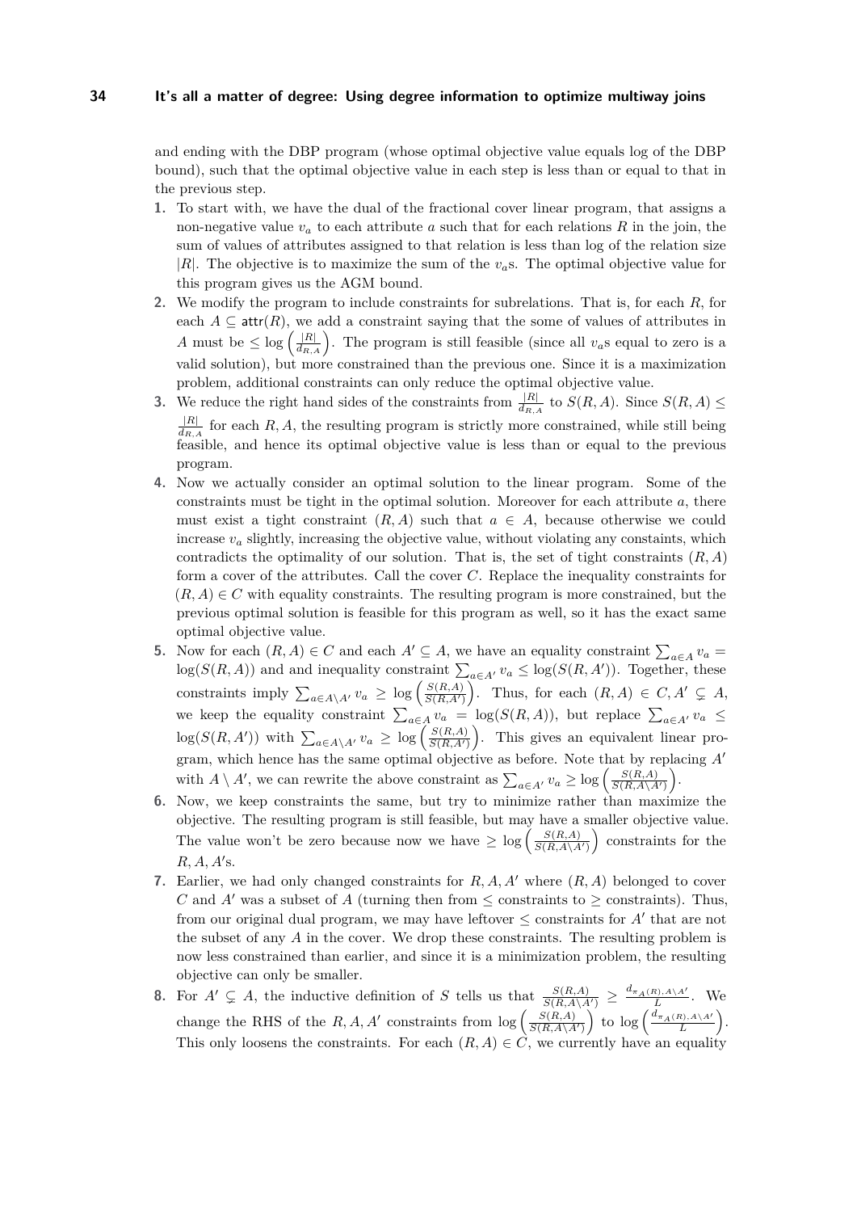and ending with the DBP program (whose optimal objective value equals log of the DBP bound), such that the optimal objective value in each step is less than or equal to that in the previous step.

1. To start with, we have the dual of the fractional cover linear program, that assigns a non-negative value $v_a$ to each attribute $a$ such that for each relations $R$ in the join, the sum of values of attributes assigned to that relation is less than log of the relation size $|R|$. The objective is to maximize the sum of the $v_a$s. The optimal objective value for this program gives us the AGM bound.
2. We modify the program to include constraints for subrelations. That is, for each $R$, for each $A \subseteq \mathsf{attr}(R)$, we add a constraint saying that the some of values of attributes in $A$ must be $\leq \log\left(\frac{|R|}{d_{R,A}}\right)$. The program is still feasible (since all $v_a$s equal to zero is a valid solution), but more constrained than the previous one. Since it is a maximization problem, additional constraints can only reduce the optimal objective value.
3. We reduce the right hand sides of the constraints from $\frac{|R|}{d_{R,A}}$ to $S(R, A)$. Since $S(R, A) \leq \frac{|R|}{d_{R,A}}$ for each $R, A$, the resulting program is strictly more constrained, while still being feasible, and hence its optimal objective value is less than or equal to the previous program.
4. Now we actually consider an optimal solution to the linear program. Some of the constraints must be tight in the optimal solution. Moreover for each attribute $a$, there must exist a tight constraint $(R, A)$ such that $a \in A$, because otherwise we could increase $v_a$ slightly, increasing the objective value, without violating any constaints, which contradicts the optimality of our solution. That is, the set of tight constraints $(R, A)$ form a cover of the attributes. Call the cover $C$. Replace the inequality constraints for $(R, A) \in C$ with equality constraints. The resulting program is more constrained, but the previous optimal solution is feasible for this program as well, so it has the exact same optimal objective value.
5. Now for each $(R, A) \in C$ and each $A' \subseteq A$, we have an equality constraint $\sum_{a \in A} v_a = \log(S(R, A))$ and and inequality constraint $\sum_{a \in A'} v_a \leq \log(S(R, A'))$. Together, these constraints imply $\sum_{a \in A \setminus A'} v_a \geq \log\left(\frac{S(R,A)}{S(R,A')}\right)$. Thus, for each $(R, A) \in C, A' \subsetneq A$, we keep the equality constraint $\sum_{a \in A} v_a = \log(S(R, A))$, but replace $\sum_{a \in A'} v_a \leq \log(S(R, A'))$ with $\sum_{a \in A \setminus A'} v_a \geq \log\left(\frac{S(R,A)}{S(R,A')}\right)$. This gives an equivalent linear program, which hence has the same optimal objective as before. Note that by replacing $A'$ with $A \setminus A'$, we can rewrite the above constraint as $\sum_{a \in A'} v_a \geq \log\left(\frac{S(R,A)}{S(R,A \setminus A')}\right)$.
6. Now, we keep constraints the same, but try to minimize rather than maximize the objective. The resulting program is still feasible, but may have a smaller objective value. The value won't be zero because now we have $\geq \log\left(\frac{S(R,A)}{S(R,A \setminus A')}\right)$ constraints for the $R, A, A'$s.
7. Earlier, we had only changed constraints for $R, A, A'$ where $(R, A)$ belonged to cover $C$ and $A'$ was a subset of $A$ (turning then from $\leq$ constraints to $\geq$ constraints). Thus, from our original dual program, we may have leftover $\leq$ constraints for $A'$ that are not the subset of any $A$ in the cover. We drop these constraints. The resulting problem is now less constrained than earlier, and since it is a minimization problem, the resulting objective can only be smaller.
8. For $A' \subsetneq A$, the inductive definition of $S$ tells us that $\frac{S(R,A)}{S(R,A \setminus A')} \geq \frac{d_{\pi_A(R), A \setminus A'}}{L}$. We change the RHS of the $R, A, A'$ constraints from $\log\left(\frac{S(R,A)}{S(R,A \setminus A')}\right)$ to $\log\left(\frac{d_{\pi_A(R), A \setminus A'}}{L}\right)$. This only loosens the constraints. For each $(R, A) \in C$, we currently have an equality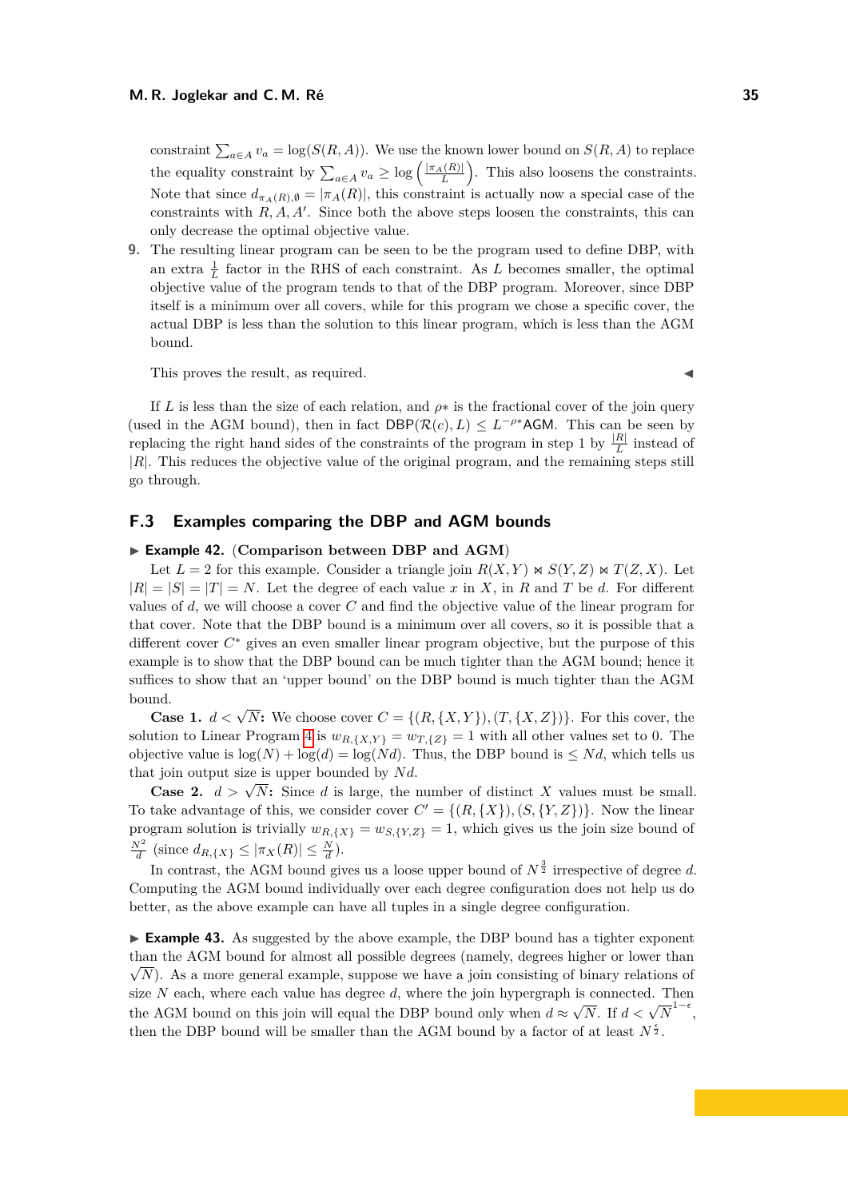constraint $\sum_{a \in A} v_a = \log(S(R, A))$. We use the known lower bound on $S(R, A)$ to replace the equality constraint by $\sum_{a \in A} v_a \geq \log\left(\frac{|\pi_A(R)|}{L}\right)$. This also loosens the constraints. Note that since $d_{\pi_A(R), \emptyset} = |\pi_A(R)|$, this constraint is actually now a special case of the constraints with $R, A, A'$. Since both the above steps loosen the constraints, this can only decrease the optimal objective value.

9. The resulting linear program can be seen to be the program used to define DBP, with an extra $\frac{1}{L}$ factor in the RHS of each constraint. As $L$ becomes smaller, the optimal objective value of the program tends to that of the DBP program. Moreover, since DBP itself is a minimum over all covers, while for this program we chose a specific cover, the actual DBP is less than the solution to this linear program, which is less than the AGM bound.

This proves the result, as required. ◀

If $L$ is less than the size of each relation, and $\rho*$ is the fractional cover of the join query (used in the AGM bound), then in fact $\mathsf{DBP}(\mathcal{R}(c), L) \leq L^{-\rho*}\mathsf{AGM}$. This can be seen by replacing the right hand sides of the constraints of the program in step 1 by $\frac{|R|}{L}$ instead of $|R|$. This reduces the objective value of the original program, and the remaining steps still go through.

## F.3 Examples comparing the DBP and AGM bounds

▶ **Example 42.** **(Comparison between DBP and AGM)**

Let $L = 2$ for this example. Consider a triangle join $R(X, Y) \bowtie S(Y, Z) \bowtie T(Z, X)$. Let $|R| = |S| = |T| = N$. Let the degree of each value $x$ in $X$, in $R$ and $T$ be $d$. For different values of $d$, we will choose a cover $C$ and find the objective value of the linear program for that cover. Note that the DBP bound is a minimum over all covers, so it is possible that a different cover $C^*$ gives an even smaller linear program objective, but the purpose of this example is to show that the DBP bound can be much tighter than the AGM bound; hence it suffices to show that an 'upper bound' on the DBP bound is much tighter than the AGM bound.

**Case 1.** $d < \sqrt{N}$**:** We choose cover $C = \{(R, \{X, Y\}), (T, \{X, Z\})\}$. For this cover, the solution to Linear Program 4 is $w_{R,\{X,Y\}} = w_{T,\{Z\}} = 1$ with all other values set to 0. The objective value is $\log(N) + \log(d) = \log(Nd)$. Thus, the DBP bound is $\leq Nd$, which tells us that join output size is upper bounded by $Nd$.

**Case 2.** $d > \sqrt{N}$**:** Since $d$ is large, the number of distinct $X$ values must be small. To take advantage of this, we consider cover $C' = \{(R, \{X\}), (S, \{Y, Z\})\}$. Now the linear program solution is trivially $w_{R,\{X\}} = w_{S,\{Y,Z\}} = 1$, which gives us the join size bound of $\frac{N^2}{d}$ (since $d_{R,\{X\}} \leq |\pi_X(R)| \leq \frac{N}{d}$).

In contrast, the AGM bound gives us a loose upper bound of $N^{\frac{3}{2}}$ irrespective of degree $d$. Computing the AGM bound individually over each degree configuration does not help us do better, as the above example can have all tuples in a single degree configuration.

▶ **Example 43.** As suggested by the above example, the DBP bound has a tighter exponent than the AGM bound for almost all possible degrees (namely, degrees higher or lower than $\sqrt{N}$). As a more general example, suppose we have a join consisting of binary relations of size $N$ each, where each value has degree $d$, where the join hypergraph is connected. Then the AGM bound on this join will equal the DBP bound only when $d \approx \sqrt{N}$. If $d < \sqrt{N}^{1-\epsilon}$, then the DBP bound will be smaller than the AGM bound by a factor of at least $N^{\frac{\epsilon}{2}}$.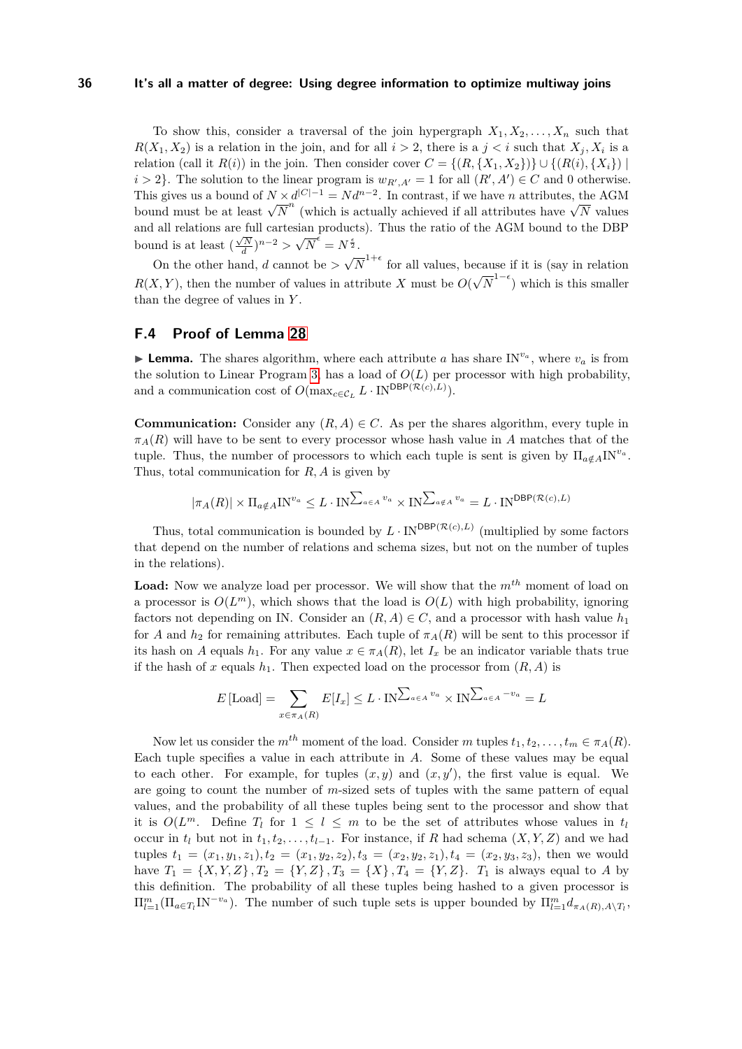To show this, consider a traversal of the join hypergraph $X_1, X_2, \ldots, X_n$ such that $R(X_1, X_2)$ is a relation in the join, and for all $i > 2$, there is a $j < i$ such that $X_j, X_i$ is a relation (call it $R(i)$) in the join. Then consider cover $C = \{(R, \{X_1, X_2\})\} \cup \{(R(i), \{X_i\}) \mid i > 2\}$. The solution to the linear program is $w_{R', A'} = 1$ for all $(R', A') \in C$ and 0 otherwise. This gives us a bound of $N \times d^{|C|-1} = Nd^{n-2}$. In contrast, if we have $n$ attributes, the AGM bound must be at least $\sqrt{N}^n$ (which is actually achieved if all attributes have $\sqrt{N}$ values and all relations are full cartesian products). Thus the ratio of the AGM bound to the DBP bound is at least $(\frac{\sqrt{N}}{d})^{n-2} > \sqrt{N}^{\epsilon} = N^{\frac{\epsilon}{2}}$.

On the other hand, $d$ cannot be $> \sqrt{N}^{1+\epsilon}$ for all values, because if it is (say in relation $R(X, Y)$, then the number of values in attribute $X$ must be $O(\sqrt{N}^{1-\epsilon})$ which is this smaller than the degree of values in $Y$.

## F.4 Proof of Lemma 28

▶ **Lemma.** The shares algorithm, where each attribute $a$ has share $\text{IN}^{v_a}$, where $v_a$ is from the solution to Linear Program 3, has a load of $O(L)$ per processor with high probability, and a communication cost of $O(\max_{c \in \mathcal{C}_L} L \cdot \text{IN}^{\mathsf{DBP}(\mathcal{R}(c), L)})$.

**Communication:** Consider any $(R, A) \in C$. As per the shares algorithm, every tuple in $\pi_A(R)$ will have to be sent to every processor whose hash value in $A$ matches that of the tuple. Thus, the number of processors to which each tuple is sent is given by $\Pi_{a \notin A} \text{IN}^{v_a}$. Thus, total communication for $R, A$ is given by

$$|\pi_A(R)| \times \Pi_{a \notin A} \text{IN}^{v_a} \leq L \cdot \text{IN}^{\sum_{a \in A} v_a} \times \text{IN}^{\sum_{a \notin A} v_a} = L \cdot \text{IN}^{\mathsf{DBP}(\mathcal{R}(c), L)}$$

Thus, total communication is bounded by $L \cdot \text{IN}^{\mathsf{DBP}(\mathcal{R}(c), L)}$ (multiplied by some factors that depend on the number of relations and schema sizes, but not on the number of tuples in the relations).

**Load:** Now we analyze load per processor. We will show that the $m^{th}$ moment of load on a processor is $O(L^m)$, which shows that the load is $O(L)$ with high probability, ignoring factors not depending on IN. Consider an $(R, A) \in C$, and a processor with hash value $h_1$ for $A$ and $h_2$ for remaining attributes. Each tuple of $\pi_A(R)$ will be sent to this processor if its hash on $A$ equals $h_1$. For any value $x \in \pi_A(R)$, let $I_x$ be an indicator variable thats true if the hash of $x$ equals $h_1$. Then expected load on the processor from $(R, A)$ is

$$E\left[\text{Load}\right] = \sum_{x \in \pi_A(R)} E[I_x] \leq L \cdot \text{IN}^{\sum_{a \in A} v_a} \times \text{IN}^{\sum_{a \in A} - v_a} = L$$

Now let us consider the $m^{th}$ moment of the load. Consider $m$ tuples $t_1, t_2, \ldots, t_m \in \pi_A(R)$. Each tuple specifies a value in each attribute in $A$. Some of these values may be equal to each other. For example, for tuples $(x, y)$ and $(x, y')$, the first value is equal. We are going to count the number of $m$-sized sets of tuples with the same pattern of equal values, and the probability of all these tuples being sent to the processor and show that it is $O(L^m$. Define $T_l$ for $1 \leq l \leq m$ to be the set of attributes whose values in $t_l$ occur in $t_l$ but not in $t_1, t_2, \ldots, t_{l-1}$. For instance, if $R$ had schema $(X, Y, Z)$ and we had tuples $t_1 = (x_1, y_1, z_1), t_2 = (x_1, y_2, z_2), t_3 = (x_2, y_2, z_1), t_4 = (x_2, y_3, z_3)$, then we would have $T_1 = \{X, Y, Z\}, T_2 = \{Y, Z\}, T_3 = \{X\}, T_4 = \{Y, Z\}$. $T_1$ is always equal to $A$ by this definition. The probability of all these tuples being hashed to a given processor is $\Pi_{l=1}^{m}(\Pi_{a \in T_l} \text{IN}^{-v_a})$. The number of such tuple sets is upper bounded by $\Pi_{l=1}^{m} d_{\pi_A(R), A \setminus T_l}$,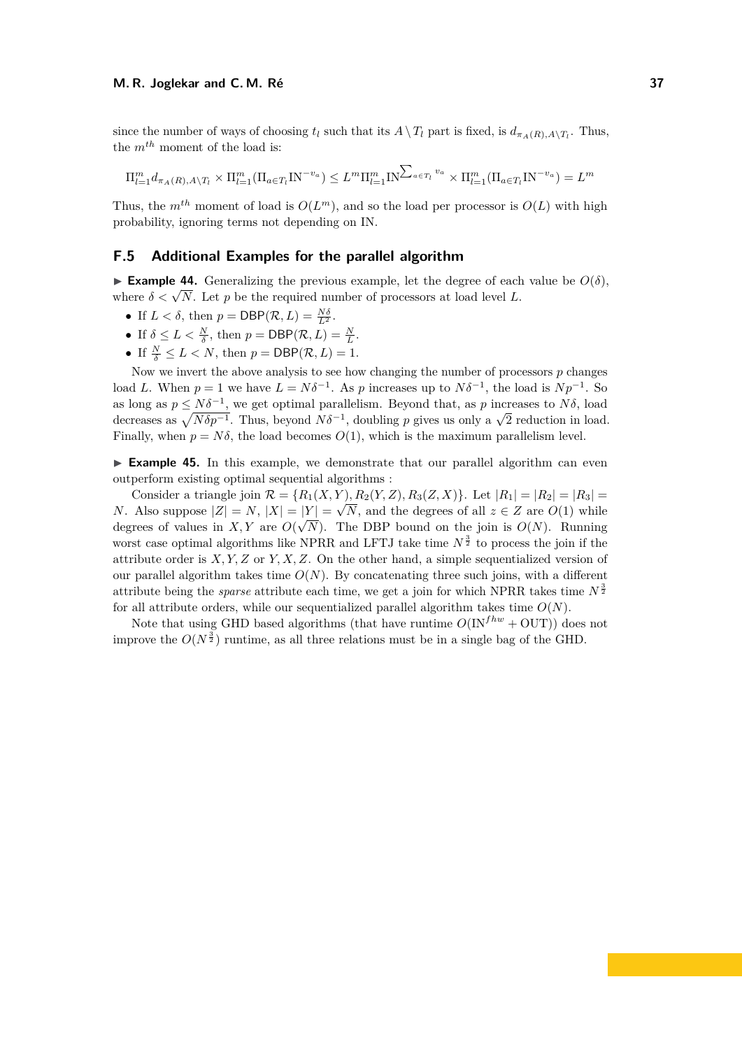since the number of ways of choosing $t_l$ such that its $A \setminus T_l$ part is fixed, is $d_{\pi_A(R),A\setminus T_l}$. Thus, the $m^{th}$ moment of the load is:

$$\Pi_{l=1}^m d_{\pi_A(R),A\setminus T_l} \times \Pi_{l=1}^m (\Pi_{a\in T_l} \mathrm{IN}^{-v_a}) \leq L^m \Pi_{l=1}^m \mathrm{IN}^{\sum_{a\in T_l} v_a} \times \Pi_{l=1}^m (\Pi_{a\in T_l} \mathrm{IN}^{-v_a}) = L^m$$

Thus, the $m^{th}$ moment of load is $O(L^m)$, and so the load per processor is $O(L)$ with high probability, ignoring terms not depending on IN.

## F.5 Additional Examples for the parallel algorithm

▶ **Example 44.** Generalizing the previous example, let the degree of each value be $O(\delta)$, where $\delta < \sqrt{N}$. Let $p$ be the required number of processors at load level $L$.

- If $L < \delta$, then $p = \mathsf{DBP}(\mathcal{R}, L) = \frac{N\delta}{L^2}$.
- If $\delta \leq L < \frac{N}{\delta}$, then $p = \mathsf{DBP}(\mathcal{R}, L) = \frac{N}{L}$.
- If $\frac{N}{\delta} \leq L < N$, then $p = \mathsf{DBP}(\mathcal{R}, L) = 1$.

Now we invert the above analysis to see how changing the number of processors $p$ changes load $L$. When $p = 1$ we have $L = N\delta^{-1}$. As $p$ increases up to $N\delta^{-1}$, the load is $Np^{-1}$. So as long as $p \leq N\delta^{-1}$, we get optimal parallelism. Beyond that, as $p$ increases to $N\delta$, load decreases as $\sqrt{N\delta p^{-1}}$. Thus, beyond $N\delta^{-1}$, doubling $p$ gives us only a $\sqrt{2}$ reduction in load. Finally, when $p = N\delta$, the load becomes $O(1)$, which is the maximum parallelism level.

▶ **Example 45.** In this example, we demonstrate that our parallel algorithm can even outperform existing optimal sequential algorithms :

Consider a triangle join $\mathcal{R} = \{R_1(X,Y), R_2(Y,Z), R_3(Z,X)\}$. Let $|R_1| = |R_2| = |R_3| = N$. Also suppose $|Z| = N$, $|X| = |Y| = \sqrt{N}$, and the degrees of all $z \in Z$ are $O(1)$ while degrees of values in $X, Y$ are $O(\sqrt{N})$. The DBP bound on the join is $O(N)$. Running worst case optimal algorithms like NPRR and LFTJ take time $N^{\frac{3}{2}}$ to process the join if the attribute order is $X, Y, Z$ or $Y, X, Z$. On the other hand, a simple sequentialized version of our parallel algorithm takes time $O(N)$. By concatenating three such joins, with a different attribute being the *sparse* attribute each time, we get a join for which NPRR takes time $N^{\frac{3}{2}}$ for all attribute orders, while our sequentialized parallel algorithm takes time $O(N)$.

Note that using GHD based algorithms (that have runtime $O(\mathrm{IN}^{fhw} + \mathrm{OUT})$) does not improve the $O(N^{\frac{3}{2}})$ runtime, as all three relations must be in a single bag of the GHD.